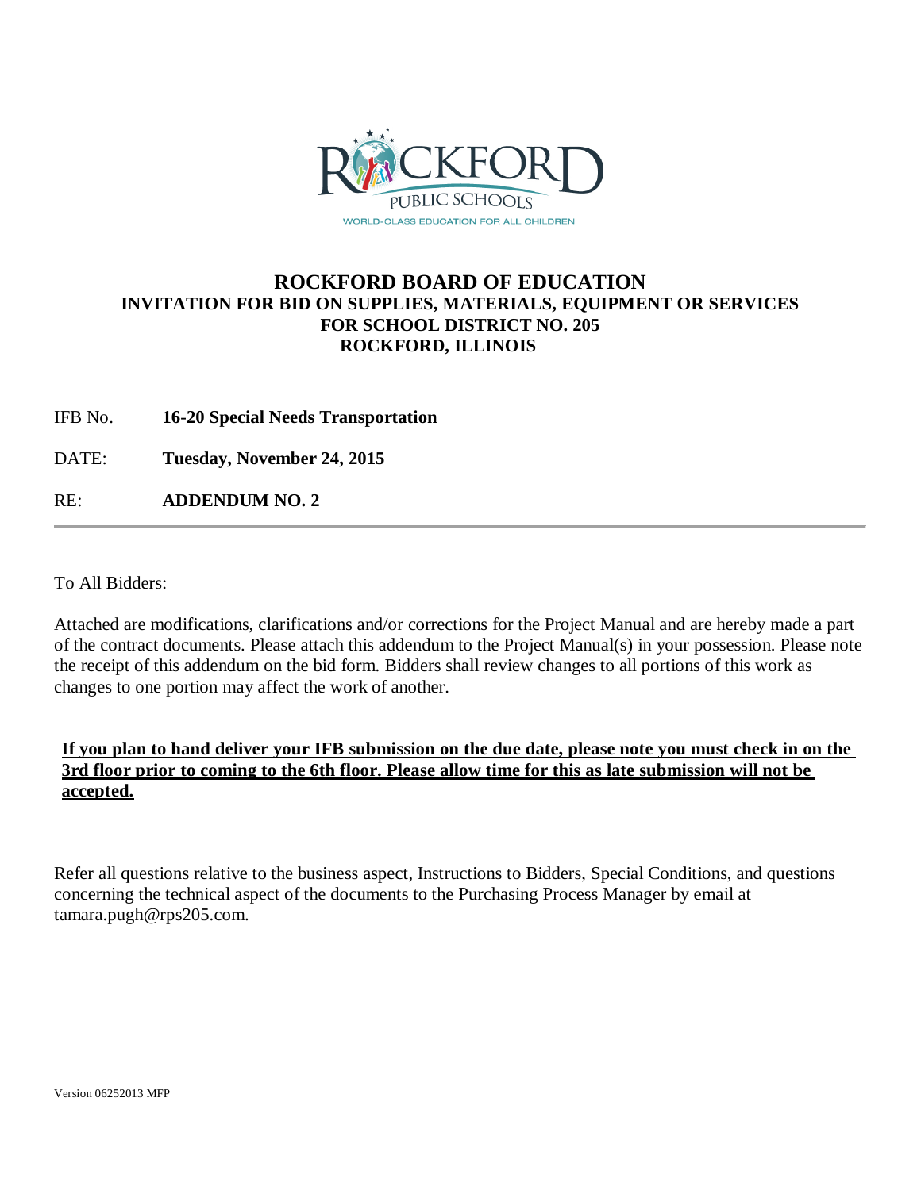# ROCKFORD BOARD OF EDUCATION

## INVITATION FOR BID ON SUPPLIES, MATERIALS, EQUIPMENT OR SERVICES FOR SCHOOL DISTRICT NO. 205 ROCKFORD, ILLINOIS

IFB No. **16-20 Special Needs Transportation**

DATE: **Tuesday, November 24, 2015**

RE: **ADDENDUM NO. 2**

---

To All Bidders:

Attached are modifications, clarifications and/or corrections for the Project Manual and are hereby made a part of the contract documents. Please attach this addendum to the Project Manual(s) in your possession. Please note the receipt of this addendum on the bid form. Bidders shall review changes to all portions of this work as changes to one portion may affect the work of another.

**If you plan to hand deliver your IFB submission on the due date, please note you must check in on the 3rd floor prior to coming to the 6th floor. Please allow time for this as late submission will not be accepted.**

Refer all questions relative to the business aspect, Instructions to Bidders, Special Conditions, and questions concerning the technical aspect of the documents to the Purchasing Process Manager by email at tamara.pugh@rps205.com.

Version 06252013 MFP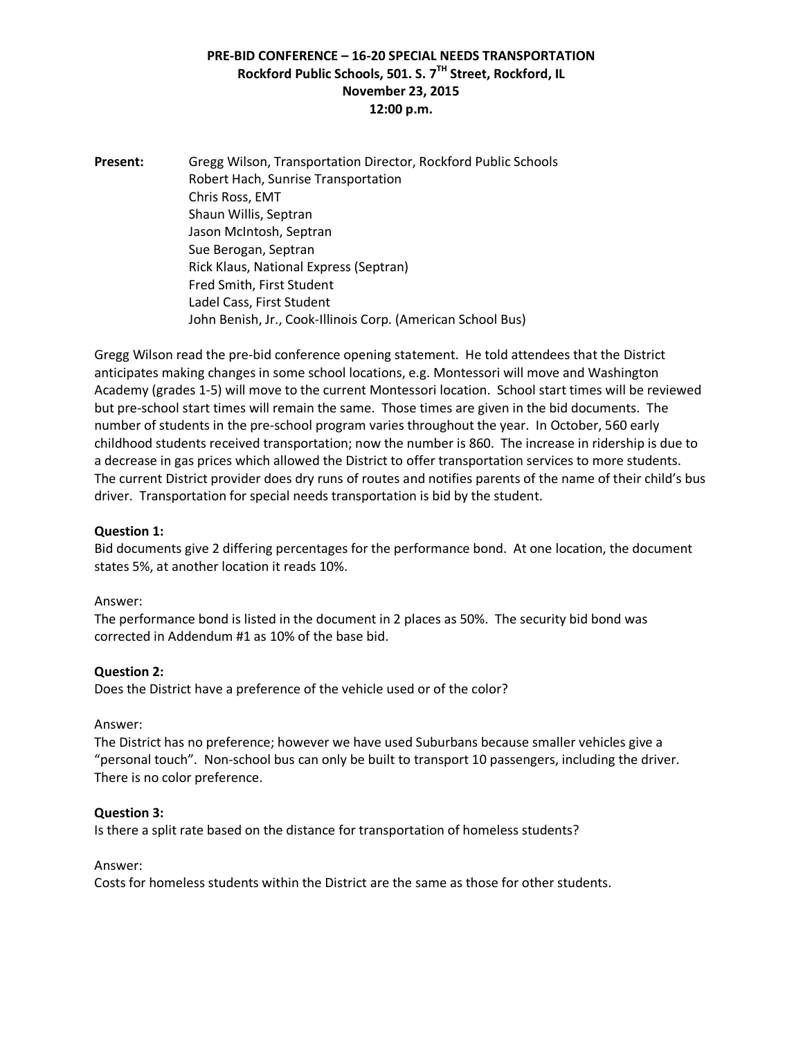**PRE-BID CONFERENCE – 16-20 SPECIAL NEEDS TRANSPORTATION**
**Rockford Public Schools, 501. S. 7TH Street, Rockford, IL**
**November 23, 2015**
**12:00 p.m.**

**Present:** Gregg Wilson, Transportation Director, Rockford Public Schools
Robert Hach, Sunrise Transportation
Chris Ross, EMT
Shaun Willis, Septran
Jason McIntosh, Septran
Sue Berogan, Septran
Rick Klaus, National Express (Septran)
Fred Smith, First Student
Ladel Cass, First Student
John Benish, Jr., Cook-Illinois Corp. (American School Bus)

Gregg Wilson read the pre-bid conference opening statement. He told attendees that the District anticipates making changes in some school locations, e.g. Montessori will move and Washington Academy (grades 1-5) will move to the current Montessori location. School start times will be reviewed but pre-school start times will remain the same. Those times are given in the bid documents. The number of students in the pre-school program varies throughout the year. In October, 560 early childhood students received transportation; now the number is 860. The increase in ridership is due to a decrease in gas prices which allowed the District to offer transportation services to more students. The current District provider does dry runs of routes and notifies parents of the name of their child's bus driver. Transportation for special needs transportation is bid by the student.

**Question 1:**
Bid documents give 2 differing percentages for the performance bond. At one location, the document states 5%, at another location it reads 10%.

Answer:
The performance bond is listed in the document in 2 places as 50%. The security bid bond was corrected in Addendum #1 as 10% of the base bid.

**Question 2:**
Does the District have a preference of the vehicle used or of the color?

Answer:
The District has no preference; however we have used Suburbans because smaller vehicles give a "personal touch". Non-school bus can only be built to transport 10 passengers, including the driver. There is no color preference.

**Question 3:**
Is there a split rate based on the distance for transportation of homeless students?

Answer:
Costs for homeless students within the District are the same as those for other students.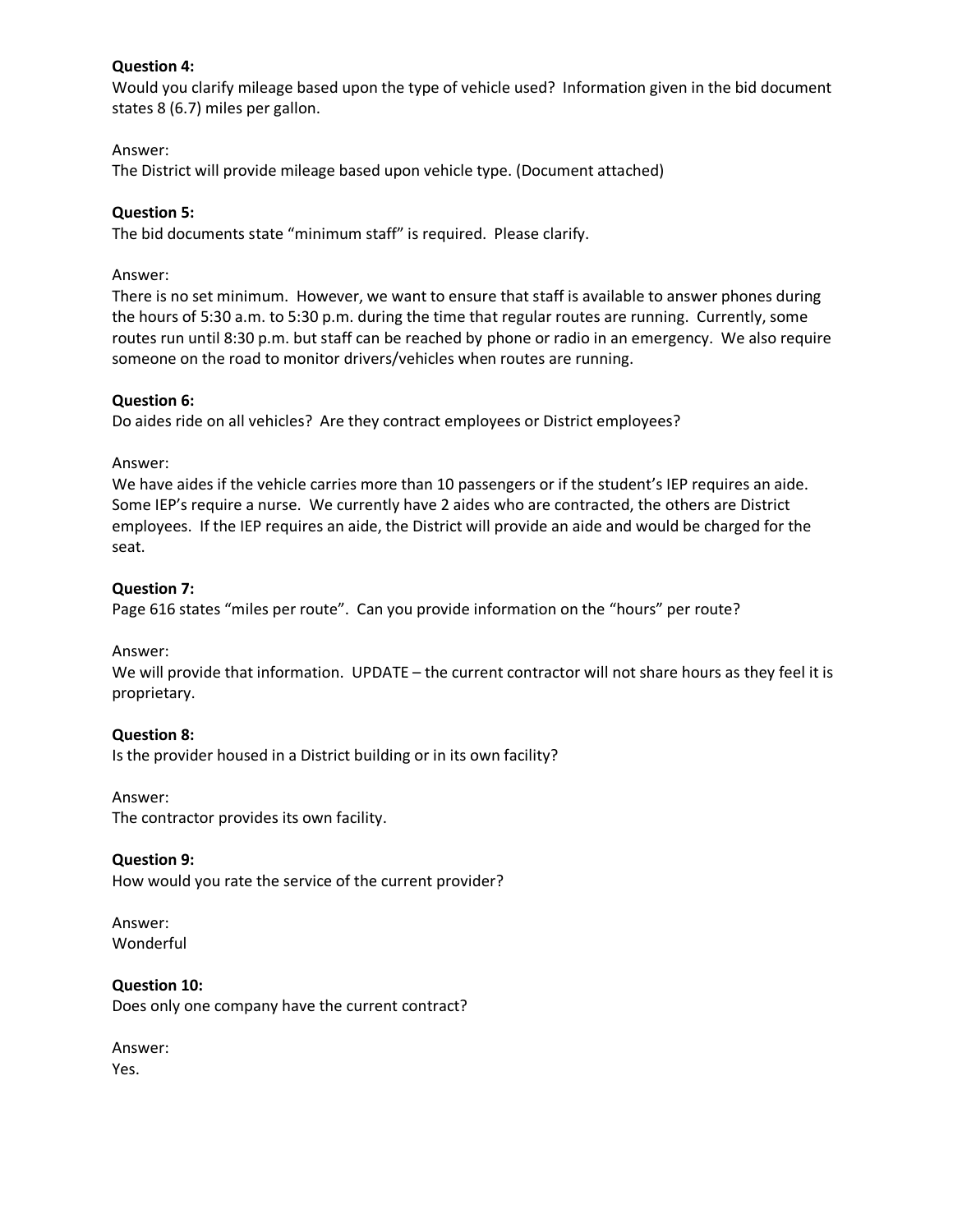**Question 4:**
Would you clarify mileage based upon the type of vehicle used? Information given in the bid document states 8 (6.7) miles per gallon.

Answer:
The District will provide mileage based upon vehicle type. (Document attached)

**Question 5:**
The bid documents state "minimum staff" is required. Please clarify.

Answer:
There is no set minimum. However, we want to ensure that staff is available to answer phones during the hours of 5:30 a.m. to 5:30 p.m. during the time that regular routes are running. Currently, some routes run until 8:30 p.m. but staff can be reached by phone or radio in an emergency. We also require someone on the road to monitor drivers/vehicles when routes are running.

**Question 6:**
Do aides ride on all vehicles? Are they contract employees or District employees?

Answer:
We have aides if the vehicle carries more than 10 passengers or if the student's IEP requires an aide. Some IEP's require a nurse. We currently have 2 aides who are contracted, the others are District employees. If the IEP requires an aide, the District will provide an aide and would be charged for the seat.

**Question 7:**
Page 616 states "miles per route". Can you provide information on the "hours" per route?

Answer:
We will provide that information. UPDATE – the current contractor will not share hours as they feel it is proprietary.

**Question 8:**
Is the provider housed in a District building or in its own facility?

Answer:
The contractor provides its own facility.

**Question 9:**
How would you rate the service of the current provider?

Answer:
Wonderful

**Question 10:**
Does only one company have the current contract?

Answer:
Yes.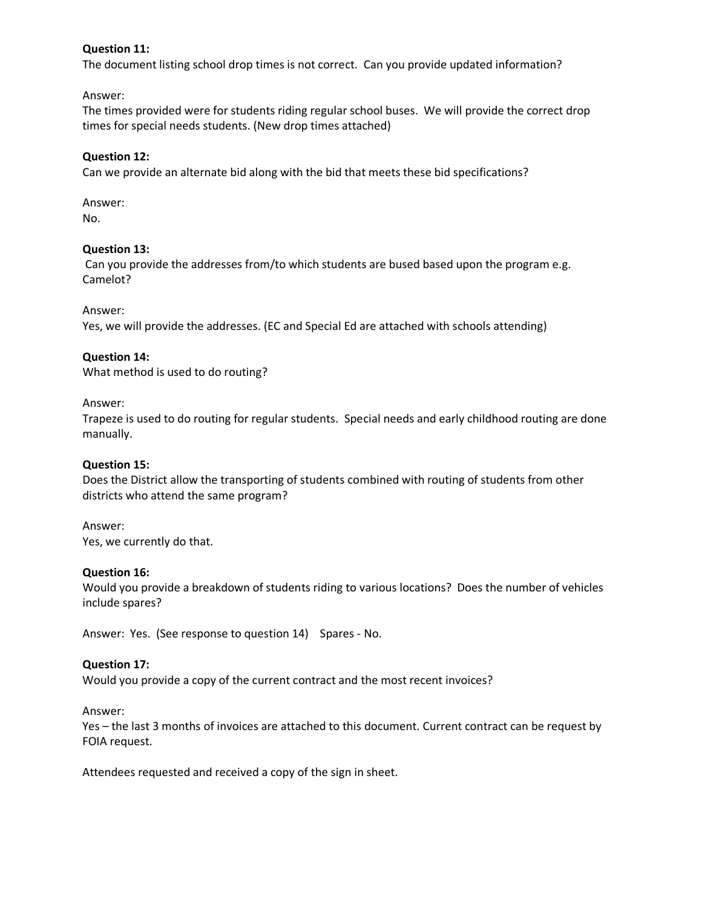**Question 11:**
The document listing school drop times is not correct. Can you provide updated information?

Answer:
The times provided were for students riding regular school buses. We will provide the correct drop times for special needs students. (New drop times attached)

**Question 12:**
Can we provide an alternate bid along with the bid that meets these bid specifications?

Answer:
No.

**Question 13:**
Can you provide the addresses from/to which students are bused based upon the program e.g. Camelot?

Answer:
Yes, we will provide the addresses. (EC and Special Ed are attached with schools attending)

**Question 14:**
What method is used to do routing?

Answer:
Trapeze is used to do routing for regular students. Special needs and early childhood routing are done manually.

**Question 15:**
Does the District allow the transporting of students combined with routing of students from other districts who attend the same program?

Answer:
Yes, we currently do that.

**Question 16:**
Would you provide a breakdown of students riding to various locations? Does the number of vehicles include spares?

Answer: Yes. (See response to question 14) Spares - No.

**Question 17:**
Would you provide a copy of the current contract and the most recent invoices?

Answer:
Yes – the last 3 months of invoices are attached to this document. Current contract can be request by FOIA request.

Attendees requested and received a copy of the sign in sheet.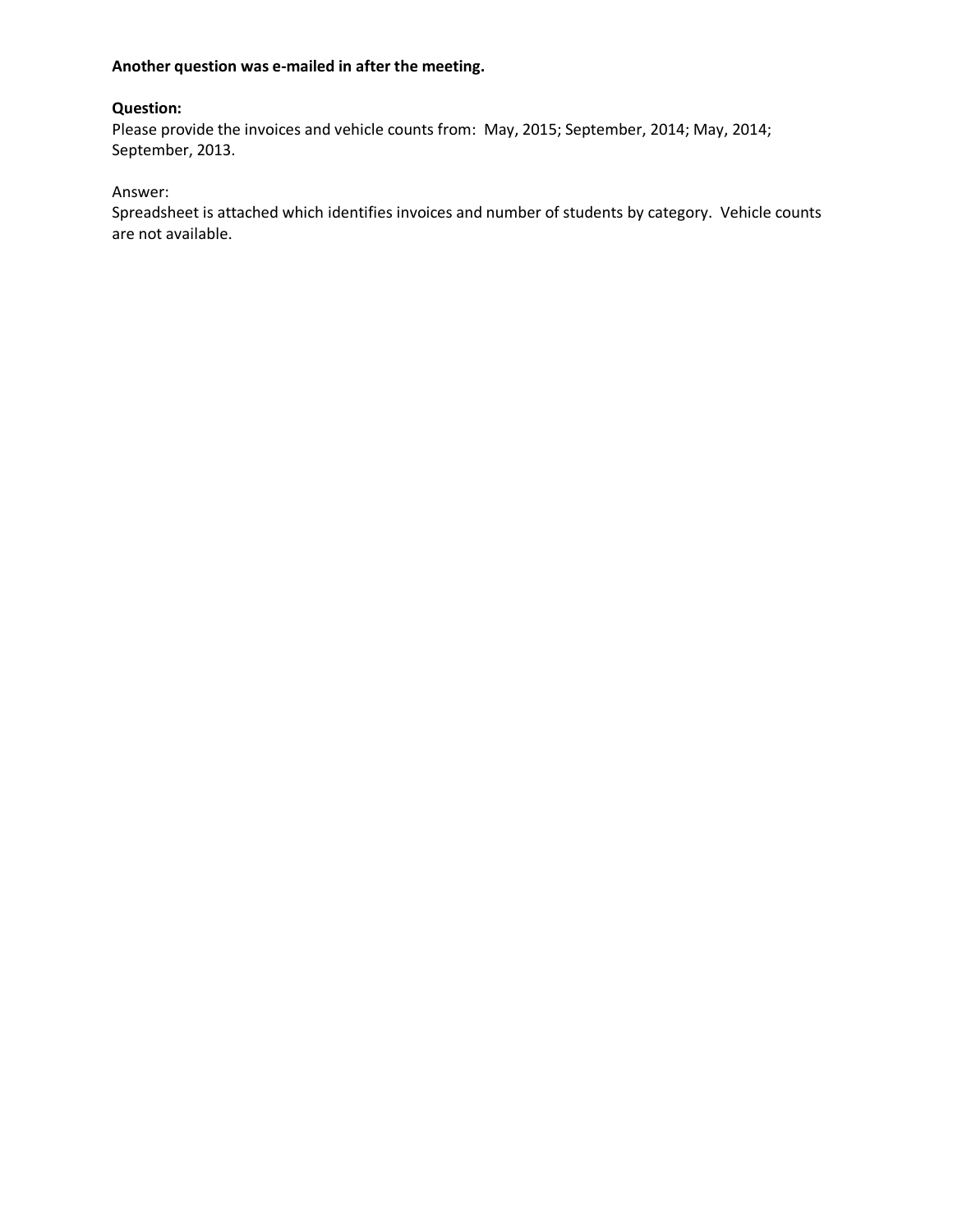**Another question was e-mailed in after the meeting.**

**Question:**
Please provide the invoices and vehicle counts from: May, 2015; September, 2014; May, 2014; September, 2013.

Answer:
Spreadsheet is attached which identifies invoices and number of students by category. Vehicle counts are not available.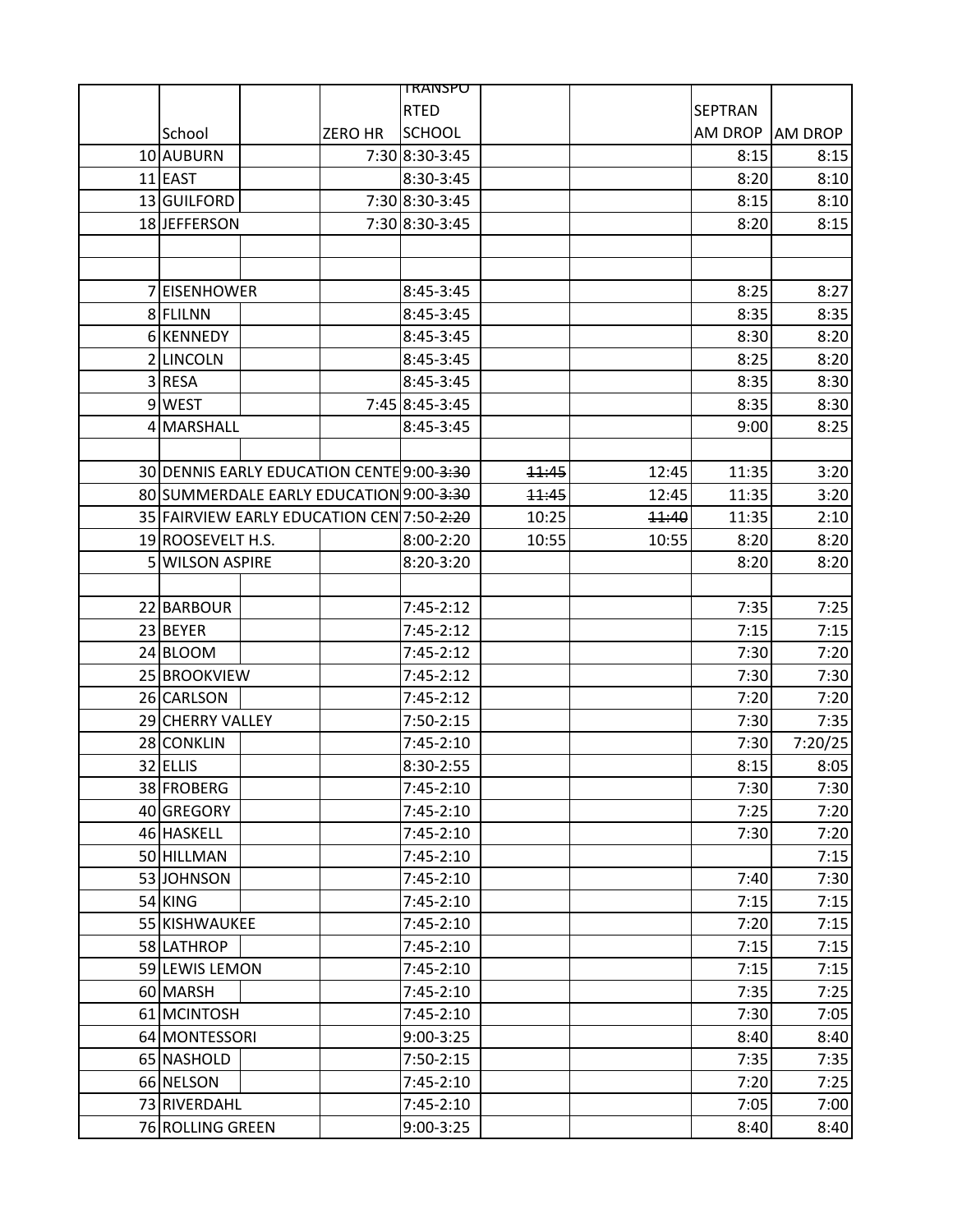| | School | | ZERO HR | TRANSPORTED SCHOOL | | | SEPTRAN AM DROP | AM DROP |
|---|---|---|---|---|---|---|---|---|
| 10 | AUBURN | | 7:30 | 8:30-3:45 | | | 8:15 | 8:15 |
| 11 | EAST | | | 8:30-3:45 | | | 8:20 | 8:10 |
| 13 | GUILFORD | | 7:30 | 8:30-3:45 | | | 8:15 | 8:10 |
| 18 | JEFFERSON | | 7:30 | 8:30-3:45 | | | 8:20 | 8:15 |
| | | | | | | | | |
| | | | | | | | | |
| 7 | EISENHOWER | | | 8:45-3:45 | | | 8:25 | 8:27 |
| 8 | FLILNN | | | 8:45-3:45 | | | 8:35 | 8:35 |
| 6 | KENNEDY | | | 8:45-3:45 | | | 8:30 | 8:20 |
| 2 | LINCOLN | | | 8:45-3:45 | | | 8:25 | 8:20 |
| 3 | RESA | | | 8:45-3:45 | | | 8:35 | 8:30 |
| 9 | WEST | | 7:45 | 8:45-3:45 | | | 8:35 | 8:30 |
| 4 | MARSHALL | | | 8:45-3:45 | | | 9:00 | 8:25 |
| | | | | | | | | |
| 30 | DENNIS EARLY EDUCATION CENTE | | | 9:00-~~3:30~~ | ~~11:45~~ | 12:45 | 11:35 | 3:20 |
| 80 | SUMMERDALE EARLY EDUCATION | | | 9:00-~~3:30~~ | ~~11:45~~ | 12:45 | 11:35 | 3:20 |
| 35 | FAIRVIEW EARLY EDUCATION CEN | | | 7:50-~~2:20~~ | 10:25 | ~~11:40~~ | 11:35 | 2:10 |
| 19 | ROOSEVELT H.S. | | | 8:00-2:20 | 10:55 | 10:55 | 8:20 | 8:20 |
| 5 | WILSON ASPIRE | | | 8:20-3:20 | | | 8:20 | 8:20 |
| | | | | | | | | |
| 22 | BARBOUR | | | 7:45-2:12 | | | 7:35 | 7:25 |
| 23 | BEYER | | | 7:45-2:12 | | | 7:15 | 7:15 |
| 24 | BLOOM | | | 7:45-2:12 | | | 7:30 | 7:20 |
| 25 | BROOKVIEW | | | 7:45-2:12 | | | 7:30 | 7:30 |
| 26 | CARLSON | | | 7:45-2:12 | | | 7:20 | 7:20 |
| 29 | CHERRY VALLEY | | | 7:50-2:15 | | | 7:30 | 7:35 |
| 28 | CONKLIN | | | 7:45-2:10 | | | 7:30 | 7:20/25 |
| 32 | ELLIS | | | 8:30-2:55 | | | 8:15 | 8:05 |
| 38 | FROBERG | | | 7:45-2:10 | | | 7:30 | 7:30 |
| 40 | GREGORY | | | 7:45-2:10 | | | 7:25 | 7:20 |
| 46 | HASKELL | | | 7:45-2:10 | | | 7:30 | 7:20 |
| 50 | HILLMAN | | | 7:45-2:10 | | | | 7:15 |
| 53 | JOHNSON | | | 7:45-2:10 | | | 7:40 | 7:30 |
| 54 | KING | | | 7:45-2:10 | | | 7:15 | 7:15 |
| 55 | KISHWAUKEE | | | 7:45-2:10 | | | 7:20 | 7:15 |
| 58 | LATHROP | | | 7:45-2:10 | | | 7:15 | 7:15 |
| 59 | LEWIS LEMON | | | 7:45-2:10 | | | 7:15 | 7:15 |
| 60 | MARSH | | | 7:45-2:10 | | | 7:35 | 7:25 |
| 61 | MCINTOSH | | | 7:45-2:10 | | | 7:30 | 7:05 |
| 64 | MONTESSORI | | | 9:00-3:25 | | | 8:40 | 8:40 |
| 65 | NASHOLD | | | 7:50-2:15 | | | 7:35 | 7:35 |
| 66 | NELSON | | | 7:45-2:10 | | | 7:20 | 7:25 |
| 73 | RIVERDAHL | | | 7:45-2:10 | | | 7:05 | 7:00 |
| 76 | ROLLING GREEN | | | 9:00-3:25 | | | 8:40 | 8:40 |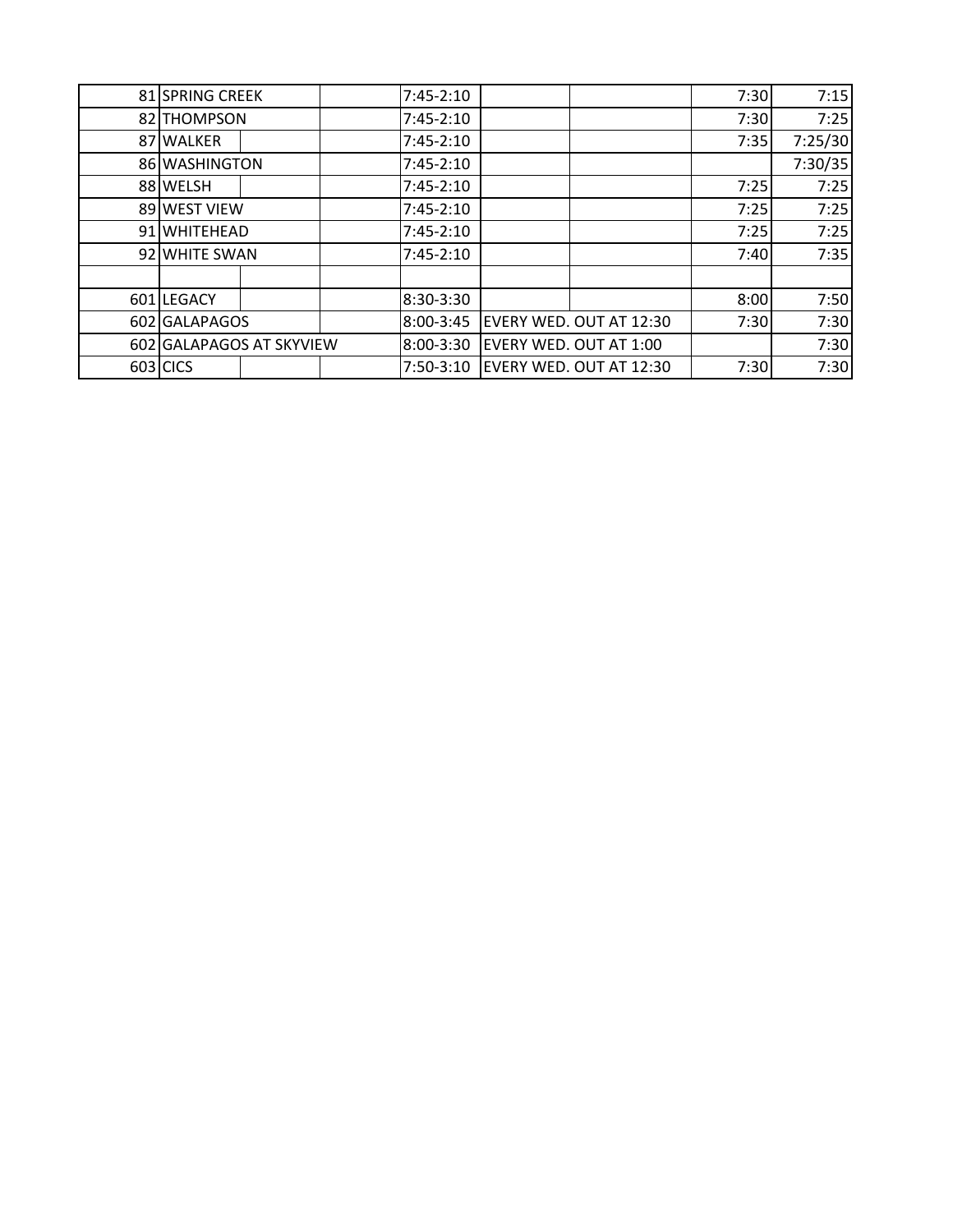| | | | | | | | | |
|---|---|---|---|---|---|---|---|---|
| 81 | SPRING CREEK | | | 7:45-2:10 | | | 7:30 | 7:15 |
| 82 | THOMPSON | | | 7:45-2:10 | | | 7:30 | 7:25 |
| 87 | WALKER | | | 7:45-2:10 | | | 7:35 | 7:25/30 |
| 86 | WASHINGTON | | | 7:45-2:10 | | | | 7:30/35 |
| 88 | WELSH | | | 7:45-2:10 | | | 7:25 | 7:25 |
| 89 | WEST VIEW | | | 7:45-2:10 | | | 7:25 | 7:25 |
| 91 | WHITEHEAD | | | 7:45-2:10 | | | 7:25 | 7:25 |
| 92 | WHITE SWAN | | | 7:45-2:10 | | | 7:40 | 7:35 |
| | | | | | | | | |
| 601 | LEGACY | | | 8:30-3:30 | | | 8:00 | 7:50 |
| 602 | GALAPAGOS | | | 8:00-3:45 | EVERY WED. OUT AT 12:30 | | 7:30 | 7:30 |
| 602 | GALAPAGOS AT SKYVIEW | | | 8:00-3:30 | EVERY WED. OUT AT 1:00 | | | 7:30 |
| 603 | CICS | | | 7:50-3:10 | EVERY WED. OUT AT 12:30 | | 7:30 | 7:30 |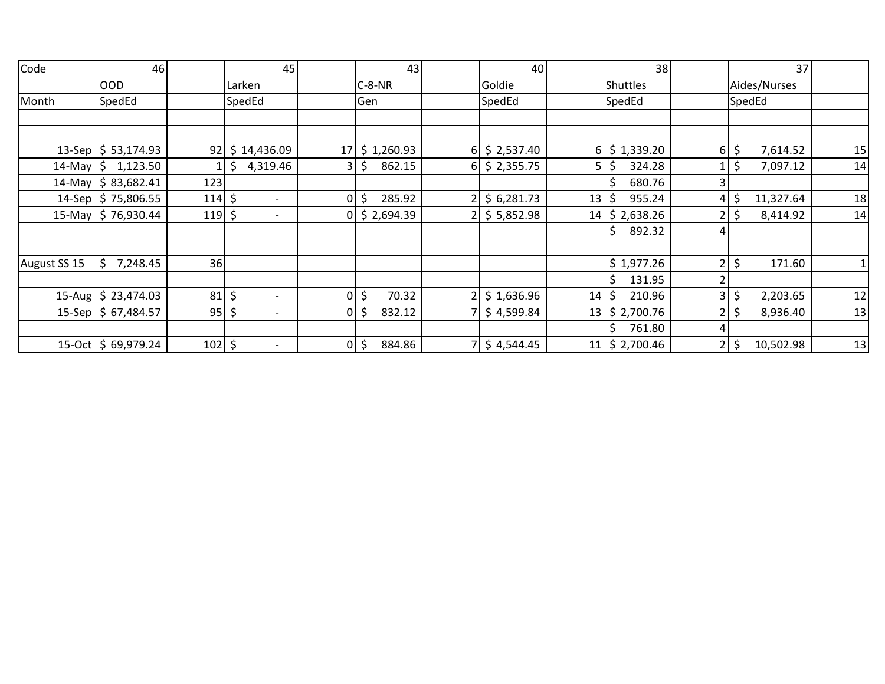| Code | 46 | | 45 | | 43 | | 40 | | 38 | | 37 | |
|---|---|---|---|---|---|---|---|---|---|---|---|---|
| | OOD | | Larken | | C-8-NR | | Goldie | | Shuttles | | Aides/Nurses | |
| Month | SpedEd | | SpedEd | | Gen | | SpedEd | | SpedEd | | SpedEd | |
| | | | | | | | | | | | | |
| | | | | | | | | | | | | |
| 13-Sep | $ 53,174.93 | 92 | $ 14,436.09 | 17 | $ 1,260.93 | 6 | $ 2,537.40 | 6 | $ 1,339.20 | 6 | $ 7,614.52 | 15 |
| 14-May | $ 1,123.50 | 1 | $ 4,319.46 | 3 | $ 862.15 | 6 | $ 2,355.75 | 5 | $ 324.28 | 1 | $ 7,097.12 | 14 |
| 14-May | $ 83,682.41 | 123 | | | | | | | $ 680.76 | 3 | | |
| 14-Sep | $ 75,806.55 | 114 | $ - | 0 | $ 285.92 | 2 | $ 6,281.73 | 13 | $ 955.24 | 4 | $ 11,327.64 | 18 |
| 15-May | $ 76,930.44 | 119 | $ - | 0 | $ 2,694.39 | 2 | $ 5,852.98 | 14 | $ 2,638.26 | 2 | $ 8,414.92 | 14 |
| | | | | | | | | | $ 892.32 | 4 | | |
| | | | | | | | | | | | | |
| August SS 15 | $ 7,248.45 | 36 | | | | | | | $ 1,977.26 | 2 | $ 171.60 | 1 |
| | | | | | | | | | $ 131.95 | 2 | | |
| 15-Aug | $ 23,474.03 | 81 | $ - | 0 | $ 70.32 | 2 | $ 1,636.96 | 14 | $ 210.96 | 3 | $ 2,203.65 | 12 |
| 15-Sep | $ 67,484.57 | 95 | $ - | 0 | $ 832.12 | 7 | $ 4,599.84 | 13 | $ 2,700.76 | 2 | $ 8,936.40 | 13 |
| | | | | | | | | | $ 761.80 | 4 | | |
| 15-Oct | $ 69,979.24 | 102 | $ - | 0 | $ 884.86 | 7 | $ 4,544.45 | 11 | $ 2,700.46 | 2 | $ 10,502.98 | 13 |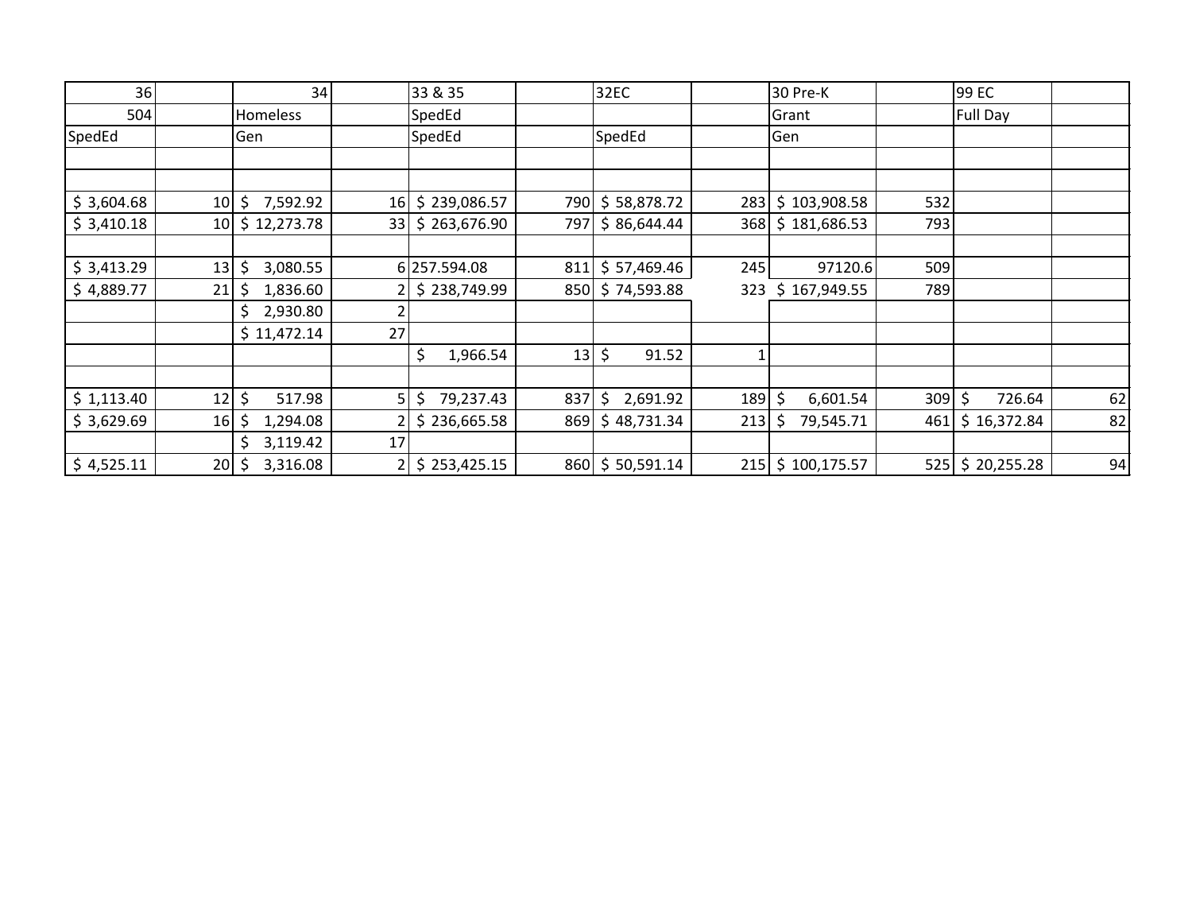| 36 | | 34 | | 33 & 35 | | 32EC | | 30 Pre-K | | 99 EC | |
|---|---|---|---|---|---|---|---|---|---|---|---|
| 504 | | Homeless | | SpedEd | | | | Grant | | Full Day | |
| SpedEd | | Gen | | SpedEd | | SpedEd | | Gen | | | |
| | | | | | | | | | | | |
| | | | | | | | | | | | |
| $ 3,604.68 | 10 | $ 7,592.92 | 16 | $ 239,086.57 | 790 | $ 58,878.72 | 283 | $ 103,908.58 | 532 | | |
| $ 3,410.18 | 10 | $ 12,273.78 | 33 | $ 263,676.90 | 797 | $ 86,644.44 | 368 | $ 181,686.53 | 793 | | |
| | | | | | | | | | | | |
| $ 3,413.29 | 13 | $ 3,080.55 | 6 | 257.594.08 | 811 | $ 57,469.46 | 245 | 97120.6 | 509 | | |
| $ 4,889.77 | 21 | $ 1,836.60 | 2 | $ 238,749.99 | 850 | $ 74,593.88 | 323 | $ 167,949.55 | 789 | | |
| | | $ 2,930.80 | 2 | | | | | | | | |
| | | $ 11,472.14 | 27 | | | | | | | | |
| | | | | $ 1,966.54 | 13 | $ 91.52 | 1 | | | | |
| | | | | | | | | | | | |
| $ 1,113.40 | 12 | $ 517.98 | 5 | $ 79,237.43 | 837 | $ 2,691.92 | 189 | $ 6,601.54 | 309 | $ 726.64 | 62 |
| $ 3,629.69 | 16 | $ 1,294.08 | 2 | $ 236,665.58 | 869 | $ 48,731.34 | 213 | $ 79,545.71 | 461 | $ 16,372.84 | 82 |
| | | $ 3,119.42 | 17 | | | | | | | | |
| $ 4,525.11 | 20 | $ 3,316.08 | 2 | $ 253,425.15 | 860 | $ 50,591.14 | 215 | $ 100,175.57 | 525 | $ 20,255.28 | 94 |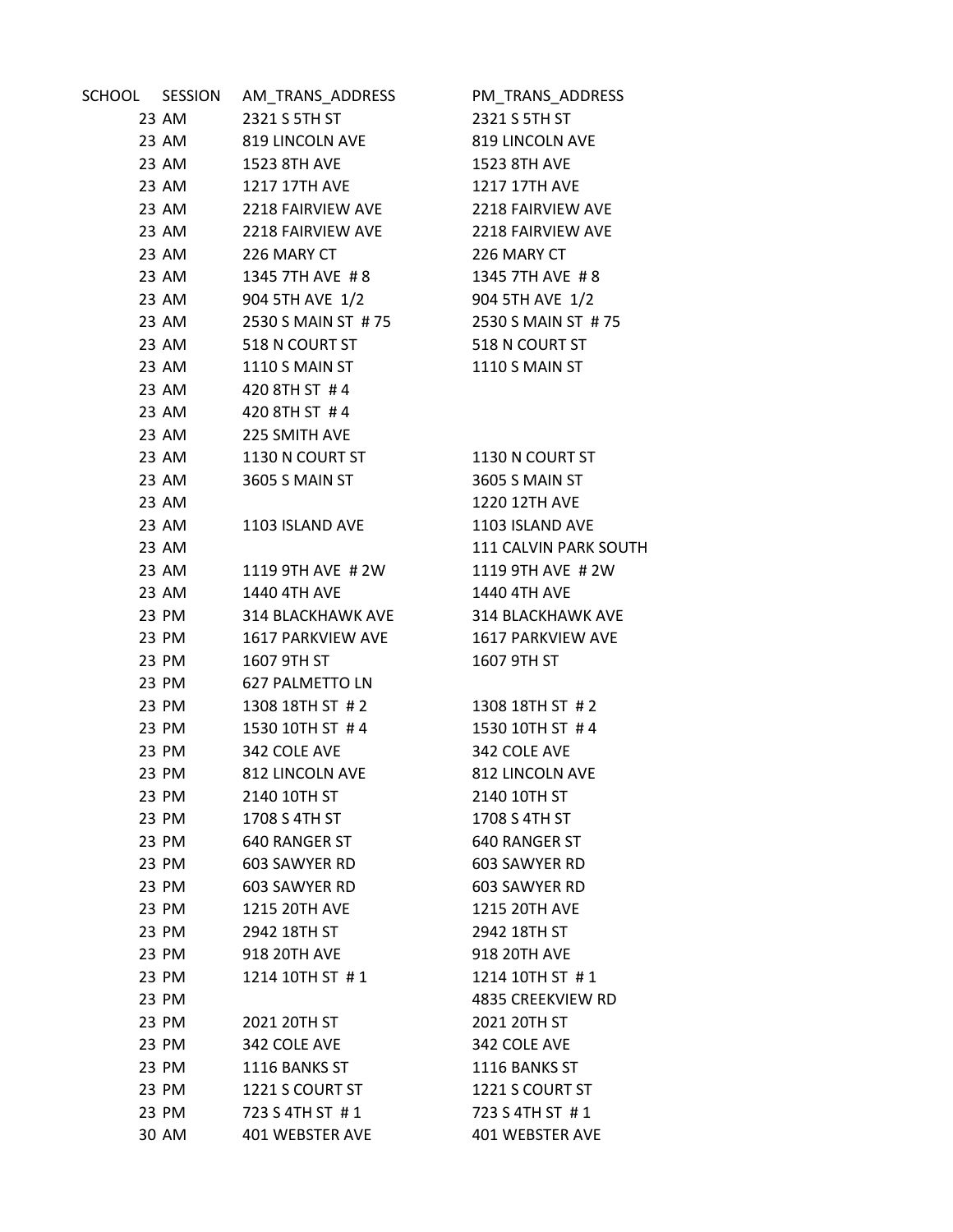| SCHOOL | SESSION | AM_TRANS_ADDRESS | PM_TRANS_ADDRESS |
| --- | --- | --- | --- |
| 23 | AM | 2321 S 5TH ST | 2321 S 5TH ST |
| 23 | AM | 819 LINCOLN AVE | 819 LINCOLN AVE |
| 23 | AM | 1523 8TH AVE | 1523 8TH AVE |
| 23 | AM | 1217 17TH AVE | 1217 17TH AVE |
| 23 | AM | 2218 FAIRVIEW AVE | 2218 FAIRVIEW AVE |
| 23 | AM | 2218 FAIRVIEW AVE | 2218 FAIRVIEW AVE |
| 23 | AM | 226 MARY CT | 226 MARY CT |
| 23 | AM | 1345 7TH AVE # 8 | 1345 7TH AVE # 8 |
| 23 | AM | 904 5TH AVE 1/2 | 904 5TH AVE 1/2 |
| 23 | AM | 2530 S MAIN ST # 75 | 2530 S MAIN ST # 75 |
| 23 | AM | 518 N COURT ST | 518 N COURT ST |
| 23 | AM | 1110 S MAIN ST | 1110 S MAIN ST |
| 23 | AM | 420 8TH ST # 4 | |
| 23 | AM | 420 8TH ST # 4 | |
| 23 | AM | 225 SMITH AVE | |
| 23 | AM | 1130 N COURT ST | 1130 N COURT ST |
| 23 | AM | 3605 S MAIN ST | 3605 S MAIN ST |
| 23 | AM | | 1220 12TH AVE |
| 23 | AM | 1103 ISLAND AVE | 1103 ISLAND AVE |
| 23 | AM | | 111 CALVIN PARK SOUTH |
| 23 | AM | 1119 9TH AVE # 2W | 1119 9TH AVE # 2W |
| 23 | AM | 1440 4TH AVE | 1440 4TH AVE |
| 23 | PM | 314 BLACKHAWK AVE | 314 BLACKHAWK AVE |
| 23 | PM | 1617 PARKVIEW AVE | 1617 PARKVIEW AVE |
| 23 | PM | 1607 9TH ST | 1607 9TH ST |
| 23 | PM | 627 PALMETTO LN | |
| 23 | PM | 1308 18TH ST # 2 | 1308 18TH ST # 2 |
| 23 | PM | 1530 10TH ST # 4 | 1530 10TH ST # 4 |
| 23 | PM | 342 COLE AVE | 342 COLE AVE |
| 23 | PM | 812 LINCOLN AVE | 812 LINCOLN AVE |
| 23 | PM | 2140 10TH ST | 2140 10TH ST |
| 23 | PM | 1708 S 4TH ST | 1708 S 4TH ST |
| 23 | PM | 640 RANGER ST | 640 RANGER ST |
| 23 | PM | 603 SAWYER RD | 603 SAWYER RD |
| 23 | PM | 603 SAWYER RD | 603 SAWYER RD |
| 23 | PM | 1215 20TH AVE | 1215 20TH AVE |
| 23 | PM | 2942 18TH ST | 2942 18TH ST |
| 23 | PM | 918 20TH AVE | 918 20TH AVE |
| 23 | PM | 1214 10TH ST # 1 | 1214 10TH ST # 1 |
| 23 | PM | | 4835 CREEKVIEW RD |
| 23 | PM | 2021 20TH ST | 2021 20TH ST |
| 23 | PM | 342 COLE AVE | 342 COLE AVE |
| 23 | PM | 1116 BANKS ST | 1116 BANKS ST |
| 23 | PM | 1221 S COURT ST | 1221 S COURT ST |
| 23 | PM | 723 S 4TH ST # 1 | 723 S 4TH ST # 1 |
| 30 | AM | 401 WEBSTER AVE | 401 WEBSTER AVE |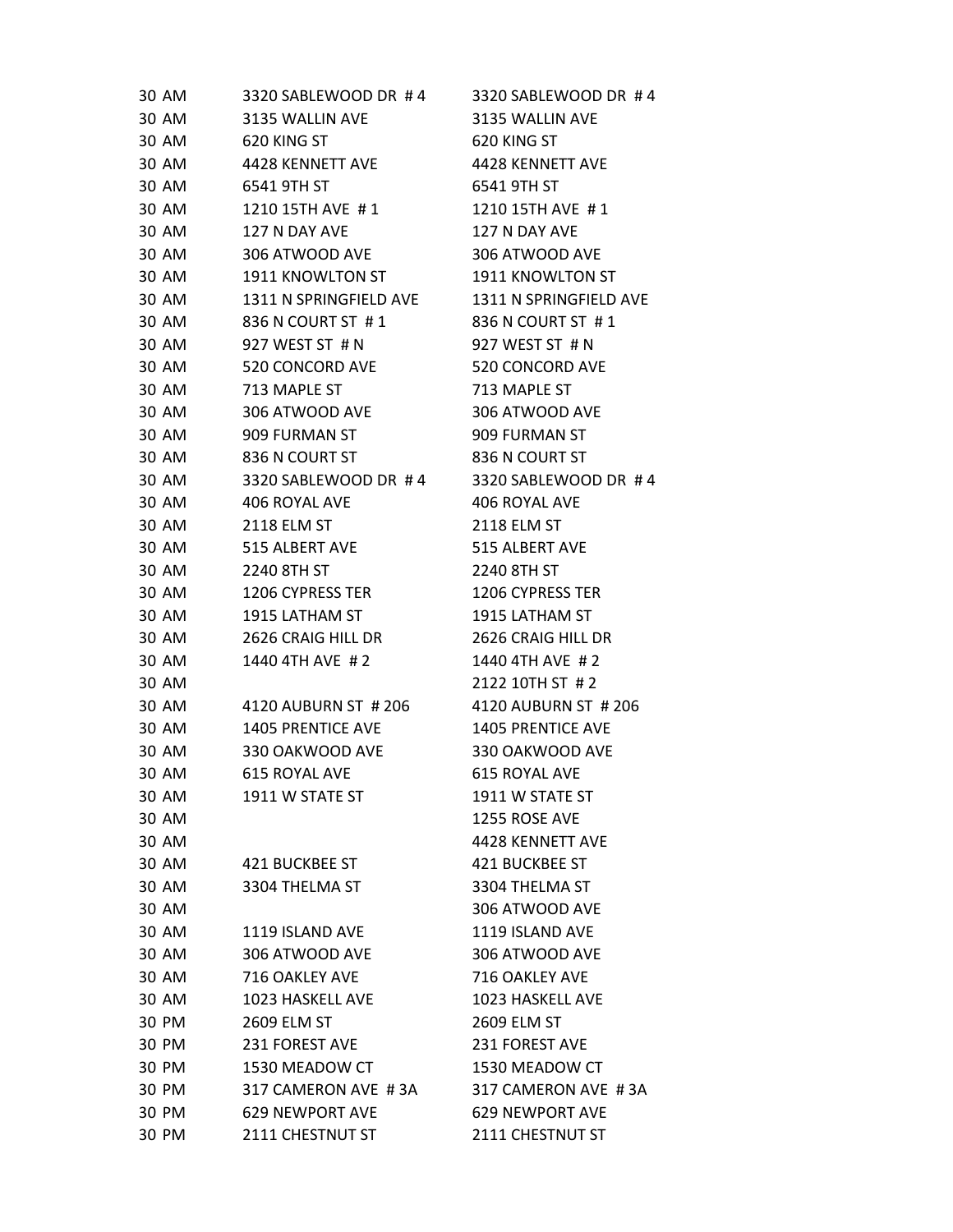| | | |
|---|---|---|
| 30 AM | 3320 SABLEWOOD DR # 4 | 3320 SABLEWOOD DR # 4 |
| 30 AM | 3135 WALLIN AVE | 3135 WALLIN AVE |
| 30 AM | 620 KING ST | 620 KING ST |
| 30 AM | 4428 KENNETT AVE | 4428 KENNETT AVE |
| 30 AM | 6541 9TH ST | 6541 9TH ST |
| 30 AM | 1210 15TH AVE # 1 | 1210 15TH AVE # 1 |
| 30 AM | 127 N DAY AVE | 127 N DAY AVE |
| 30 AM | 306 ATWOOD AVE | 306 ATWOOD AVE |
| 30 AM | 1911 KNOWLTON ST | 1911 KNOWLTON ST |
| 30 AM | 1311 N SPRINGFIELD AVE | 1311 N SPRINGFIELD AVE |
| 30 AM | 836 N COURT ST # 1 | 836 N COURT ST # 1 |
| 30 AM | 927 WEST ST # N | 927 WEST ST # N |
| 30 AM | 520 CONCORD AVE | 520 CONCORD AVE |
| 30 AM | 713 MAPLE ST | 713 MAPLE ST |
| 30 AM | 306 ATWOOD AVE | 306 ATWOOD AVE |
| 30 AM | 909 FURMAN ST | 909 FURMAN ST |
| 30 AM | 836 N COURT ST | 836 N COURT ST |
| 30 AM | 3320 SABLEWOOD DR # 4 | 3320 SABLEWOOD DR # 4 |
| 30 AM | 406 ROYAL AVE | 406 ROYAL AVE |
| 30 AM | 2118 ELM ST | 2118 ELM ST |
| 30 AM | 515 ALBERT AVE | 515 ALBERT AVE |
| 30 AM | 2240 8TH ST | 2240 8TH ST |
| 30 AM | 1206 CYPRESS TER | 1206 CYPRESS TER |
| 30 AM | 1915 LATHAM ST | 1915 LATHAM ST |
| 30 AM | 2626 CRAIG HILL DR | 2626 CRAIG HILL DR |
| 30 AM | 1440 4TH AVE # 2 | 1440 4TH AVE # 2 |
| 30 AM | | 2122 10TH ST # 2 |
| 30 AM | 4120 AUBURN ST # 206 | 4120 AUBURN ST # 206 |
| 30 AM | 1405 PRENTICE AVE | 1405 PRENTICE AVE |
| 30 AM | 330 OAKWOOD AVE | 330 OAKWOOD AVE |
| 30 AM | 615 ROYAL AVE | 615 ROYAL AVE |
| 30 AM | 1911 W STATE ST | 1911 W STATE ST |
| 30 AM | | 1255 ROSE AVE |
| 30 AM | | 4428 KENNETT AVE |
| 30 AM | 421 BUCKBEE ST | 421 BUCKBEE ST |
| 30 AM | 3304 THELMA ST | 3304 THELMA ST |
| 30 AM | | 306 ATWOOD AVE |
| 30 AM | 1119 ISLAND AVE | 1119 ISLAND AVE |
| 30 AM | 306 ATWOOD AVE | 306 ATWOOD AVE |
| 30 AM | 716 OAKLEY AVE | 716 OAKLEY AVE |
| 30 AM | 1023 HASKELL AVE | 1023 HASKELL AVE |
| 30 PM | 2609 ELM ST | 2609 ELM ST |
| 30 PM | 231 FOREST AVE | 231 FOREST AVE |
| 30 PM | 1530 MEADOW CT | 1530 MEADOW CT |
| 30 PM | 317 CAMERON AVE # 3A | 317 CAMERON AVE # 3A |
| 30 PM | 629 NEWPORT AVE | 629 NEWPORT AVE |
| 30 PM | 2111 CHESTNUT ST | 2111 CHESTNUT ST |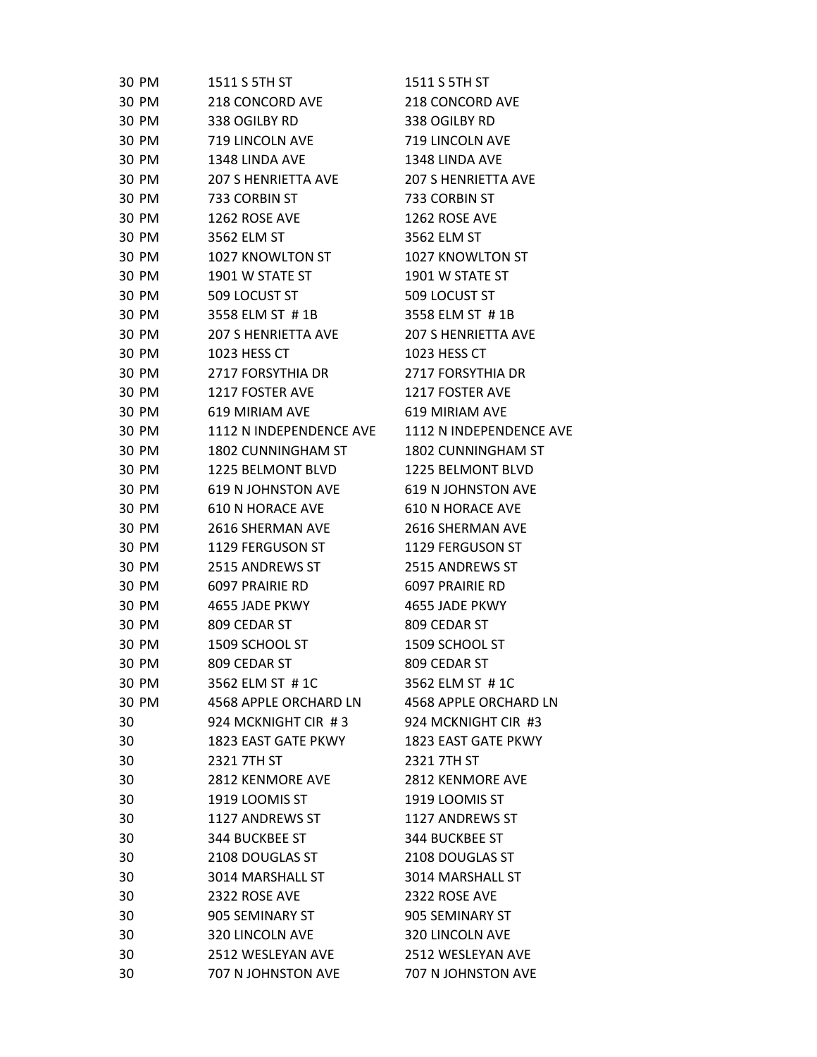| | | |
|---|---|---|
| 30 PM | 1511 S 5TH ST | 1511 S 5TH ST |
| 30 PM | 218 CONCORD AVE | 218 CONCORD AVE |
| 30 PM | 338 OGILBY RD | 338 OGILBY RD |
| 30 PM | 719 LINCOLN AVE | 719 LINCOLN AVE |
| 30 PM | 1348 LINDA AVE | 1348 LINDA AVE |
| 30 PM | 207 S HENRIETTA AVE | 207 S HENRIETTA AVE |
| 30 PM | 733 CORBIN ST | 733 CORBIN ST |
| 30 PM | 1262 ROSE AVE | 1262 ROSE AVE |
| 30 PM | 3562 ELM ST | 3562 ELM ST |
| 30 PM | 1027 KNOWLTON ST | 1027 KNOWLTON ST |
| 30 PM | 1901 W STATE ST | 1901 W STATE ST |
| 30 PM | 509 LOCUST ST | 509 LOCUST ST |
| 30 PM | 3558 ELM ST # 1B | 3558 ELM ST # 1B |
| 30 PM | 207 S HENRIETTA AVE | 207 S HENRIETTA AVE |
| 30 PM | 1023 HESS CT | 1023 HESS CT |
| 30 PM | 2717 FORSYTHIA DR | 2717 FORSYTHIA DR |
| 30 PM | 1217 FOSTER AVE | 1217 FOSTER AVE |
| 30 PM | 619 MIRIAM AVE | 619 MIRIAM AVE |
| 30 PM | 1112 N INDEPENDENCE AVE | 1112 N INDEPENDENCE AVE |
| 30 PM | 1802 CUNNINGHAM ST | 1802 CUNNINGHAM ST |
| 30 PM | 1225 BELMONT BLVD | 1225 BELMONT BLVD |
| 30 PM | 619 N JOHNSTON AVE | 619 N JOHNSTON AVE |
| 30 PM | 610 N HORACE AVE | 610 N HORACE AVE |
| 30 PM | 2616 SHERMAN AVE | 2616 SHERMAN AVE |
| 30 PM | 1129 FERGUSON ST | 1129 FERGUSON ST |
| 30 PM | 2515 ANDREWS ST | 2515 ANDREWS ST |
| 30 PM | 6097 PRAIRIE RD | 6097 PRAIRIE RD |
| 30 PM | 4655 JADE PKWY | 4655 JADE PKWY |
| 30 PM | 809 CEDAR ST | 809 CEDAR ST |
| 30 PM | 1509 SCHOOL ST | 1509 SCHOOL ST |
| 30 PM | 809 CEDAR ST | 809 CEDAR ST |
| 30 PM | 3562 ELM ST # 1C | 3562 ELM ST # 1C |
| 30 PM | 4568 APPLE ORCHARD LN | 4568 APPLE ORCHARD LN |
| 30 | 924 MCKNIGHT CIR # 3 | 924 MCKNIGHT CIR #3 |
| 30 | 1823 EAST GATE PKWY | 1823 EAST GATE PKWY |
| 30 | 2321 7TH ST | 2321 7TH ST |
| 30 | 2812 KENMORE AVE | 2812 KENMORE AVE |
| 30 | 1919 LOOMIS ST | 1919 LOOMIS ST |
| 30 | 1127 ANDREWS ST | 1127 ANDREWS ST |
| 30 | 344 BUCKBEE ST | 344 BUCKBEE ST |
| 30 | 2108 DOUGLAS ST | 2108 DOUGLAS ST |
| 30 | 3014 MARSHALL ST | 3014 MARSHALL ST |
| 30 | 2322 ROSE AVE | 2322 ROSE AVE |
| 30 | 905 SEMINARY ST | 905 SEMINARY ST |
| 30 | 320 LINCOLN AVE | 320 LINCOLN AVE |
| 30 | 2512 WESLEYAN AVE | 2512 WESLEYAN AVE |
| 30 | 707 N JOHNSTON AVE | 707 N JOHNSTON AVE |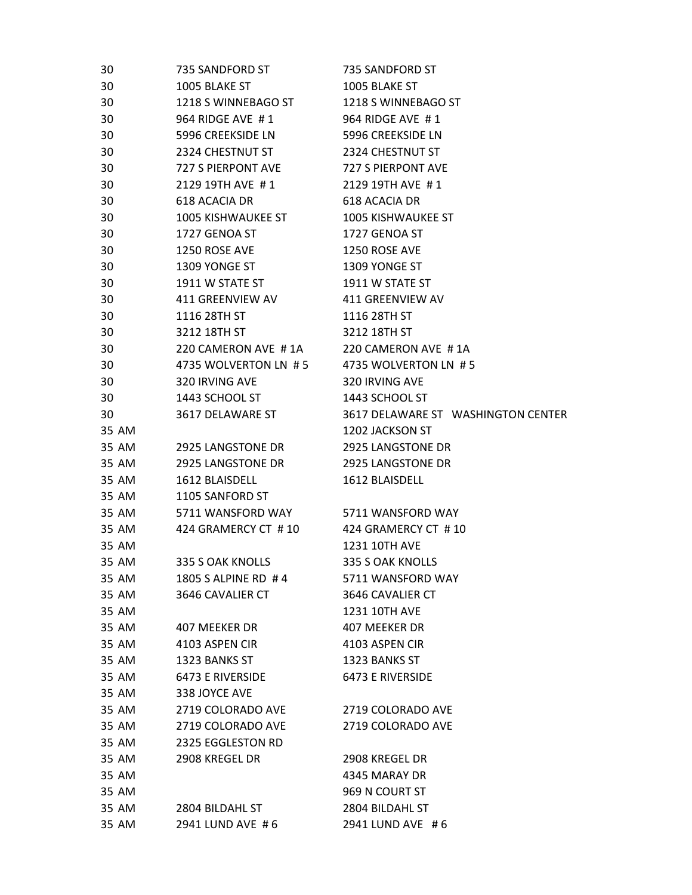| | | |
|---|---|---|
| 30 | 735 SANDFORD ST | 735 SANDFORD ST |
| 30 | 1005 BLAKE ST | 1005 BLAKE ST |
| 30 | 1218 S WINNEBAGO ST | 1218 S WINNEBAGO ST |
| 30 | 964 RIDGE AVE # 1 | 964 RIDGE AVE # 1 |
| 30 | 5996 CREEKSIDE LN | 5996 CREEKSIDE LN |
| 30 | 2324 CHESTNUT ST | 2324 CHESTNUT ST |
| 30 | 727 S PIERPONT AVE | 727 S PIERPONT AVE |
| 30 | 2129 19TH AVE # 1 | 2129 19TH AVE # 1 |
| 30 | 618 ACACIA DR | 618 ACACIA DR |
| 30 | 1005 KISHWAUKEE ST | 1005 KISHWAUKEE ST |
| 30 | 1727 GENOA ST | 1727 GENOA ST |
| 30 | 1250 ROSE AVE | 1250 ROSE AVE |
| 30 | 1309 YONGE ST | 1309 YONGE ST |
| 30 | 1911 W STATE ST | 1911 W STATE ST |
| 30 | 411 GREENVIEW AV | 411 GREENVIEW AV |
| 30 | 1116 28TH ST | 1116 28TH ST |
| 30 | 3212 18TH ST | 3212 18TH ST |
| 30 | 220 CAMERON AVE # 1A | 220 CAMERON AVE # 1A |
| 30 | 4735 WOLVERTON LN # 5 | 4735 WOLVERTON LN # 5 |
| 30 | 320 IRVING AVE | 320 IRVING AVE |
| 30 | 1443 SCHOOL ST | 1443 SCHOOL ST |
| 30 | 3617 DELAWARE ST | 3617 DELAWARE ST WASHINGTON CENTER |
| 35 AM | | 1202 JACKSON ST |
| 35 AM | 2925 LANGSTONE DR | 2925 LANGSTONE DR |
| 35 AM | 2925 LANGSTONE DR | 2925 LANGSTONE DR |
| 35 AM | 1612 BLAISDELL | 1612 BLAISDELL |
| 35 AM | 1105 SANFORD ST | |
| 35 AM | 5711 WANSFORD WAY | 5711 WANSFORD WAY |
| 35 AM | 424 GRAMERCY CT # 10 | 424 GRAMERCY CT # 10 |
| 35 AM | | 1231 10TH AVE |
| 35 AM | 335 S OAK KNOLLS | 335 S OAK KNOLLS |
| 35 AM | 1805 S ALPINE RD # 4 | 5711 WANSFORD WAY |
| 35 AM | 3646 CAVALIER CT | 3646 CAVALIER CT |
| 35 AM | | 1231 10TH AVE |
| 35 AM | 407 MEEKER DR | 407 MEEKER DR |
| 35 AM | 4103 ASPEN CIR | 4103 ASPEN CIR |
| 35 AM | 1323 BANKS ST | 1323 BANKS ST |
| 35 AM | 6473 E RIVERSIDE | 6473 E RIVERSIDE |
| 35 AM | 338 JOYCE AVE | |
| 35 AM | 2719 COLORADO AVE | 2719 COLORADO AVE |
| 35 AM | 2719 COLORADO AVE | 2719 COLORADO AVE |
| 35 AM | 2325 EGGLESTON RD | |
| 35 AM | 2908 KREGEL DR | 2908 KREGEL DR |
| 35 AM | | 4345 MARAY DR |
| 35 AM | | 969 N COURT ST |
| 35 AM | 2804 BILDAHL ST | 2804 BILDAHL ST |
| 35 AM | 2941 LUND AVE # 6 | 2941 LUND AVE # 6 |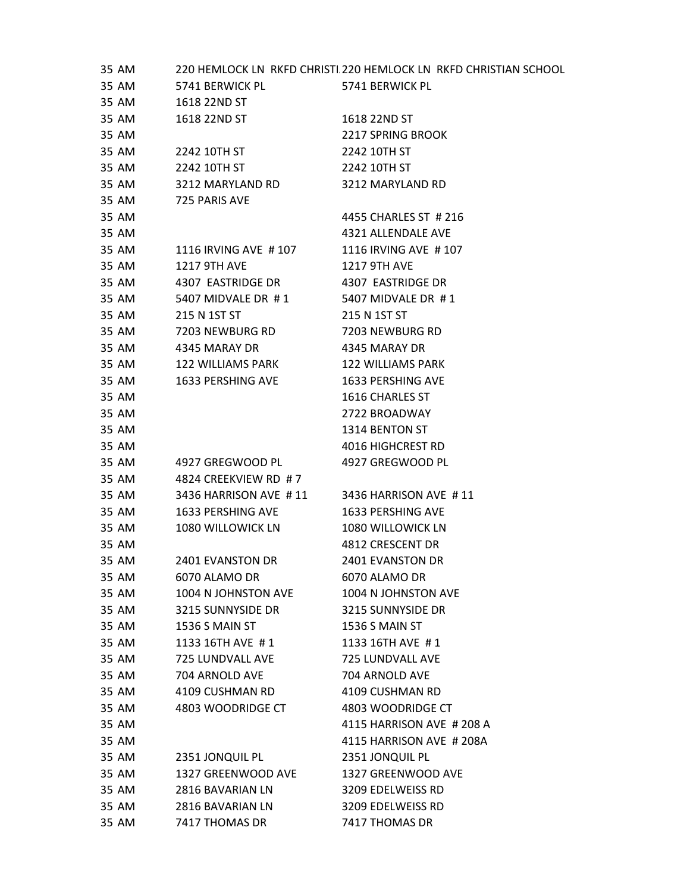| | | |
|---|---|---|
| 35 AM | 220 HEMLOCK LN RKFD CHRISTI | 220 HEMLOCK LN RKFD CHRISTIAN SCHOOL |
| 35 AM | 5741 BERWICK PL | 5741 BERWICK PL |
| 35 AM | 1618 22ND ST | |
| 35 AM | 1618 22ND ST | 1618 22ND ST |
| 35 AM | | 2217 SPRING BROOK |
| 35 AM | 2242 10TH ST | 2242 10TH ST |
| 35 AM | 2242 10TH ST | 2242 10TH ST |
| 35 AM | 3212 MARYLAND RD | 3212 MARYLAND RD |
| 35 AM | 725 PARIS AVE | |
| 35 AM | | 4455 CHARLES ST # 216 |
| 35 AM | | 4321 ALLENDALE AVE |
| 35 AM | 1116 IRVING AVE # 107 | 1116 IRVING AVE # 107 |
| 35 AM | 1217 9TH AVE | 1217 9TH AVE |
| 35 AM | 4307 EASTRIDGE DR | 4307 EASTRIDGE DR |
| 35 AM | 5407 MIDVALE DR # 1 | 5407 MIDVALE DR # 1 |
| 35 AM | 215 N 1ST ST | 215 N 1ST ST |
| 35 AM | 7203 NEWBURG RD | 7203 NEWBURG RD |
| 35 AM | 4345 MARAY DR | 4345 MARAY DR |
| 35 AM | 122 WILLIAMS PARK | 122 WILLIAMS PARK |
| 35 AM | 1633 PERSHING AVE | 1633 PERSHING AVE |
| 35 AM | | 1616 CHARLES ST |
| 35 AM | | 2722 BROADWAY |
| 35 AM | | 1314 BENTON ST |
| 35 AM | | 4016 HIGHCREST RD |
| 35 AM | 4927 GREGWOOD PL | 4927 GREGWOOD PL |
| 35 AM | 4824 CREEKVIEW RD # 7 | |
| 35 AM | 3436 HARRISON AVE # 11 | 3436 HARRISON AVE # 11 |
| 35 AM | 1633 PERSHING AVE | 1633 PERSHING AVE |
| 35 AM | 1080 WILLOWICK LN | 1080 WILLOWICK LN |
| 35 AM | | 4812 CRESCENT DR |
| 35 AM | 2401 EVANSTON DR | 2401 EVANSTON DR |
| 35 AM | 6070 ALAMO DR | 6070 ALAMO DR |
| 35 AM | 1004 N JOHNSTON AVE | 1004 N JOHNSTON AVE |
| 35 AM | 3215 SUNNYSIDE DR | 3215 SUNNYSIDE DR |
| 35 AM | 1536 S MAIN ST | 1536 S MAIN ST |
| 35 AM | 1133 16TH AVE # 1 | 1133 16TH AVE # 1 |
| 35 AM | 725 LUNDVALL AVE | 725 LUNDVALL AVE |
| 35 AM | 704 ARNOLD AVE | 704 ARNOLD AVE |
| 35 AM | 4109 CUSHMAN RD | 4109 CUSHMAN RD |
| 35 AM | 4803 WOODRIDGE CT | 4803 WOODRIDGE CT |
| 35 AM | | 4115 HARRISON AVE # 208 A |
| 35 AM | | 4115 HARRISON AVE # 208A |
| 35 AM | 2351 JONQUIL PL | 2351 JONQUIL PL |
| 35 AM | 1327 GREENWOOD AVE | 1327 GREENWOOD AVE |
| 35 AM | 2816 BAVARIAN LN | 3209 EDELWEISS RD |
| 35 AM | 2816 BAVARIAN LN | 3209 EDELWEISS RD |
| 35 AM | 7417 THOMAS DR | 7417 THOMAS DR |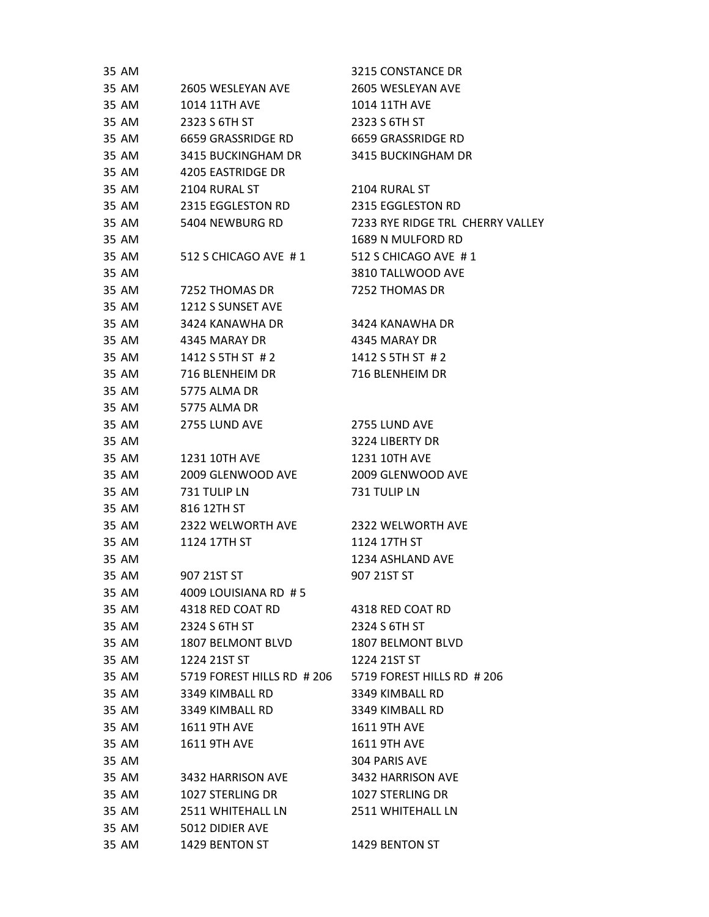| | | |
|---|---|---|
| 35 AM | | 3215 CONSTANCE DR |
| 35 AM | 2605 WESLEYAN AVE | 2605 WESLEYAN AVE |
| 35 AM | 1014 11TH AVE | 1014 11TH AVE |
| 35 AM | 2323 S 6TH ST | 2323 S 6TH ST |
| 35 AM | 6659 GRASSRIDGE RD | 6659 GRASSRIDGE RD |
| 35 AM | 3415 BUCKINGHAM DR | 3415 BUCKINGHAM DR |
| 35 AM | 4205 EASTRIDGE DR | |
| 35 AM | 2104 RURAL ST | 2104 RURAL ST |
| 35 AM | 2315 EGGLESTON RD | 2315 EGGLESTON RD |
| 35 AM | 5404 NEWBURG RD | 7233 RYE RIDGE TRL CHERRY VALLEY |
| 35 AM | | 1689 N MULFORD RD |
| 35 AM | 512 S CHICAGO AVE # 1 | 512 S CHICAGO AVE # 1 |
| 35 AM | | 3810 TALLWOOD AVE |
| 35 AM | 7252 THOMAS DR | 7252 THOMAS DR |
| 35 AM | 1212 S SUNSET AVE | |
| 35 AM | 3424 KANAWHA DR | 3424 KANAWHA DR |
| 35 AM | 4345 MARAY DR | 4345 MARAY DR |
| 35 AM | 1412 S 5TH ST # 2 | 1412 S 5TH ST # 2 |
| 35 AM | 716 BLENHEIM DR | 716 BLENHEIM DR |
| 35 AM | 5775 ALMA DR | |
| 35 AM | 5775 ALMA DR | |
| 35 AM | 2755 LUND AVE | 2755 LUND AVE |
| 35 AM | | 3224 LIBERTY DR |
| 35 AM | 1231 10TH AVE | 1231 10TH AVE |
| 35 AM | 2009 GLENWOOD AVE | 2009 GLENWOOD AVE |
| 35 AM | 731 TULIP LN | 731 TULIP LN |
| 35 AM | 816 12TH ST | |
| 35 AM | 2322 WELWORTH AVE | 2322 WELWORTH AVE |
| 35 AM | 1124 17TH ST | 1124 17TH ST |
| 35 AM | | 1234 ASHLAND AVE |
| 35 AM | 907 21ST ST | 907 21ST ST |
| 35 AM | 4009 LOUISIANA RD # 5 | |
| 35 AM | 4318 RED COAT RD | 4318 RED COAT RD |
| 35 AM | 2324 S 6TH ST | 2324 S 6TH ST |
| 35 AM | 1807 BELMONT BLVD | 1807 BELMONT BLVD |
| 35 AM | 1224 21ST ST | 1224 21ST ST |
| 35 AM | 5719 FOREST HILLS RD # 206 | 5719 FOREST HILLS RD # 206 |
| 35 AM | 3349 KIMBALL RD | 3349 KIMBALL RD |
| 35 AM | 3349 KIMBALL RD | 3349 KIMBALL RD |
| 35 AM | 1611 9TH AVE | 1611 9TH AVE |
| 35 AM | 1611 9TH AVE | 1611 9TH AVE |
| 35 AM | | 304 PARIS AVE |
| 35 AM | 3432 HARRISON AVE | 3432 HARRISON AVE |
| 35 AM | 1027 STERLING DR | 1027 STERLING DR |
| 35 AM | 2511 WHITEHALL LN | 2511 WHITEHALL LN |
| 35 AM | 5012 DIDIER AVE | |
| 35 AM | 1429 BENTON ST | 1429 BENTON ST |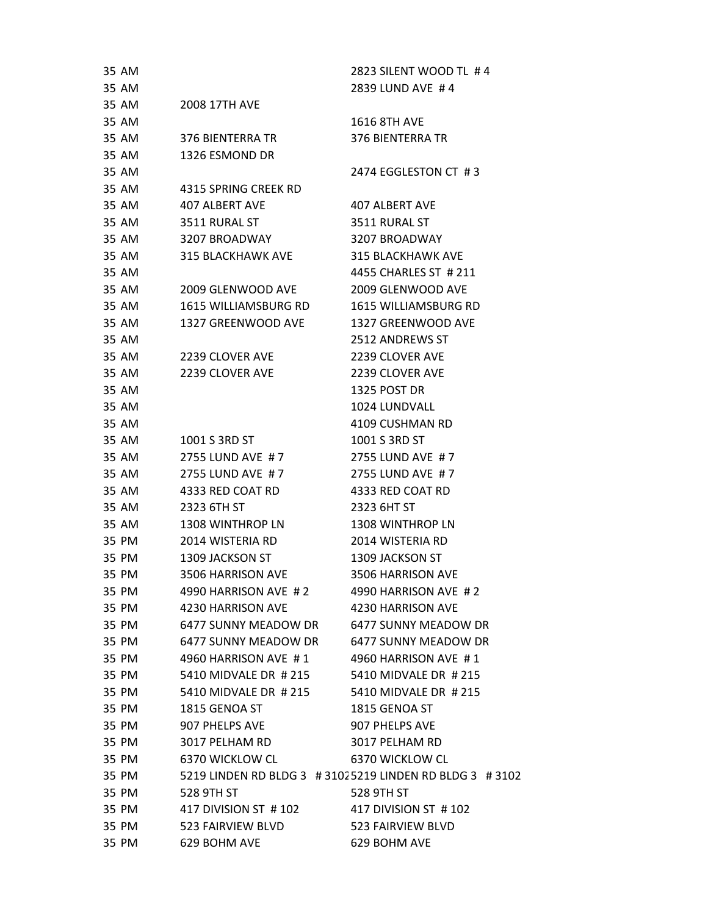| | | |
|---|---|---|
| 35 AM | | 2823 SILENT WOOD TL # 4 |
| 35 AM | | 2839 LUND AVE # 4 |
| 35 AM | 2008 17TH AVE | |
| 35 AM | | 1616 8TH AVE |
| 35 AM | 376 BIENTERRA TR | 376 BIENTERRA TR |
| 35 AM | 1326 ESMOND DR | |
| 35 AM | | 2474 EGGLESTON CT # 3 |
| 35 AM | 4315 SPRING CREEK RD | |
| 35 AM | 407 ALBERT AVE | 407 ALBERT AVE |
| 35 AM | 3511 RURAL ST | 3511 RURAL ST |
| 35 AM | 3207 BROADWAY | 3207 BROADWAY |
| 35 AM | 315 BLACKHAWK AVE | 315 BLACKHAWK AVE |
| 35 AM | | 4455 CHARLES ST # 211 |
| 35 AM | 2009 GLENWOOD AVE | 2009 GLENWOOD AVE |
| 35 AM | 1615 WILLIAMSBURG RD | 1615 WILLIAMSBURG RD |
| 35 AM | 1327 GREENWOOD AVE | 1327 GREENWOOD AVE |
| 35 AM | | 2512 ANDREWS ST |
| 35 AM | 2239 CLOVER AVE | 2239 CLOVER AVE |
| 35 AM | 2239 CLOVER AVE | 2239 CLOVER AVE |
| 35 AM | | 1325 POST DR |
| 35 AM | | 1024 LUNDVALL |
| 35 AM | | 4109 CUSHMAN RD |
| 35 AM | 1001 S 3RD ST | 1001 S 3RD ST |
| 35 AM | 2755 LUND AVE # 7 | 2755 LUND AVE # 7 |
| 35 AM | 2755 LUND AVE # 7 | 2755 LUND AVE # 7 |
| 35 AM | 4333 RED COAT RD | 4333 RED COAT RD |
| 35 AM | 2323 6TH ST | 2323 6HT ST |
| 35 AM | 1308 WINTHROP LN | 1308 WINTHROP LN |
| 35 PM | 2014 WISTERIA RD | 2014 WISTERIA RD |
| 35 PM | 1309 JACKSON ST | 1309 JACKSON ST |
| 35 PM | 3506 HARRISON AVE | 3506 HARRISON AVE |
| 35 PM | 4990 HARRISON AVE # 2 | 4990 HARRISON AVE # 2 |
| 35 PM | 4230 HARRISON AVE | 4230 HARRISON AVE |
| 35 PM | 6477 SUNNY MEADOW DR | 6477 SUNNY MEADOW DR |
| 35 PM | 6477 SUNNY MEADOW DR | 6477 SUNNY MEADOW DR |
| 35 PM | 4960 HARRISON AVE # 1 | 4960 HARRISON AVE # 1 |
| 35 PM | 5410 MIDVALE DR # 215 | 5410 MIDVALE DR # 215 |
| 35 PM | 5410 MIDVALE DR # 215 | 5410 MIDVALE DR # 215 |
| 35 PM | 1815 GENOA ST | 1815 GENOA ST |
| 35 PM | 907 PHELPS AVE | 907 PHELPS AVE |
| 35 PM | 3017 PELHAM RD | 3017 PELHAM RD |
| 35 PM | 6370 WICKLOW CL | 6370 WICKLOW CL |
| 35 PM | 5219 LINDEN RD BLDG 3 # 3102 | 5219 LINDEN RD BLDG 3 # 3102 |
| 35 PM | 528 9TH ST | 528 9TH ST |
| 35 PM | 417 DIVISION ST # 102 | 417 DIVISION ST # 102 |
| 35 PM | 523 FAIRVIEW BLVD | 523 FAIRVIEW BLVD |
| 35 PM | 629 BOHM AVE | 629 BOHM AVE |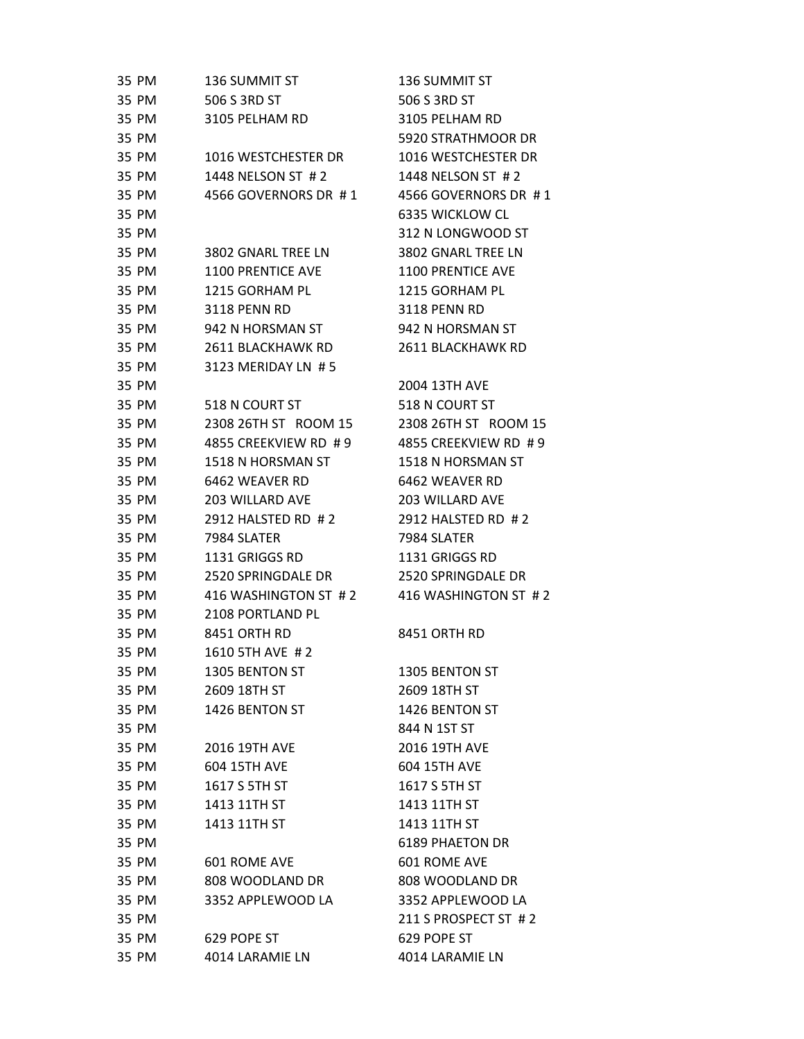| | | |
|---|---|---|
| 35 PM | 136 SUMMIT ST | 136 SUMMIT ST |
| 35 PM | 506 S 3RD ST | 506 S 3RD ST |
| 35 PM | 3105 PELHAM RD | 3105 PELHAM RD |
| 35 PM | | 5920 STRATHMOOR DR |
| 35 PM | 1016 WESTCHESTER DR | 1016 WESTCHESTER DR |
| 35 PM | 1448 NELSON ST # 2 | 1448 NELSON ST # 2 |
| 35 PM | 4566 GOVERNORS DR # 1 | 4566 GOVERNORS DR # 1 |
| 35 PM | | 6335 WICKLOW CL |
| 35 PM | | 312 N LONGWOOD ST |
| 35 PM | 3802 GNARL TREE LN | 3802 GNARL TREE LN |
| 35 PM | 1100 PRENTICE AVE | 1100 PRENTICE AVE |
| 35 PM | 1215 GORHAM PL | 1215 GORHAM PL |
| 35 PM | 3118 PENN RD | 3118 PENN RD |
| 35 PM | 942 N HORSMAN ST | 942 N HORSMAN ST |
| 35 PM | 2611 BLACKHAWK RD | 2611 BLACKHAWK RD |
| 35 PM | 3123 MERIDAY LN # 5 | |
| 35 PM | | 2004 13TH AVE |
| 35 PM | 518 N COURT ST | 518 N COURT ST |
| 35 PM | 2308 26TH ST ROOM 15 | 2308 26TH ST ROOM 15 |
| 35 PM | 4855 CREEKVIEW RD # 9 | 4855 CREEKVIEW RD # 9 |
| 35 PM | 1518 N HORSMAN ST | 1518 N HORSMAN ST |
| 35 PM | 6462 WEAVER RD | 6462 WEAVER RD |
| 35 PM | 203 WILLARD AVE | 203 WILLARD AVE |
| 35 PM | 2912 HALSTED RD # 2 | 2912 HALSTED RD # 2 |
| 35 PM | 7984 SLATER | 7984 SLATER |
| 35 PM | 1131 GRIGGS RD | 1131 GRIGGS RD |
| 35 PM | 2520 SPRINGDALE DR | 2520 SPRINGDALE DR |
| 35 PM | 416 WASHINGTON ST # 2 | 416 WASHINGTON ST # 2 |
| 35 PM | 2108 PORTLAND PL | |
| 35 PM | 8451 ORTH RD | 8451 ORTH RD |
| 35 PM | 1610 5TH AVE # 2 | |
| 35 PM | 1305 BENTON ST | 1305 BENTON ST |
| 35 PM | 2609 18TH ST | 2609 18TH ST |
| 35 PM | 1426 BENTON ST | 1426 BENTON ST |
| 35 PM | | 844 N 1ST ST |
| 35 PM | 2016 19TH AVE | 2016 19TH AVE |
| 35 PM | 604 15TH AVE | 604 15TH AVE |
| 35 PM | 1617 S 5TH ST | 1617 S 5TH ST |
| 35 PM | 1413 11TH ST | 1413 11TH ST |
| 35 PM | 1413 11TH ST | 1413 11TH ST |
| 35 PM | | 6189 PHAETON DR |
| 35 PM | 601 ROME AVE | 601 ROME AVE |
| 35 PM | 808 WOODLAND DR | 808 WOODLAND DR |
| 35 PM | 3352 APPLEWOOD LA | 3352 APPLEWOOD LA |
| 35 PM | | 211 S PROSPECT ST # 2 |
| 35 PM | 629 POPE ST | 629 POPE ST |
| 35 PM | 4014 LARAMIE LN | 4014 LARAMIE LN |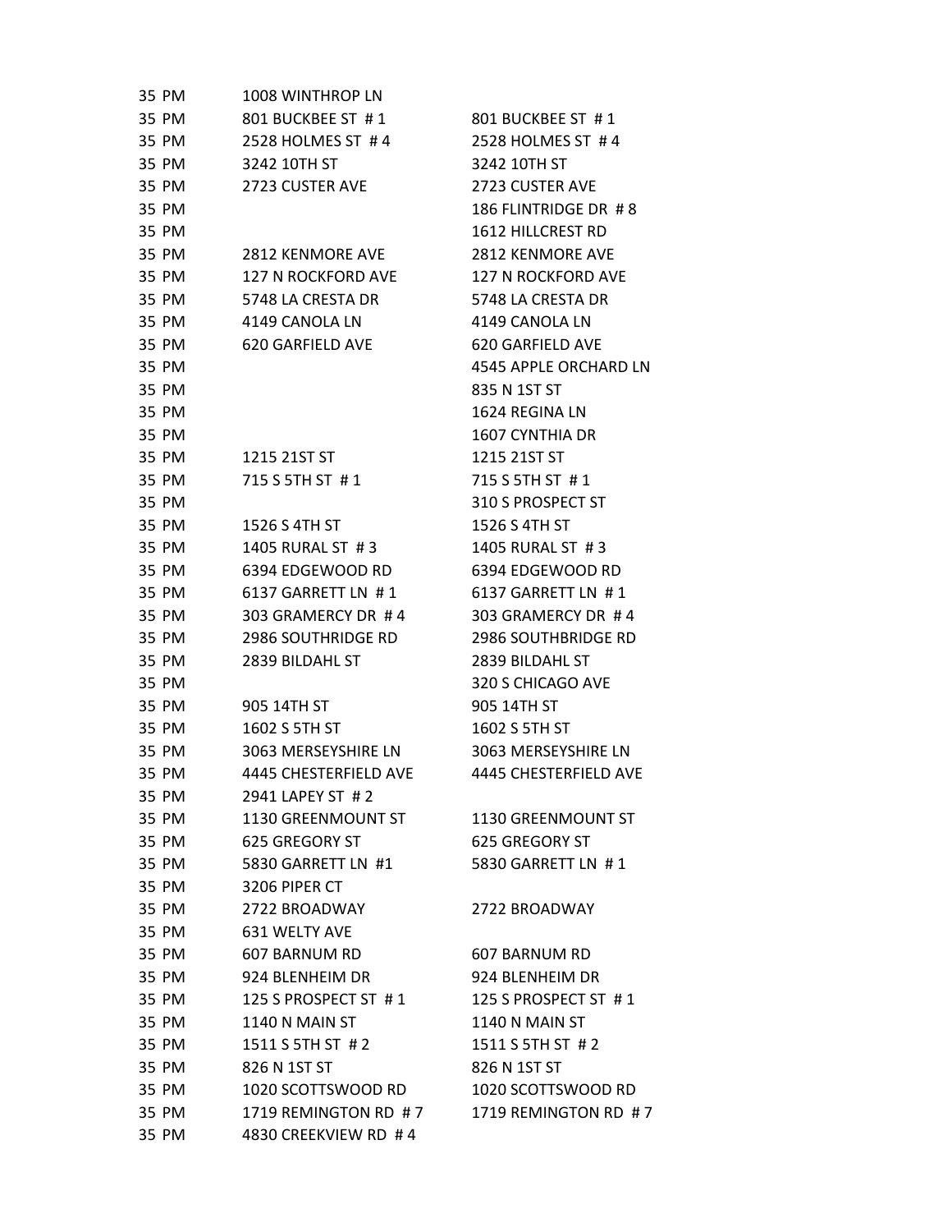| | | |
|---|---|---|
| 35 PM | 1008 WINTHROP LN | |
| 35 PM | 801 BUCKBEE ST # 1 | 801 BUCKBEE ST # 1 |
| 35 PM | 2528 HOLMES ST # 4 | 2528 HOLMES ST # 4 |
| 35 PM | 3242 10TH ST | 3242 10TH ST |
| 35 PM | 2723 CUSTER AVE | 2723 CUSTER AVE |
| 35 PM | | 186 FLINTRIDGE DR # 8 |
| 35 PM | | 1612 HILLCREST RD |
| 35 PM | 2812 KENMORE AVE | 2812 KENMORE AVE |
| 35 PM | 127 N ROCKFORD AVE | 127 N ROCKFORD AVE |
| 35 PM | 5748 LA CRESTA DR | 5748 LA CRESTA DR |
| 35 PM | 4149 CANOLA LN | 4149 CANOLA LN |
| 35 PM | 620 GARFIELD AVE | 620 GARFIELD AVE |
| 35 PM | | 4545 APPLE ORCHARD LN |
| 35 PM | | 835 N 1ST ST |
| 35 PM | | 1624 REGINA LN |
| 35 PM | | 1607 CYNTHIA DR |
| 35 PM | 1215 21ST ST | 1215 21ST ST |
| 35 PM | 715 S 5TH ST # 1 | 715 S 5TH ST # 1 |
| 35 PM | | 310 S PROSPECT ST |
| 35 PM | 1526 S 4TH ST | 1526 S 4TH ST |
| 35 PM | 1405 RURAL ST # 3 | 1405 RURAL ST # 3 |
| 35 PM | 6394 EDGEWOOD RD | 6394 EDGEWOOD RD |
| 35 PM | 6137 GARRETT LN # 1 | 6137 GARRETT LN # 1 |
| 35 PM | 303 GRAMERCY DR # 4 | 303 GRAMERCY DR # 4 |
| 35 PM | 2986 SOUTHRIDGE RD | 2986 SOUTHBRIDGE RD |
| 35 PM | 2839 BILDAHL ST | 2839 BILDAHL ST |
| 35 PM | | 320 S CHICAGO AVE |
| 35 PM | 905 14TH ST | 905 14TH ST |
| 35 PM | 1602 S 5TH ST | 1602 S 5TH ST |
| 35 PM | 3063 MERSEYSHIRE LN | 3063 MERSEYSHIRE LN |
| 35 PM | 4445 CHESTERFIELD AVE | 4445 CHESTERFIELD AVE |
| 35 PM | 2941 LAPEY ST # 2 | |
| 35 PM | 1130 GREENMOUNT ST | 1130 GREENMOUNT ST |
| 35 PM | 625 GREGORY ST | 625 GREGORY ST |
| 35 PM | 5830 GARRETT LN #1 | 5830 GARRETT LN # 1 |
| 35 PM | 3206 PIPER CT | |
| 35 PM | 2722 BROADWAY | 2722 BROADWAY |
| 35 PM | 631 WELTY AVE | |
| 35 PM | 607 BARNUM RD | 607 BARNUM RD |
| 35 PM | 924 BLENHEIM DR | 924 BLENHEIM DR |
| 35 PM | 125 S PROSPECT ST # 1 | 125 S PROSPECT ST # 1 |
| 35 PM | 1140 N MAIN ST | 1140 N MAIN ST |
| 35 PM | 1511 S 5TH ST # 2 | 1511 S 5TH ST # 2 |
| 35 PM | 826 N 1ST ST | 826 N 1ST ST |
| 35 PM | 1020 SCOTTSWOOD RD | 1020 SCOTTSWOOD RD |
| 35 PM | 1719 REMINGTON RD # 7 | 1719 REMINGTON RD # 7 |
| 35 PM | 4830 CREEKVIEW RD # 4 | |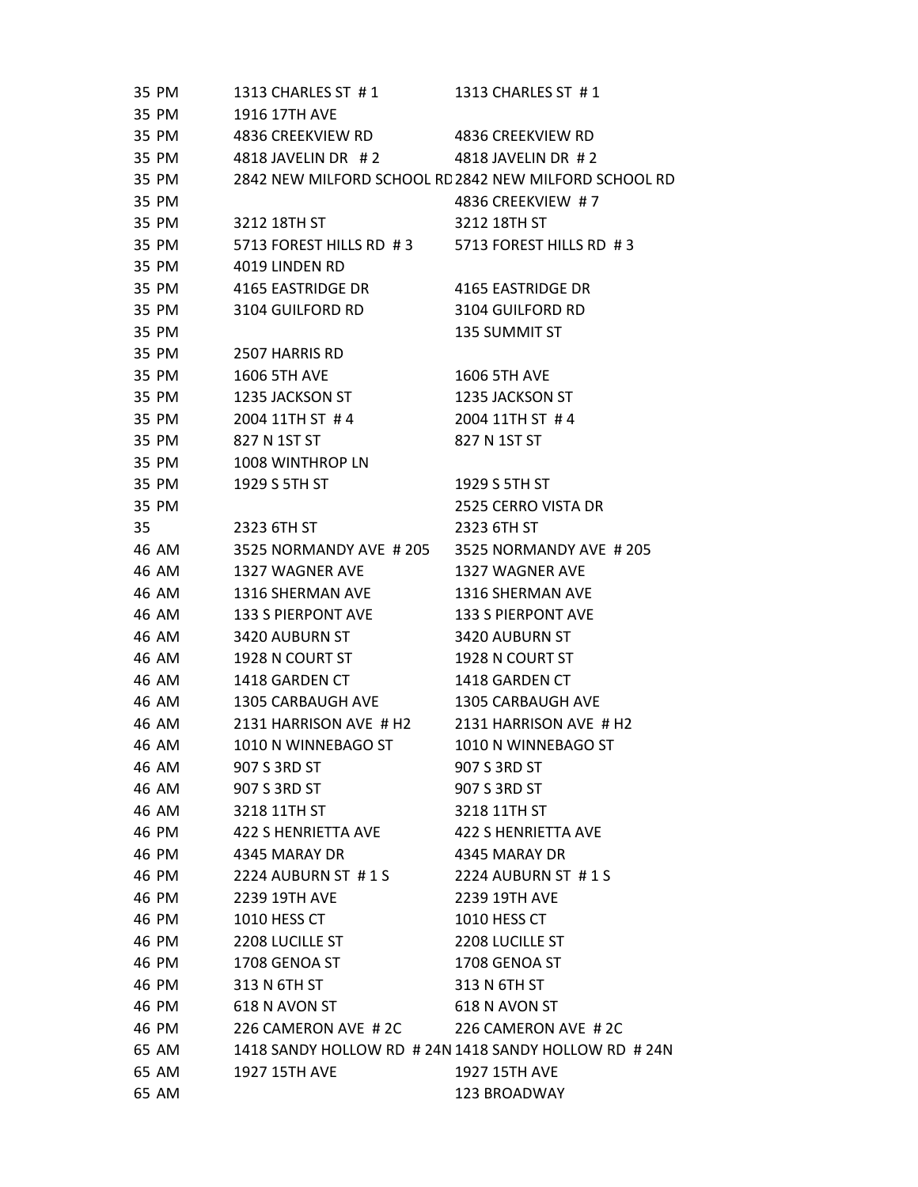| | | |
|---|---|---|
| 35 PM | 1313 CHARLES ST # 1 | 1313 CHARLES ST # 1 |
| 35 PM | 1916 17TH AVE | |
| 35 PM | 4836 CREEKVIEW RD | 4836 CREEKVIEW RD |
| 35 PM | 4818 JAVELIN DR # 2 | 4818 JAVELIN DR # 2 |
| 35 PM | 2842 NEW MILFORD SCHOOL RD | 2842 NEW MILFORD SCHOOL RD |
| 35 PM | | 4836 CREEKVIEW # 7 |
| 35 PM | 3212 18TH ST | 3212 18TH ST |
| 35 PM | 5713 FOREST HILLS RD # 3 | 5713 FOREST HILLS RD # 3 |
| 35 PM | 4019 LINDEN RD | |
| 35 PM | 4165 EASTRIDGE DR | 4165 EASTRIDGE DR |
| 35 PM | 3104 GUILFORD RD | 3104 GUILFORD RD |
| 35 PM | | 135 SUMMIT ST |
| 35 PM | 2507 HARRIS RD | |
| 35 PM | 1606 5TH AVE | 1606 5TH AVE |
| 35 PM | 1235 JACKSON ST | 1235 JACKSON ST |
| 35 PM | 2004 11TH ST # 4 | 2004 11TH ST # 4 |
| 35 PM | 827 N 1ST ST | 827 N 1ST ST |
| 35 PM | 1008 WINTHROP LN | |
| 35 PM | 1929 S 5TH ST | 1929 S 5TH ST |
| 35 PM | | 2525 CERRO VISTA DR |
| 35 | 2323 6TH ST | 2323 6TH ST |
| 46 AM | 3525 NORMANDY AVE # 205 | 3525 NORMANDY AVE # 205 |
| 46 AM | 1327 WAGNER AVE | 1327 WAGNER AVE |
| 46 AM | 1316 SHERMAN AVE | 1316 SHERMAN AVE |
| 46 AM | 133 S PIERPONT AVE | 133 S PIERPONT AVE |
| 46 AM | 3420 AUBURN ST | 3420 AUBURN ST |
| 46 AM | 1928 N COURT ST | 1928 N COURT ST |
| 46 AM | 1418 GARDEN CT | 1418 GARDEN CT |
| 46 AM | 1305 CARBAUGH AVE | 1305 CARBAUGH AVE |
| 46 AM | 2131 HARRISON AVE # H2 | 2131 HARRISON AVE # H2 |
| 46 AM | 1010 N WINNEBAGO ST | 1010 N WINNEBAGO ST |
| 46 AM | 907 S 3RD ST | 907 S 3RD ST |
| 46 AM | 907 S 3RD ST | 907 S 3RD ST |
| 46 AM | 3218 11TH ST | 3218 11TH ST |
| 46 PM | 422 S HENRIETTA AVE | 422 S HENRIETTA AVE |
| 46 PM | 4345 MARAY DR | 4345 MARAY DR |
| 46 PM | 2224 AUBURN ST # 1 S | 2224 AUBURN ST # 1 S |
| 46 PM | 2239 19TH AVE | 2239 19TH AVE |
| 46 PM | 1010 HESS CT | 1010 HESS CT |
| 46 PM | 2208 LUCILLE ST | 2208 LUCILLE ST |
| 46 PM | 1708 GENOA ST | 1708 GENOA ST |
| 46 PM | 313 N 6TH ST | 313 N 6TH ST |
| 46 PM | 618 N AVON ST | 618 N AVON ST |
| 46 PM | 226 CAMERON AVE # 2C | 226 CAMERON AVE # 2C |
| 65 AM | 1418 SANDY HOLLOW RD # 24N | 1418 SANDY HOLLOW RD # 24N |
| 65 AM | 1927 15TH AVE | 1927 15TH AVE |
| 65 AM | | 123 BROADWAY |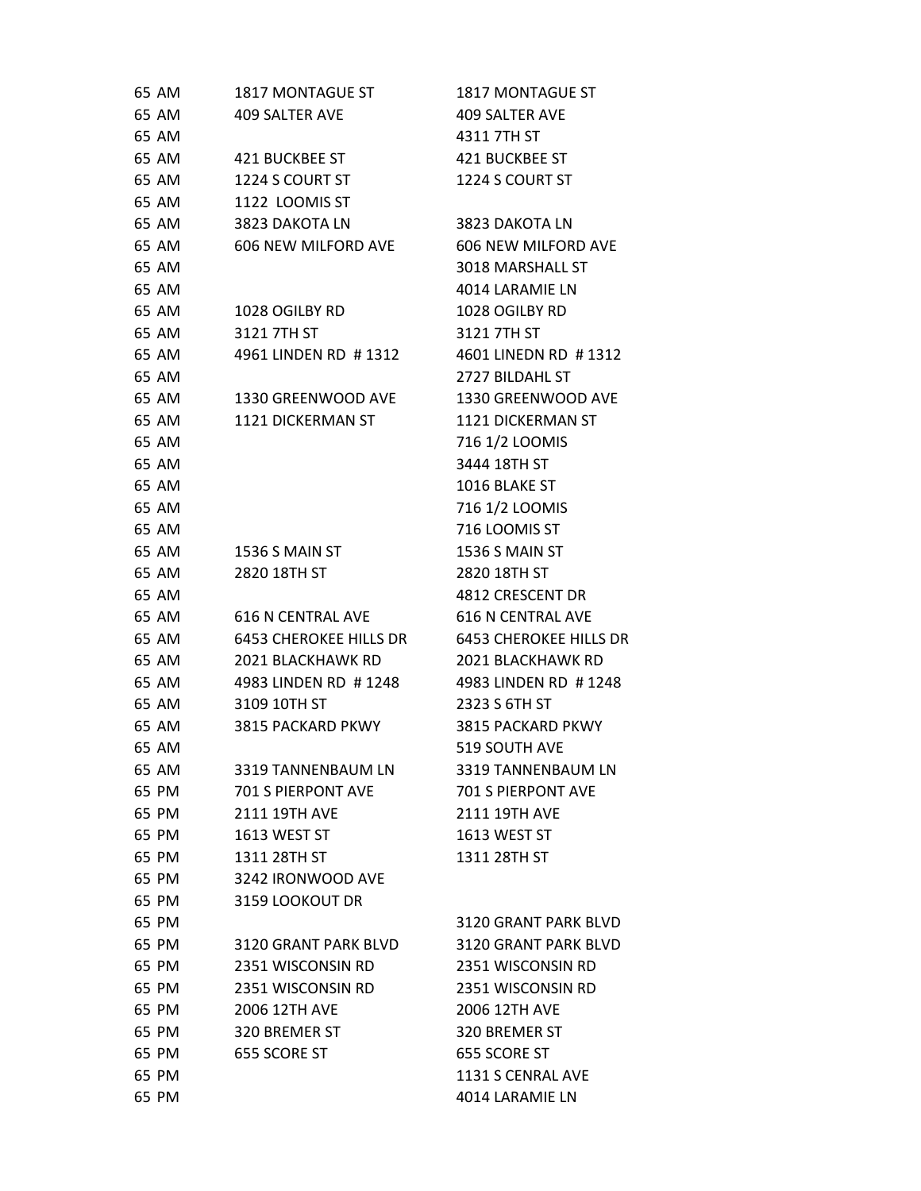| | | | |
|---|---|---|---|
| 65 | AM | 1817 MONTAGUE ST | 1817 MONTAGUE ST |
| 65 | AM | 409 SALTER AVE | 409 SALTER AVE |
| 65 | AM | | 4311 7TH ST |
| 65 | AM | 421 BUCKBEE ST | 421 BUCKBEE ST |
| 65 | AM | 1224 S COURT ST | 1224 S COURT ST |
| 65 | AM | 1122 LOOMIS ST | |
| 65 | AM | 3823 DAKOTA LN | 3823 DAKOTA LN |
| 65 | AM | 606 NEW MILFORD AVE | 606 NEW MILFORD AVE |
| 65 | AM | | 3018 MARSHALL ST |
| 65 | AM | | 4014 LARAMIE LN |
| 65 | AM | 1028 OGILBY RD | 1028 OGILBY RD |
| 65 | AM | 3121 7TH ST | 3121 7TH ST |
| 65 | AM | 4961 LINDEN RD # 1312 | 4601 LINEDN RD # 1312 |
| 65 | AM | | 2727 BILDAHL ST |
| 65 | AM | 1330 GREENWOOD AVE | 1330 GREENWOOD AVE |
| 65 | AM | 1121 DICKERMAN ST | 1121 DICKERMAN ST |
| 65 | AM | | 716 1/2 LOOMIS |
| 65 | AM | | 3444 18TH ST |
| 65 | AM | | 1016 BLAKE ST |
| 65 | AM | | 716 1/2 LOOMIS |
| 65 | AM | | 716 LOOMIS ST |
| 65 | AM | 1536 S MAIN ST | 1536 S MAIN ST |
| 65 | AM | 2820 18TH ST | 2820 18TH ST |
| 65 | AM | | 4812 CRESCENT DR |
| 65 | AM | 616 N CENTRAL AVE | 616 N CENTRAL AVE |
| 65 | AM | 6453 CHEROKEE HILLS DR | 6453 CHEROKEE HILLS DR |
| 65 | AM | 2021 BLACKHAWK RD | 2021 BLACKHAWK RD |
| 65 | AM | 4983 LINDEN RD # 1248 | 4983 LINDEN RD # 1248 |
| 65 | AM | 3109 10TH ST | 2323 S 6TH ST |
| 65 | AM | 3815 PACKARD PKWY | 3815 PACKARD PKWY |
| 65 | AM | | 519 SOUTH AVE |
| 65 | AM | 3319 TANNENBAUM LN | 3319 TANNENBAUM LN |
| 65 | PM | 701 S PIERPONT AVE | 701 S PIERPONT AVE |
| 65 | PM | 2111 19TH AVE | 2111 19TH AVE |
| 65 | PM | 1613 WEST ST | 1613 WEST ST |
| 65 | PM | 1311 28TH ST | 1311 28TH ST |
| 65 | PM | 3242 IRONWOOD AVE | |
| 65 | PM | 3159 LOOKOUT DR | |
| 65 | PM | | 3120 GRANT PARK BLVD |
| 65 | PM | 3120 GRANT PARK BLVD | 3120 GRANT PARK BLVD |
| 65 | PM | 2351 WISCONSIN RD | 2351 WISCONSIN RD |
| 65 | PM | 2351 WISCONSIN RD | 2351 WISCONSIN RD |
| 65 | PM | 2006 12TH AVE | 2006 12TH AVE |
| 65 | PM | 320 BREMER ST | 320 BREMER ST |
| 65 | PM | 655 SCORE ST | 655 SCORE ST |
| 65 | PM | | 1131 S CENRAL AVE |
| 65 | PM | | 4014 LARAMIE LN |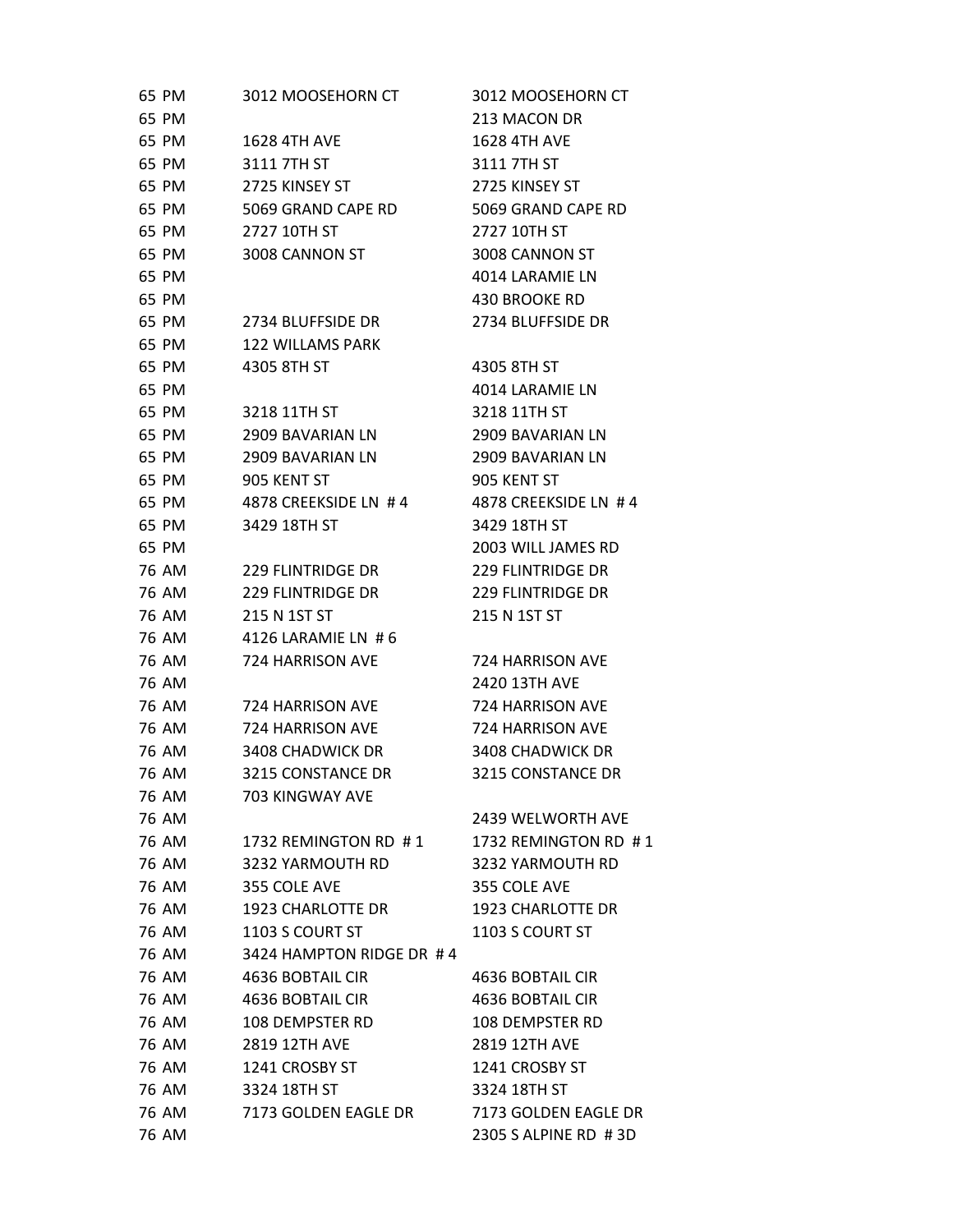| | | |
|---|---|---|
| 65 PM | 3012 MOOSEHORN CT | 3012 MOOSEHORN CT |
| 65 PM | | 213 MACON DR |
| 65 PM | 1628 4TH AVE | 1628 4TH AVE |
| 65 PM | 3111 7TH ST | 3111 7TH ST |
| 65 PM | 2725 KINSEY ST | 2725 KINSEY ST |
| 65 PM | 5069 GRAND CAPE RD | 5069 GRAND CAPE RD |
| 65 PM | 2727 10TH ST | 2727 10TH ST |
| 65 PM | 3008 CANNON ST | 3008 CANNON ST |
| 65 PM | | 4014 LARAMIE LN |
| 65 PM | | 430 BROOKE RD |
| 65 PM | 2734 BLUFFSIDE DR | 2734 BLUFFSIDE DR |
| 65 PM | 122 WILLAMS PARK | |
| 65 PM | 4305 8TH ST | 4305 8TH ST |
| 65 PM | | 4014 LARAMIE LN |
| 65 PM | 3218 11TH ST | 3218 11TH ST |
| 65 PM | 2909 BAVARIAN LN | 2909 BAVARIAN LN |
| 65 PM | 2909 BAVARIAN LN | 2909 BAVARIAN LN |
| 65 PM | 905 KENT ST | 905 KENT ST |
| 65 PM | 4878 CREEKSIDE LN # 4 | 4878 CREEKSIDE LN # 4 |
| 65 PM | 3429 18TH ST | 3429 18TH ST |
| 65 PM | | 2003 WILL JAMES RD |
| 76 AM | 229 FLINTRIDGE DR | 229 FLINTRIDGE DR |
| 76 AM | 229 FLINTRIDGE DR | 229 FLINTRIDGE DR |
| 76 AM | 215 N 1ST ST | 215 N 1ST ST |
| 76 AM | 4126 LARAMIE LN # 6 | |
| 76 AM | 724 HARRISON AVE | 724 HARRISON AVE |
| 76 AM | | 2420 13TH AVE |
| 76 AM | 724 HARRISON AVE | 724 HARRISON AVE |
| 76 AM | 724 HARRISON AVE | 724 HARRISON AVE |
| 76 AM | 3408 CHADWICK DR | 3408 CHADWICK DR |
| 76 AM | 3215 CONSTANCE DR | 3215 CONSTANCE DR |
| 76 AM | 703 KINGWAY AVE | |
| 76 AM | | 2439 WELWORTH AVE |
| 76 AM | 1732 REMINGTON RD # 1 | 1732 REMINGTON RD # 1 |
| 76 AM | 3232 YARMOUTH RD | 3232 YARMOUTH RD |
| 76 AM | 355 COLE AVE | 355 COLE AVE |
| 76 AM | 1923 CHARLOTTE DR | 1923 CHARLOTTE DR |
| 76 AM | 1103 S COURT ST | 1103 S COURT ST |
| 76 AM | 3424 HAMPTON RIDGE DR # 4 | |
| 76 AM | 4636 BOBTAIL CIR | 4636 BOBTAIL CIR |
| 76 AM | 4636 BOBTAIL CIR | 4636 BOBTAIL CIR |
| 76 AM | 108 DEMPSTER RD | 108 DEMPSTER RD |
| 76 AM | 2819 12TH AVE | 2819 12TH AVE |
| 76 AM | 1241 CROSBY ST | 1241 CROSBY ST |
| 76 AM | 3324 18TH ST | 3324 18TH ST |
| 76 AM | 7173 GOLDEN EAGLE DR | 7173 GOLDEN EAGLE DR |
| 76 AM | | 2305 S ALPINE RD # 3D |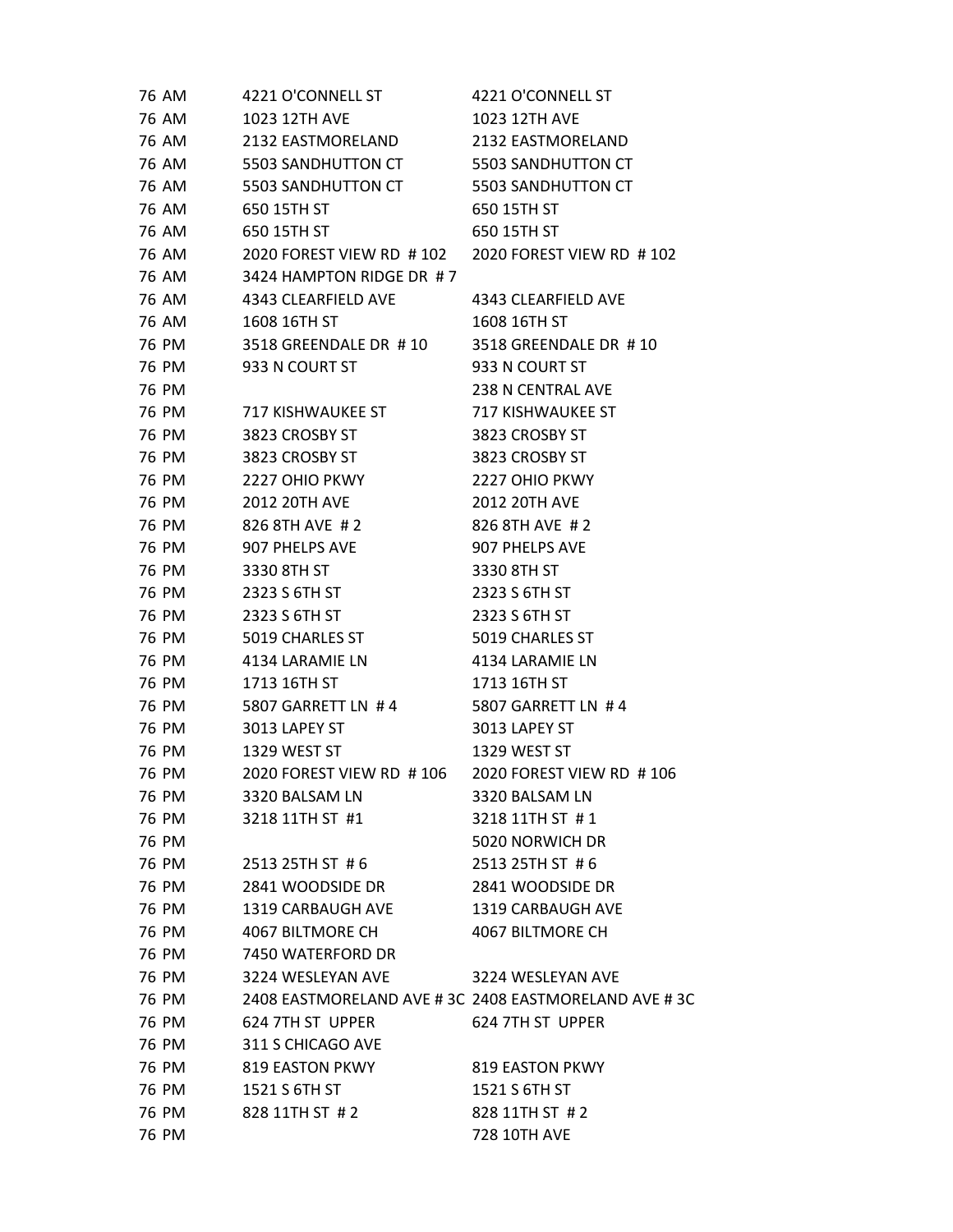| | | | |
|---|---|---|---|
| 76 | AM | 4221 O'CONNELL ST | 4221 O'CONNELL ST |
| 76 | AM | 1023 12TH AVE | 1023 12TH AVE |
| 76 | AM | 2132 EASTMORELAND | 2132 EASTMORELAND |
| 76 | AM | 5503 SANDHUTTON CT | 5503 SANDHUTTON CT |
| 76 | AM | 5503 SANDHUTTON CT | 5503 SANDHUTTON CT |
| 76 | AM | 650 15TH ST | 650 15TH ST |
| 76 | AM | 650 15TH ST | 650 15TH ST |
| 76 | AM | 2020 FOREST VIEW RD # 102 | 2020 FOREST VIEW RD # 102 |
| 76 | AM | 3424 HAMPTON RIDGE DR # 7 | |
| 76 | AM | 4343 CLEARFIELD AVE | 4343 CLEARFIELD AVE |
| 76 | AM | 1608 16TH ST | 1608 16TH ST |
| 76 | PM | 3518 GREENDALE DR # 10 | 3518 GREENDALE DR # 10 |
| 76 | PM | 933 N COURT ST | 933 N COURT ST |
| 76 | PM | | 238 N CENTRAL AVE |
| 76 | PM | 717 KISHWAUKEE ST | 717 KISHWAUKEE ST |
| 76 | PM | 3823 CROSBY ST | 3823 CROSBY ST |
| 76 | PM | 3823 CROSBY ST | 3823 CROSBY ST |
| 76 | PM | 2227 OHIO PKWY | 2227 OHIO PKWY |
| 76 | PM | 2012 20TH AVE | 2012 20TH AVE |
| 76 | PM | 826 8TH AVE # 2 | 826 8TH AVE # 2 |
| 76 | PM | 907 PHELPS AVE | 907 PHELPS AVE |
| 76 | PM | 3330 8TH ST | 3330 8TH ST |
| 76 | PM | 2323 S 6TH ST | 2323 S 6TH ST |
| 76 | PM | 2323 S 6TH ST | 2323 S 6TH ST |
| 76 | PM | 5019 CHARLES ST | 5019 CHARLES ST |
| 76 | PM | 4134 LARAMIE LN | 4134 LARAMIE LN |
| 76 | PM | 1713 16TH ST | 1713 16TH ST |
| 76 | PM | 5807 GARRETT LN # 4 | 5807 GARRETT LN # 4 |
| 76 | PM | 3013 LAPEY ST | 3013 LAPEY ST |
| 76 | PM | 1329 WEST ST | 1329 WEST ST |
| 76 | PM | 2020 FOREST VIEW RD # 106 | 2020 FOREST VIEW RD # 106 |
| 76 | PM | 3320 BALSAM LN | 3320 BALSAM LN |
| 76 | PM | 3218 11TH ST #1 | 3218 11TH ST # 1 |
| 76 | PM | | 5020 NORWICH DR |
| 76 | PM | 2513 25TH ST # 6 | 2513 25TH ST # 6 |
| 76 | PM | 2841 WOODSIDE DR | 2841 WOODSIDE DR |
| 76 | PM | 1319 CARBAUGH AVE | 1319 CARBAUGH AVE |
| 76 | PM | 4067 BILTMORE CH | 4067 BILTMORE CH |
| 76 | PM | 7450 WATERFORD DR | |
| 76 | PM | 3224 WESLEYAN AVE | 3224 WESLEYAN AVE |
| 76 | PM | 2408 EASTMORELAND AVE # 3C | 2408 EASTMORELAND AVE # 3C |
| 76 | PM | 624 7TH ST UPPER | 624 7TH ST UPPER |
| 76 | PM | 311 S CHICAGO AVE | |
| 76 | PM | 819 EASTON PKWY | 819 EASTON PKWY |
| 76 | PM | 1521 S 6TH ST | 1521 S 6TH ST |
| 76 | PM | 828 11TH ST # 2 | 828 11TH ST # 2 |
| 76 | PM | | 728 10TH AVE |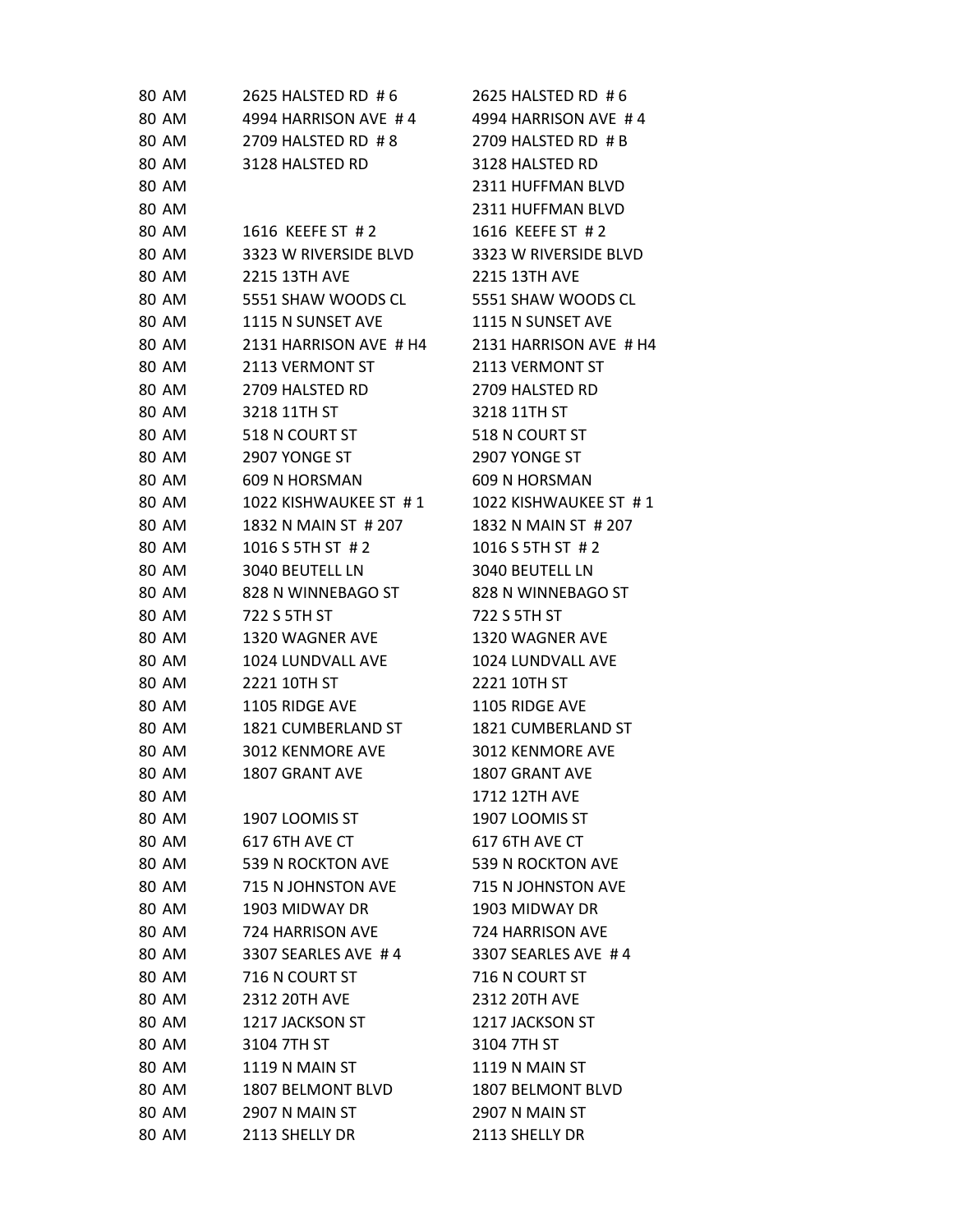| | | |
|---|---|---|
| 80 AM | 2625 HALSTED RD # 6 | 2625 HALSTED RD # 6 |
| 80 AM | 4994 HARRISON AVE # 4 | 4994 HARRISON AVE # 4 |
| 80 AM | 2709 HALSTED RD # 8 | 2709 HALSTED RD # B |
| 80 AM | 3128 HALSTED RD | 3128 HALSTED RD |
| 80 AM | | 2311 HUFFMAN BLVD |
| 80 AM | | 2311 HUFFMAN BLVD |
| 80 AM | 1616 KEEFE ST # 2 | 1616 KEEFE ST # 2 |
| 80 AM | 3323 W RIVERSIDE BLVD | 3323 W RIVERSIDE BLVD |
| 80 AM | 2215 13TH AVE | 2215 13TH AVE |
| 80 AM | 5551 SHAW WOODS CL | 5551 SHAW WOODS CL |
| 80 AM | 1115 N SUNSET AVE | 1115 N SUNSET AVE |
| 80 AM | 2131 HARRISON AVE # H4 | 2131 HARRISON AVE # H4 |
| 80 AM | 2113 VERMONT ST | 2113 VERMONT ST |
| 80 AM | 2709 HALSTED RD | 2709 HALSTED RD |
| 80 AM | 3218 11TH ST | 3218 11TH ST |
| 80 AM | 518 N COURT ST | 518 N COURT ST |
| 80 AM | 2907 YONGE ST | 2907 YONGE ST |
| 80 AM | 609 N HORSMAN | 609 N HORSMAN |
| 80 AM | 1022 KISHWAUKEE ST # 1 | 1022 KISHWAUKEE ST # 1 |
| 80 AM | 1832 N MAIN ST # 207 | 1832 N MAIN ST # 207 |
| 80 AM | 1016 S 5TH ST # 2 | 1016 S 5TH ST # 2 |
| 80 AM | 3040 BEUTELL LN | 3040 BEUTELL LN |
| 80 AM | 828 N WINNEBAGO ST | 828 N WINNEBAGO ST |
| 80 AM | 722 S 5TH ST | 722 S 5TH ST |
| 80 AM | 1320 WAGNER AVE | 1320 WAGNER AVE |
| 80 AM | 1024 LUNDVALL AVE | 1024 LUNDVALL AVE |
| 80 AM | 2221 10TH ST | 2221 10TH ST |
| 80 AM | 1105 RIDGE AVE | 1105 RIDGE AVE |
| 80 AM | 1821 CUMBERLAND ST | 1821 CUMBERLAND ST |
| 80 AM | 3012 KENMORE AVE | 3012 KENMORE AVE |
| 80 AM | 1807 GRANT AVE | 1807 GRANT AVE |
| 80 AM | | 1712 12TH AVE |
| 80 AM | 1907 LOOMIS ST | 1907 LOOMIS ST |
| 80 AM | 617 6TH AVE CT | 617 6TH AVE CT |
| 80 AM | 539 N ROCKTON AVE | 539 N ROCKTON AVE |
| 80 AM | 715 N JOHNSTON AVE | 715 N JOHNSTON AVE |
| 80 AM | 1903 MIDWAY DR | 1903 MIDWAY DR |
| 80 AM | 724 HARRISON AVE | 724 HARRISON AVE |
| 80 AM | 3307 SEARLES AVE # 4 | 3307 SEARLES AVE # 4 |
| 80 AM | 716 N COURT ST | 716 N COURT ST |
| 80 AM | 2312 20TH AVE | 2312 20TH AVE |
| 80 AM | 1217 JACKSON ST | 1217 JACKSON ST |
| 80 AM | 3104 7TH ST | 3104 7TH ST |
| 80 AM | 1119 N MAIN ST | 1119 N MAIN ST |
| 80 AM | 1807 BELMONT BLVD | 1807 BELMONT BLVD |
| 80 AM | 2907 N MAIN ST | 2907 N MAIN ST |
| 80 AM | 2113 SHELLY DR | 2113 SHELLY DR |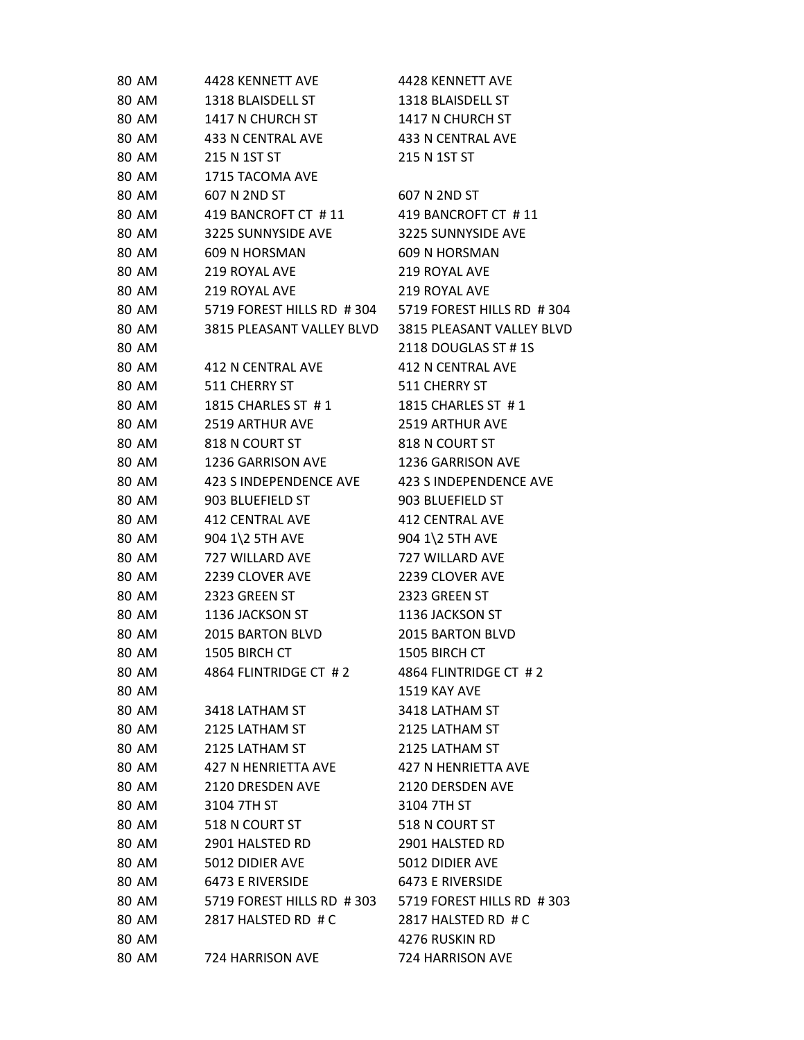| | | |
|---|---|---|
| 80 AM | 4428 KENNETT AVE | 4428 KENNETT AVE |
| 80 AM | 1318 BLAISDELL ST | 1318 BLAISDELL ST |
| 80 AM | 1417 N CHURCH ST | 1417 N CHURCH ST |
| 80 AM | 433 N CENTRAL AVE | 433 N CENTRAL AVE |
| 80 AM | 215 N 1ST ST | 215 N 1ST ST |
| 80 AM | 1715 TACOMA AVE | |
| 80 AM | 607 N 2ND ST | 607 N 2ND ST |
| 80 AM | 419 BANCROFT CT # 11 | 419 BANCROFT CT # 11 |
| 80 AM | 3225 SUNNYSIDE AVE | 3225 SUNNYSIDE AVE |
| 80 AM | 609 N HORSMAN | 609 N HORSMAN |
| 80 AM | 219 ROYAL AVE | 219 ROYAL AVE |
| 80 AM | 219 ROYAL AVE | 219 ROYAL AVE |
| 80 AM | 5719 FOREST HILLS RD # 304 | 5719 FOREST HILLS RD # 304 |
| 80 AM | 3815 PLEASANT VALLEY BLVD | 3815 PLEASANT VALLEY BLVD |
| 80 AM | | 2118 DOUGLAS ST # 1S |
| 80 AM | 412 N CENTRAL AVE | 412 N CENTRAL AVE |
| 80 AM | 511 CHERRY ST | 511 CHERRY ST |
| 80 AM | 1815 CHARLES ST # 1 | 1815 CHARLES ST # 1 |
| 80 AM | 2519 ARTHUR AVE | 2519 ARTHUR AVE |
| 80 AM | 818 N COURT ST | 818 N COURT ST |
| 80 AM | 1236 GARRISON AVE | 1236 GARRISON AVE |
| 80 AM | 423 S INDEPENDENCE AVE | 423 S INDEPENDENCE AVE |
| 80 AM | 903 BLUEFIELD ST | 903 BLUEFIELD ST |
| 80 AM | 412 CENTRAL AVE | 412 CENTRAL AVE |
| 80 AM | 904 1\2 5TH AVE | 904 1\2 5TH AVE |
| 80 AM | 727 WILLARD AVE | 727 WILLARD AVE |
| 80 AM | 2239 CLOVER AVE | 2239 CLOVER AVE |
| 80 AM | 2323 GREEN ST | 2323 GREEN ST |
| 80 AM | 1136 JACKSON ST | 1136 JACKSON ST |
| 80 AM | 2015 BARTON BLVD | 2015 BARTON BLVD |
| 80 AM | 1505 BIRCH CT | 1505 BIRCH CT |
| 80 AM | 4864 FLINTRIDGE CT # 2 | 4864 FLINTRIDGE CT # 2 |
| 80 AM | | 1519 KAY AVE |
| 80 AM | 3418 LATHAM ST | 3418 LATHAM ST |
| 80 AM | 2125 LATHAM ST | 2125 LATHAM ST |
| 80 AM | 2125 LATHAM ST | 2125 LATHAM ST |
| 80 AM | 427 N HENRIETTA AVE | 427 N HENRIETTA AVE |
| 80 AM | 2120 DRESDEN AVE | 2120 DERSDEN AVE |
| 80 AM | 3104 7TH ST | 3104 7TH ST |
| 80 AM | 518 N COURT ST | 518 N COURT ST |
| 80 AM | 2901 HALSTED RD | 2901 HALSTED RD |
| 80 AM | 5012 DIDIER AVE | 5012 DIDIER AVE |
| 80 AM | 6473 E RIVERSIDE | 6473 E RIVERSIDE |
| 80 AM | 5719 FOREST HILLS RD # 303 | 5719 FOREST HILLS RD # 303 |
| 80 AM | 2817 HALSTED RD # C | 2817 HALSTED RD # C |
| 80 AM | | 4276 RUSKIN RD |
| 80 AM | 724 HARRISON AVE | 724 HARRISON AVE |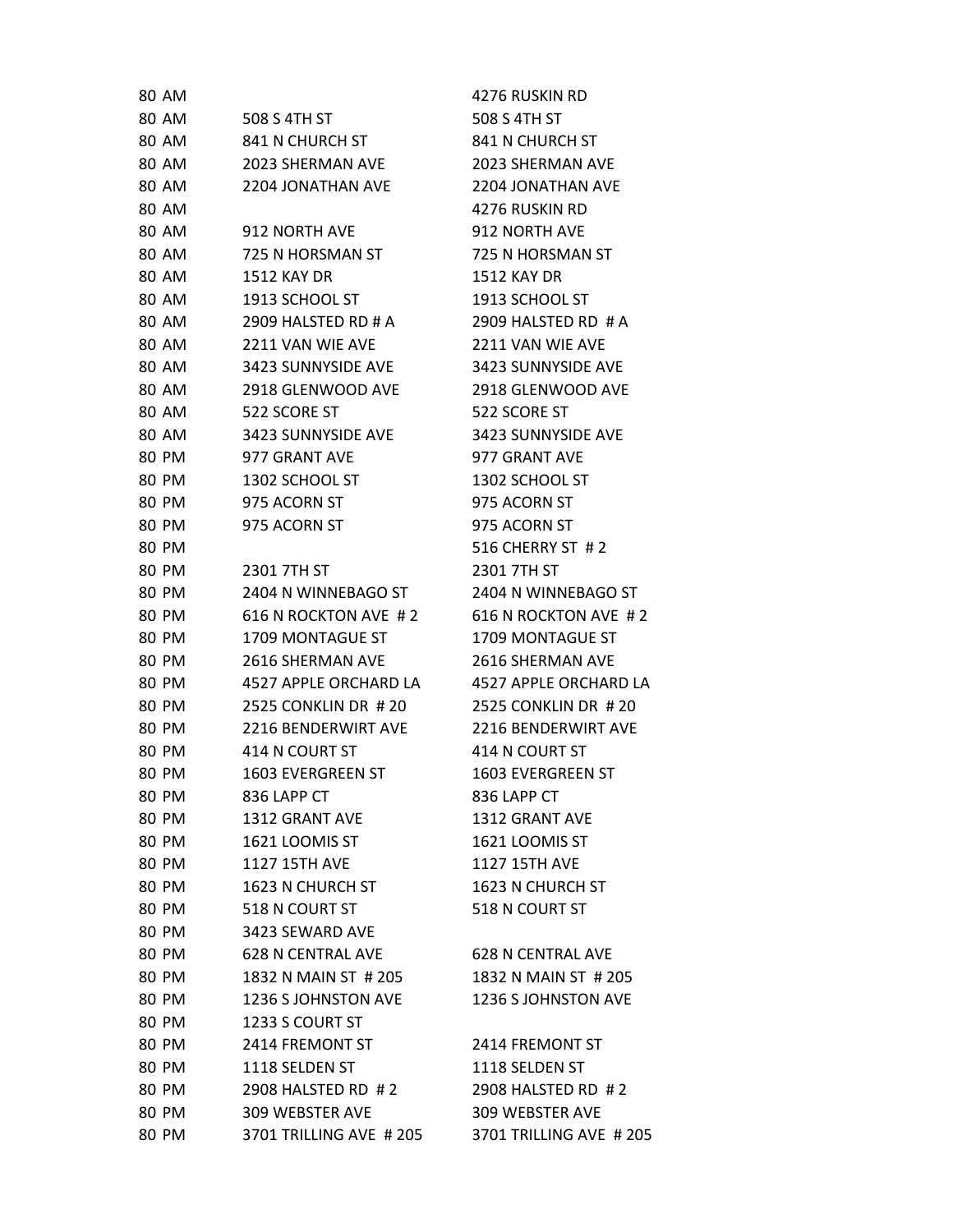| | | | |
|---|---|---|---|
| 80 | AM | | 4276 RUSKIN RD |
| 80 | AM | 508 S 4TH ST | 508 S 4TH ST |
| 80 | AM | 841 N CHURCH ST | 841 N CHURCH ST |
| 80 | AM | 2023 SHERMAN AVE | 2023 SHERMAN AVE |
| 80 | AM | 2204 JONATHAN AVE | 2204 JONATHAN AVE |
| 80 | AM | | 4276 RUSKIN RD |
| 80 | AM | 912 NORTH AVE | 912 NORTH AVE |
| 80 | AM | 725 N HORSMAN ST | 725 N HORSMAN ST |
| 80 | AM | 1512 KAY DR | 1512 KAY DR |
| 80 | AM | 1913 SCHOOL ST | 1913 SCHOOL ST |
| 80 | AM | 2909 HALSTED RD # A | 2909 HALSTED RD # A |
| 80 | AM | 2211 VAN WIE AVE | 2211 VAN WIE AVE |
| 80 | AM | 3423 SUNNYSIDE AVE | 3423 SUNNYSIDE AVE |
| 80 | AM | 2918 GLENWOOD AVE | 2918 GLENWOOD AVE |
| 80 | AM | 522 SCORE ST | 522 SCORE ST |
| 80 | AM | 3423 SUNNYSIDE AVE | 3423 SUNNYSIDE AVE |
| 80 | PM | 977 GRANT AVE | 977 GRANT AVE |
| 80 | PM | 1302 SCHOOL ST | 1302 SCHOOL ST |
| 80 | PM | 975 ACORN ST | 975 ACORN ST |
| 80 | PM | 975 ACORN ST | 975 ACORN ST |
| 80 | PM | | 516 CHERRY ST # 2 |
| 80 | PM | 2301 7TH ST | 2301 7TH ST |
| 80 | PM | 2404 N WINNEBAGO ST | 2404 N WINNEBAGO ST |
| 80 | PM | 616 N ROCKTON AVE # 2 | 616 N ROCKTON AVE # 2 |
| 80 | PM | 1709 MONTAGUE ST | 1709 MONTAGUE ST |
| 80 | PM | 2616 SHERMAN AVE | 2616 SHERMAN AVE |
| 80 | PM | 4527 APPLE ORCHARD LA | 4527 APPLE ORCHARD LA |
| 80 | PM | 2525 CONKLIN DR # 20 | 2525 CONKLIN DR # 20 |
| 80 | PM | 2216 BENDERWIRT AVE | 2216 BENDERWIRT AVE |
| 80 | PM | 414 N COURT ST | 414 N COURT ST |
| 80 | PM | 1603 EVERGREEN ST | 1603 EVERGREEN ST |
| 80 | PM | 836 LAPP CT | 836 LAPP CT |
| 80 | PM | 1312 GRANT AVE | 1312 GRANT AVE |
| 80 | PM | 1621 LOOMIS ST | 1621 LOOMIS ST |
| 80 | PM | 1127 15TH AVE | 1127 15TH AVE |
| 80 | PM | 1623 N CHURCH ST | 1623 N CHURCH ST |
| 80 | PM | 518 N COURT ST | 518 N COURT ST |
| 80 | PM | 3423 SEWARD AVE | |
| 80 | PM | 628 N CENTRAL AVE | 628 N CENTRAL AVE |
| 80 | PM | 1832 N MAIN ST # 205 | 1832 N MAIN ST # 205 |
| 80 | PM | 1236 S JOHNSTON AVE | 1236 S JOHNSTON AVE |
| 80 | PM | 1233 S COURT ST | |
| 80 | PM | 2414 FREMONT ST | 2414 FREMONT ST |
| 80 | PM | 1118 SELDEN ST | 1118 SELDEN ST |
| 80 | PM | 2908 HALSTED RD # 2 | 2908 HALSTED RD # 2 |
| 80 | PM | 309 WEBSTER AVE | 309 WEBSTER AVE |
| 80 | PM | 3701 TRILLING AVE # 205 | 3701 TRILLING AVE # 205 |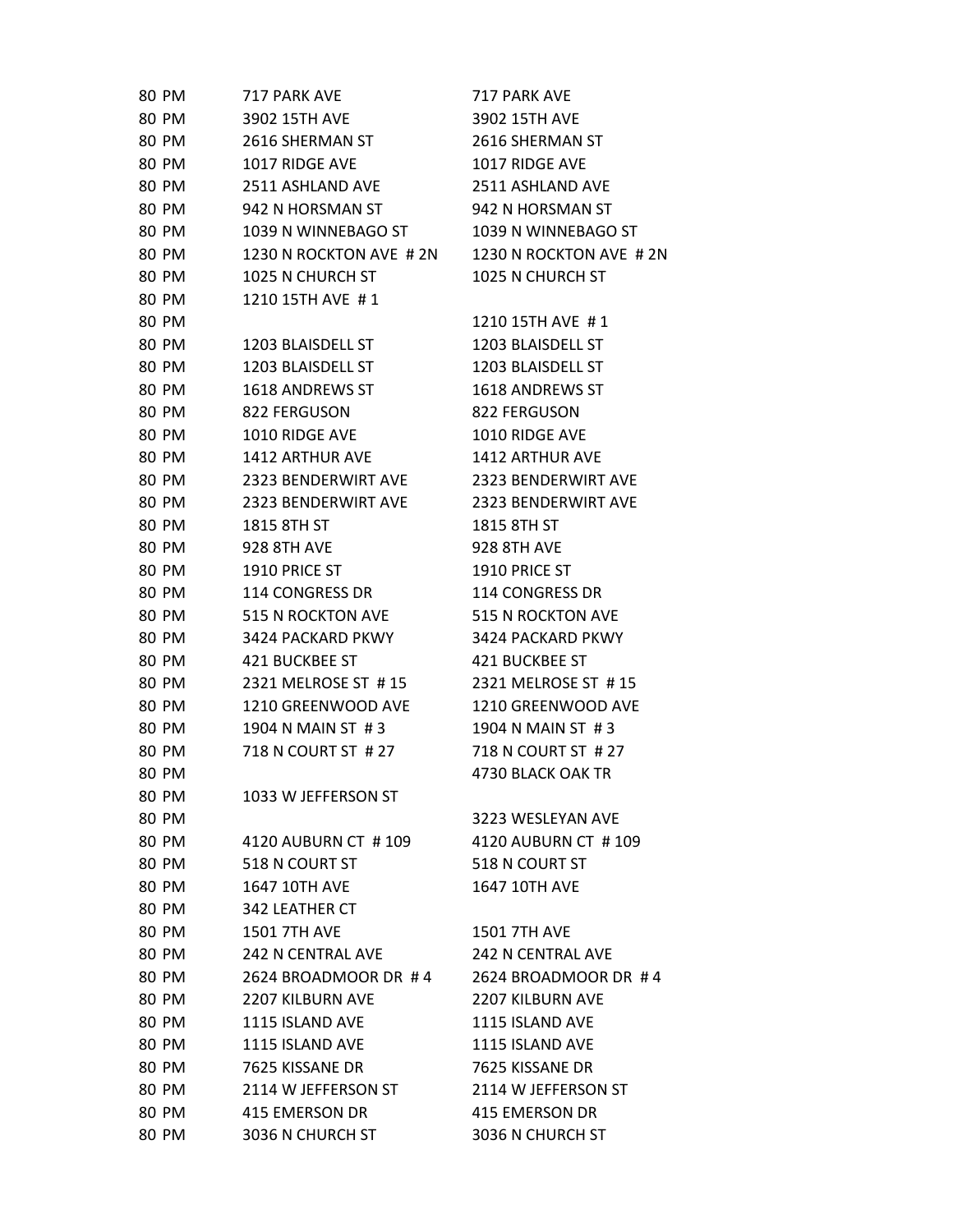| | | |
|---|---|---|
| 80 PM | 717 PARK AVE | 717 PARK AVE |
| 80 PM | 3902 15TH AVE | 3902 15TH AVE |
| 80 PM | 2616 SHERMAN ST | 2616 SHERMAN ST |
| 80 PM | 1017 RIDGE AVE | 1017 RIDGE AVE |
| 80 PM | 2511 ASHLAND AVE | 2511 ASHLAND AVE |
| 80 PM | 942 N HORSMAN ST | 942 N HORSMAN ST |
| 80 PM | 1039 N WINNEBAGO ST | 1039 N WINNEBAGO ST |
| 80 PM | 1230 N ROCKTON AVE # 2N | 1230 N ROCKTON AVE # 2N |
| 80 PM | 1025 N CHURCH ST | 1025 N CHURCH ST |
| 80 PM | 1210 15TH AVE # 1 | |
| 80 PM | | 1210 15TH AVE # 1 |
| 80 PM | 1203 BLAISDELL ST | 1203 BLAISDELL ST |
| 80 PM | 1203 BLAISDELL ST | 1203 BLAISDELL ST |
| 80 PM | 1618 ANDREWS ST | 1618 ANDREWS ST |
| 80 PM | 822 FERGUSON | 822 FERGUSON |
| 80 PM | 1010 RIDGE AVE | 1010 RIDGE AVE |
| 80 PM | 1412 ARTHUR AVE | 1412 ARTHUR AVE |
| 80 PM | 2323 BENDERWIRT AVE | 2323 BENDERWIRT AVE |
| 80 PM | 2323 BENDERWIRT AVE | 2323 BENDERWIRT AVE |
| 80 PM | 1815 8TH ST | 1815 8TH ST |
| 80 PM | 928 8TH AVE | 928 8TH AVE |
| 80 PM | 1910 PRICE ST | 1910 PRICE ST |
| 80 PM | 114 CONGRESS DR | 114 CONGRESS DR |
| 80 PM | 515 N ROCKTON AVE | 515 N ROCKTON AVE |
| 80 PM | 3424 PACKARD PKWY | 3424 PACKARD PKWY |
| 80 PM | 421 BUCKBEE ST | 421 BUCKBEE ST |
| 80 PM | 2321 MELROSE ST # 15 | 2321 MELROSE ST # 15 |
| 80 PM | 1210 GREENWOOD AVE | 1210 GREENWOOD AVE |
| 80 PM | 1904 N MAIN ST # 3 | 1904 N MAIN ST # 3 |
| 80 PM | 718 N COURT ST # 27 | 718 N COURT ST # 27 |
| 80 PM | | 4730 BLACK OAK TR |
| 80 PM | 1033 W JEFFERSON ST | |
| 80 PM | | 3223 WESLEYAN AVE |
| 80 PM | 4120 AUBURN CT # 109 | 4120 AUBURN CT # 109 |
| 80 PM | 518 N COURT ST | 518 N COURT ST |
| 80 PM | 1647 10TH AVE | 1647 10TH AVE |
| 80 PM | 342 LEATHER CT | |
| 80 PM | 1501 7TH AVE | 1501 7TH AVE |
| 80 PM | 242 N CENTRAL AVE | 242 N CENTRAL AVE |
| 80 PM | 2624 BROADMOOR DR # 4 | 2624 BROADMOOR DR # 4 |
| 80 PM | 2207 KILBURN AVE | 2207 KILBURN AVE |
| 80 PM | 1115 ISLAND AVE | 1115 ISLAND AVE |
| 80 PM | 1115 ISLAND AVE | 1115 ISLAND AVE |
| 80 PM | 7625 KISSANE DR | 7625 KISSANE DR |
| 80 PM | 2114 W JEFFERSON ST | 2114 W JEFFERSON ST |
| 80 PM | 415 EMERSON DR | 415 EMERSON DR |
| 80 PM | 3036 N CHURCH ST | 3036 N CHURCH ST |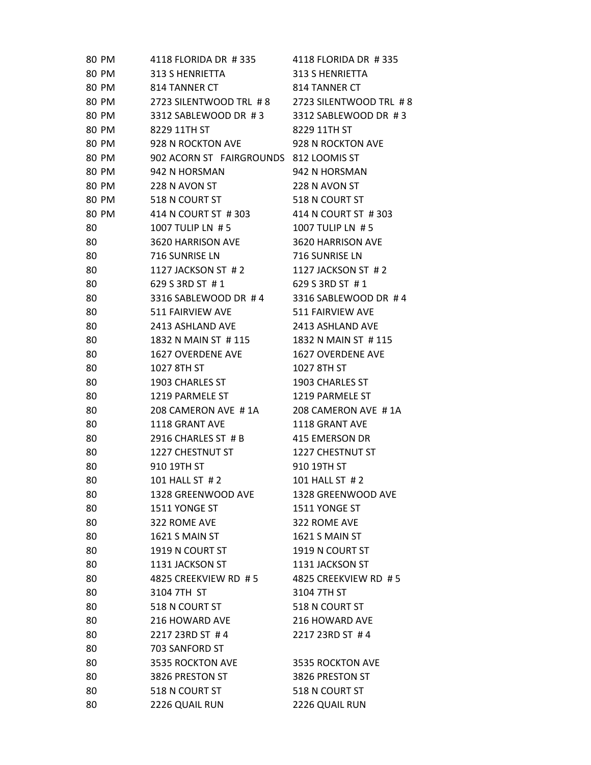| | | |
|---|---|---|
| 80 PM | 4118 FLORIDA DR # 335 | 4118 FLORIDA DR # 335 |
| 80 PM | 313 S HENRIETTA | 313 S HENRIETTA |
| 80 PM | 814 TANNER CT | 814 TANNER CT |
| 80 PM | 2723 SILENTWOOD TRL # 8 | 2723 SILENTWOOD TRL # 8 |
| 80 PM | 3312 SABLEWOOD DR # 3 | 3312 SABLEWOOD DR # 3 |
| 80 PM | 8229 11TH ST | 8229 11TH ST |
| 80 PM | 928 N ROCKTON AVE | 928 N ROCKTON AVE |
| 80 PM | 902 ACORN ST FAIRGROUNDS | 812 LOOMIS ST |
| 80 PM | 942 N HORSMAN | 942 N HORSMAN |
| 80 PM | 228 N AVON ST | 228 N AVON ST |
| 80 PM | 518 N COURT ST | 518 N COURT ST |
| 80 PM | 414 N COURT ST # 303 | 414 N COURT ST # 303 |
| 80 | 1007 TULIP LN # 5 | 1007 TULIP LN # 5 |
| 80 | 3620 HARRISON AVE | 3620 HARRISON AVE |
| 80 | 716 SUNRISE LN | 716 SUNRISE LN |
| 80 | 1127 JACKSON ST # 2 | 1127 JACKSON ST # 2 |
| 80 | 629 S 3RD ST # 1 | 629 S 3RD ST # 1 |
| 80 | 3316 SABLEWOOD DR # 4 | 3316 SABLEWOOD DR # 4 |
| 80 | 511 FAIRVIEW AVE | 511 FAIRVIEW AVE |
| 80 | 2413 ASHLAND AVE | 2413 ASHLAND AVE |
| 80 | 1832 N MAIN ST # 115 | 1832 N MAIN ST # 115 |
| 80 | 1627 OVERDENE AVE | 1627 OVERDENE AVE |
| 80 | 1027 8TH ST | 1027 8TH ST |
| 80 | 1903 CHARLES ST | 1903 CHARLES ST |
| 80 | 1219 PARMELE ST | 1219 PARMELE ST |
| 80 | 208 CAMERON AVE # 1A | 208 CAMERON AVE # 1A |
| 80 | 1118 GRANT AVE | 1118 GRANT AVE |
| 80 | 2916 CHARLES ST # B | 415 EMERSON DR |
| 80 | 1227 CHESTNUT ST | 1227 CHESTNUT ST |
| 80 | 910 19TH ST | 910 19TH ST |
| 80 | 101 HALL ST # 2 | 101 HALL ST # 2 |
| 80 | 1328 GREENWOOD AVE | 1328 GREENWOOD AVE |
| 80 | 1511 YONGE ST | 1511 YONGE ST |
| 80 | 322 ROME AVE | 322 ROME AVE |
| 80 | 1621 S MAIN ST | 1621 S MAIN ST |
| 80 | 1919 N COURT ST | 1919 N COURT ST |
| 80 | 1131 JACKSON ST | 1131 JACKSON ST |
| 80 | 4825 CREEKVIEW RD # 5 | 4825 CREEKVIEW RD # 5 |
| 80 | 3104 7TH ST | 3104 7TH ST |
| 80 | 518 N COURT ST | 518 N COURT ST |
| 80 | 216 HOWARD AVE | 216 HOWARD AVE |
| 80 | 2217 23RD ST # 4 | 2217 23RD ST # 4 |
| 80 | 703 SANFORD ST | |
| 80 | 3535 ROCKTON AVE | 3535 ROCKTON AVE |
| 80 | 3826 PRESTON ST | 3826 PRESTON ST |
| 80 | 518 N COURT ST | 518 N COURT ST |
| 80 | 2226 QUAIL RUN | 2226 QUAIL RUN |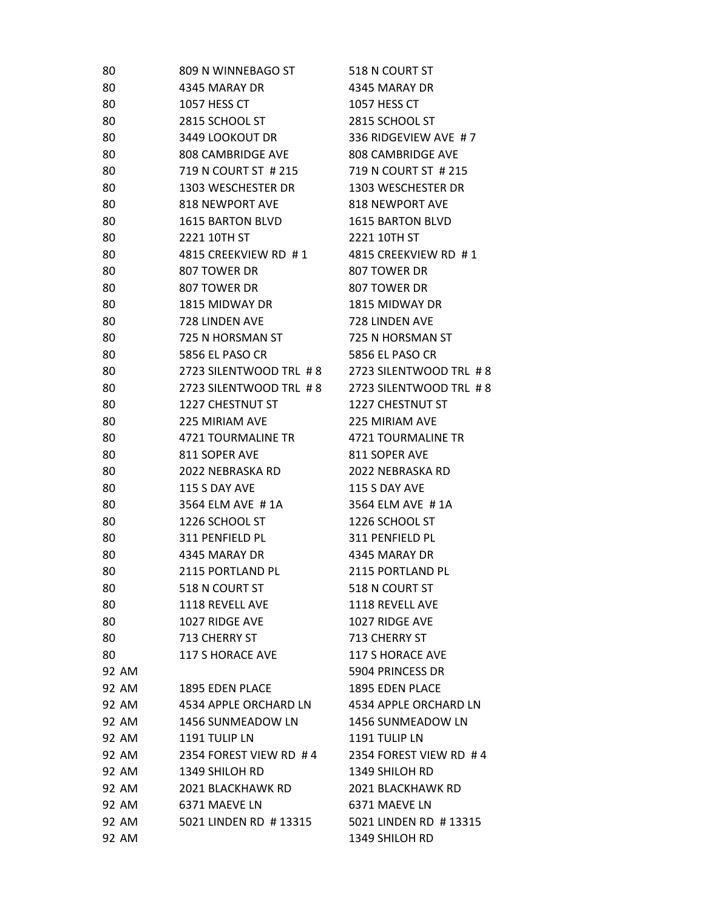| | | |
|---|---|---|
| 80 | 809 N WINNEBAGO ST | 518 N COURT ST |
| 80 | 4345 MARAY DR | 4345 MARAY DR |
| 80 | 1057 HESS CT | 1057 HESS CT |
| 80 | 2815 SCHOOL ST | 2815 SCHOOL ST |
| 80 | 3449 LOOKOUT DR | 336 RIDGEVIEW AVE # 7 |
| 80 | 808 CAMBRIDGE AVE | 808 CAMBRIDGE AVE |
| 80 | 719 N COURT ST # 215 | 719 N COURT ST # 215 |
| 80 | 1303 WESCHESTER DR | 1303 WESCHESTER DR |
| 80 | 818 NEWPORT AVE | 818 NEWPORT AVE |
| 80 | 1615 BARTON BLVD | 1615 BARTON BLVD |
| 80 | 2221 10TH ST | 2221 10TH ST |
| 80 | 4815 CREEKVIEW RD # 1 | 4815 CREEKVIEW RD # 1 |
| 80 | 807 TOWER DR | 807 TOWER DR |
| 80 | 807 TOWER DR | 807 TOWER DR |
| 80 | 1815 MIDWAY DR | 1815 MIDWAY DR |
| 80 | 728 LINDEN AVE | 728 LINDEN AVE |
| 80 | 725 N HORSMAN ST | 725 N HORSMAN ST |
| 80 | 5856 EL PASO CR | 5856 EL PASO CR |
| 80 | 2723 SILENTWOOD TRL # 8 | 2723 SILENTWOOD TRL # 8 |
| 80 | 2723 SILENTWOOD TRL # 8 | 2723 SILENTWOOD TRL # 8 |
| 80 | 1227 CHESTNUT ST | 1227 CHESTNUT ST |
| 80 | 225 MIRIAM AVE | 225 MIRIAM AVE |
| 80 | 4721 TOURMALINE TR | 4721 TOURMALINE TR |
| 80 | 811 SOPER AVE | 811 SOPER AVE |
| 80 | 2022 NEBRASKA RD | 2022 NEBRASKA RD |
| 80 | 115 S DAY AVE | 115 S DAY AVE |
| 80 | 3564 ELM AVE # 1A | 3564 ELM AVE # 1A |
| 80 | 1226 SCHOOL ST | 1226 SCHOOL ST |
| 80 | 311 PENFIELD PL | 311 PENFIELD PL |
| 80 | 4345 MARAY DR | 4345 MARAY DR |
| 80 | 2115 PORTLAND PL | 2115 PORTLAND PL |
| 80 | 518 N COURT ST | 518 N COURT ST |
| 80 | 1118 REVELL AVE | 1118 REVELL AVE |
| 80 | 1027 RIDGE AVE | 1027 RIDGE AVE |
| 80 | 713 CHERRY ST | 713 CHERRY ST |
| 80 | 117 S HORACE AVE | 117 S HORACE AVE |
| 92 AM | | 5904 PRINCESS DR |
| 92 AM | 1895 EDEN PLACE | 1895 EDEN PLACE |
| 92 AM | 4534 APPLE ORCHARD LN | 4534 APPLE ORCHARD LN |
| 92 AM | 1456 SUNMEADOW LN | 1456 SUNMEADOW LN |
| 92 AM | 1191 TULIP LN | 1191 TULIP LN |
| 92 AM | 2354 FOREST VIEW RD # 4 | 2354 FOREST VIEW RD # 4 |
| 92 AM | 1349 SHILOH RD | 1349 SHILOH RD |
| 92 AM | 2021 BLACKHAWK RD | 2021 BLACKHAWK RD |
| 92 AM | 6371 MAEVE LN | 6371 MAEVE LN |
| 92 AM | 5021 LINDEN RD # 13315 | 5021 LINDEN RD # 13315 |
| 92 AM | | 1349 SHILOH RD |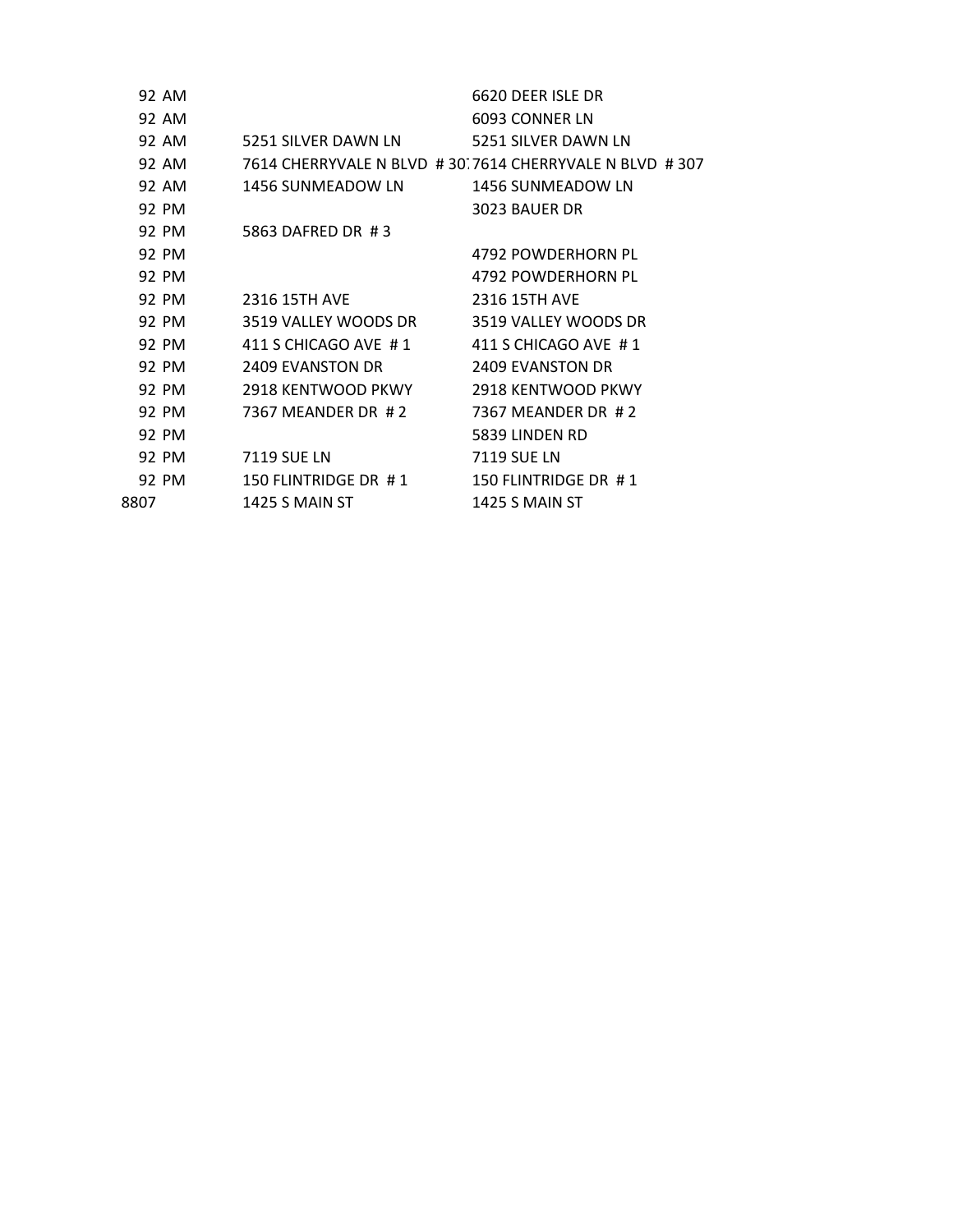| | | | |
|---|---|---|---|
| 92 | AM | | 6620 DEER ISLE DR |
| 92 | AM | | 6093 CONNER LN |
| 92 | AM | 5251 SILVER DAWN LN | 5251 SILVER DAWN LN |
| 92 | AM | 7614 CHERRYVALE N BLVD # 307 | 7614 CHERRYVALE N BLVD # 307 |
| 92 | AM | 1456 SUNMEADOW LN | 1456 SUNMEADOW LN |
| 92 | PM | | 3023 BAUER DR |
| 92 | PM | 5863 DAFRED DR # 3 | |
| 92 | PM | | 4792 POWDERHORN PL |
| 92 | PM | | 4792 POWDERHORN PL |
| 92 | PM | 2316 15TH AVE | 2316 15TH AVE |
| 92 | PM | 3519 VALLEY WOODS DR | 3519 VALLEY WOODS DR |
| 92 | PM | 411 S CHICAGO AVE # 1 | 411 S CHICAGO AVE # 1 |
| 92 | PM | 2409 EVANSTON DR | 2409 EVANSTON DR |
| 92 | PM | 2918 KENTWOOD PKWY | 2918 KENTWOOD PKWY |
| 92 | PM | 7367 MEANDER DR # 2 | 7367 MEANDER DR # 2 |
| 92 | PM | | 5839 LINDEN RD |
| 92 | PM | 7119 SUE LN | 7119 SUE LN |
| 92 | PM | 150 FLINTRIDGE DR # 1 | 150 FLINTRIDGE DR # 1 |
| 8807 | | 1425 S MAIN ST | 1425 S MAIN ST |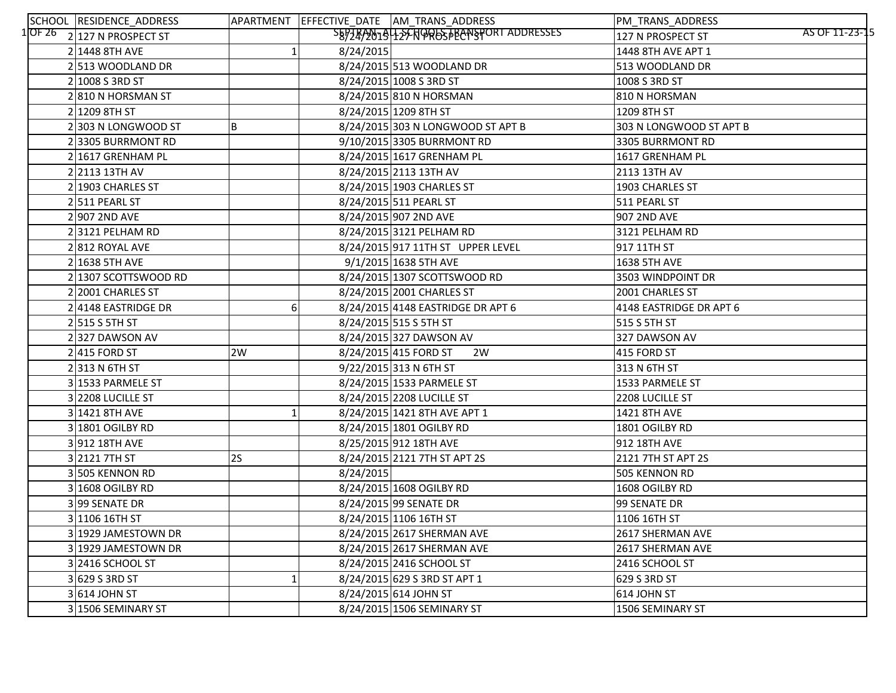| SCHOOL | RESIDENCE_ADDRESS | APARTMENT | EFFECTIVE_DATE | AM_TRANS_ADDRESS | PM_TRANS_ADDRESS |
|---|---|---|---|---|---|
| 2 | 127 N PROSPECT ST | | 8/24/2015 | 127 N PROSPECT ST | 127 N PROSPECT ST |
| 2 | 1448 8TH AVE | 1 | 8/24/2015 | | 1448 8TH AVE APT 1 |
| 2 | 513 WOODLAND DR | | 8/24/2015 | 513 WOODLAND DR | 513 WOODLAND DR |
| 2 | 1008 S 3RD ST | | 8/24/2015 | 1008 S 3RD ST | 1008 S 3RD ST |
| 2 | 810 N HORSMAN ST | | 8/24/2015 | 810 N HORSMAN | 810 N HORSMAN |
| 2 | 1209 8TH ST | | 8/24/2015 | 1209 8TH ST | 1209 8TH ST |
| 2 | 303 N LONGWOOD ST | B | 8/24/2015 | 303 N LONGWOOD ST APT B | 303 N LONGWOOD ST APT B |
| 2 | 3305 BURRMONT RD | | 9/10/2015 | 3305 BURRMONT RD | 3305 BURRMONT RD |
| 2 | 1617 GRENHAM PL | | 8/24/2015 | 1617 GRENHAM PL | 1617 GRENHAM PL |
| 2 | 2113 13TH AV | | 8/24/2015 | 2113 13TH AV | 2113 13TH AV |
| 2 | 1903 CHARLES ST | | 8/24/2015 | 1903 CHARLES ST | 1903 CHARLES ST |
| 2 | 511 PEARL ST | | 8/24/2015 | 511 PEARL ST | 511 PEARL ST |
| 2 | 907 2ND AVE | | 8/24/2015 | 907 2ND AVE | 907 2ND AVE |
| 2 | 3121 PELHAM RD | | 8/24/2015 | 3121 PELHAM RD | 3121 PELHAM RD |
| 2 | 812 ROYAL AVE | | 8/24/2015 | 917 11TH ST UPPER LEVEL | 917 11TH ST |
| 2 | 1638 5TH AVE | | 9/1/2015 | 1638 5TH AVE | 1638 5TH AVE |
| 2 | 1307 SCOTTSWOOD RD | | 8/24/2015 | 1307 SCOTTSWOOD RD | 3503 WINDPOINT DR |
| 2 | 2001 CHARLES ST | | 8/24/2015 | 2001 CHARLES ST | 2001 CHARLES ST |
| 2 | 4148 EASTRIDGE DR | 6 | 8/24/2015 | 4148 EASTRIDGE DR APT 6 | 4148 EASTRIDGE DR APT 6 |
| 2 | 515 S 5TH ST | | 8/24/2015 | 515 S 5TH ST | 515 S 5TH ST |
| 2 | 327 DAWSON AV | | 8/24/2015 | 327 DAWSON AV | 327 DAWSON AV |
| 2 | 415 FORD ST | 2W | 8/24/2015 | 415 FORD ST 2W | 415 FORD ST |
| 2 | 313 N 6TH ST | | 9/22/2015 | 313 N 6TH ST | 313 N 6TH ST |
| 3 | 1533 PARMELE ST | | 8/24/2015 | 1533 PARMELE ST | 1533 PARMELE ST |
| 3 | 2208 LUCILLE ST | | 8/24/2015 | 2208 LUCILLE ST | 2208 LUCILLE ST |
| 3 | 1421 8TH AVE | 1 | 8/24/2015 | 1421 8TH AVE APT 1 | 1421 8TH AVE |
| 3 | 1801 OGILBY RD | | 8/24/2015 | 1801 OGILBY RD | 1801 OGILBY RD |
| 3 | 912 18TH AVE | | 8/25/2015 | 912 18TH AVE | 912 18TH AVE |
| 3 | 2121 7TH ST | 2S | 8/24/2015 | 2121 7TH ST APT 2S | 2121 7TH ST APT 2S |
| 3 | 505 KENNON RD | | 8/24/2015 | | 505 KENNON RD |
| 3 | 1608 OGILBY RD | | 8/24/2015 | 1608 OGILBY RD | 1608 OGILBY RD |
| 3 | 99 SENATE DR | | 8/24/2015 | 99 SENATE DR | 99 SENATE DR |
| 3 | 1106 16TH ST | | 8/24/2015 | 1106 16TH ST | 1106 16TH ST |
| 3 | 1929 JAMESTOWN DR | | 8/24/2015 | 2617 SHERMAN AVE | 2617 SHERMAN AVE |
| 3 | 1929 JAMESTOWN DR | | 8/24/2015 | 2617 SHERMAN AVE | 2617 SHERMAN AVE |
| 3 | 2416 SCHOOL ST | | 8/24/2015 | 2416 SCHOOL ST | 2416 SCHOOL ST |
| 3 | 629 S 3RD ST | 1 | 8/24/2015 | 629 S 3RD ST APT 1 | 629 S 3RD ST |
| 3 | 614 JOHN ST | | 8/24/2015 | 614 JOHN ST | 614 JOHN ST |
| 3 | 1506 SEMINARY ST | | 8/24/2015 | 1506 SEMINARY ST | 1506 SEMINARY ST |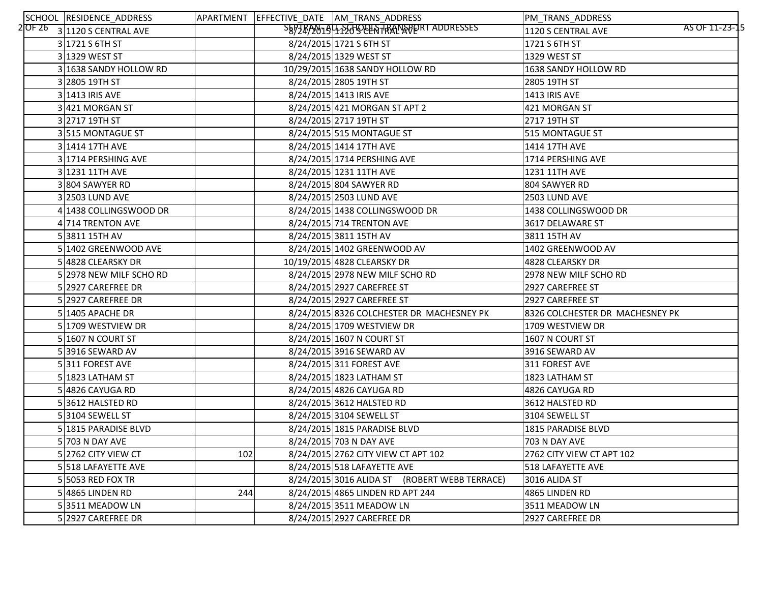| SCHOOL | RESIDENCE_ADDRESS | APARTMENT | EFFECTIVE_DATE | AM_TRANS_ADDRESS | PM_TRANS_ADDRESS |
|---|---|---|---|---|---|
| 3 | 1120 S CENTRAL AVE | | 8/24/2015 | 1120 S CENTRAL AVE | 1120 S CENTRAL AVE |
| 3 | 1721 S 6TH ST | | 8/24/2015 | 1721 S 6TH ST | 1721 S 6TH ST |
| 3 | 1329 WEST ST | | 8/24/2015 | 1329 WEST ST | 1329 WEST ST |
| 3 | 1638 SANDY HOLLOW RD | | 10/29/2015 | 1638 SANDY HOLLOW RD | 1638 SANDY HOLLOW RD |
| 3 | 2805 19TH ST | | 8/24/2015 | 2805 19TH ST | 2805 19TH ST |
| 3 | 1413 IRIS AVE | | 8/24/2015 | 1413 IRIS AVE | 1413 IRIS AVE |
| 3 | 421 MORGAN ST | | 8/24/2015 | 421 MORGAN ST APT 2 | 421 MORGAN ST |
| 3 | 2717 19TH ST | | 8/24/2015 | 2717 19TH ST | 2717 19TH ST |
| 3 | 515 MONTAGUE ST | | 8/24/2015 | 515 MONTAGUE ST | 515 MONTAGUE ST |
| 3 | 1414 17TH AVE | | 8/24/2015 | 1414 17TH AVE | 1414 17TH AVE |
| 3 | 1714 PERSHING AVE | | 8/24/2015 | 1714 PERSHING AVE | 1714 PERSHING AVE |
| 3 | 1231 11TH AVE | | 8/24/2015 | 1231 11TH AVE | 1231 11TH AVE |
| 3 | 804 SAWYER RD | | 8/24/2015 | 804 SAWYER RD | 804 SAWYER RD |
| 3 | 2503 LUND AVE | | 8/24/2015 | 2503 LUND AVE | 2503 LUND AVE |
| 4 | 1438 COLLINGSWOOD DR | | 8/24/2015 | 1438 COLLINGSWOOD DR | 1438 COLLINGSWOOD DR |
| 4 | 714 TRENTON AVE | | 8/24/2015 | 714 TRENTON AVE | 3617 DELAWARE ST |
| 5 | 3811 15TH AV | | 8/24/2015 | 3811 15TH AV | 3811 15TH AV |
| 5 | 1402 GREENWOOD AVE | | 8/24/2015 | 1402 GREENWOOD AV | 1402 GREENWOOD AV |
| 5 | 4828 CLEARSKY DR | | 10/19/2015 | 4828 CLEARSKY DR | 4828 CLEARSKY DR |
| 5 | 2978 NEW MILF SCHO RD | | 8/24/2015 | 2978 NEW MILF SCHO RD | 2978 NEW MILF SCHO RD |
| 5 | 2927 CAREFREE DR | | 8/24/2015 | 2927 CAREFREE ST | 2927 CAREFREE ST |
| 5 | 2927 CAREFREE DR | | 8/24/2015 | 2927 CAREFREE ST | 2927 CAREFREE ST |
| 5 | 1405 APACHE DR | | 8/24/2015 | 8326 COLCHESTER DR MACHESNEY PK | 8326 COLCHESTER DR MACHESNEY PK |
| 5 | 1709 WESTVIEW DR | | 8/24/2015 | 1709 WESTVIEW DR | 1709 WESTVIEW DR |
| 5 | 1607 N COURT ST | | 8/24/2015 | 1607 N COURT ST | 1607 N COURT ST |
| 5 | 3916 SEWARD AV | | 8/24/2015 | 3916 SEWARD AV | 3916 SEWARD AV |
| 5 | 311 FOREST AVE | | 8/24/2015 | 311 FOREST AVE | 311 FOREST AVE |
| 5 | 1823 LATHAM ST | | 8/24/2015 | 1823 LATHAM ST | 1823 LATHAM ST |
| 5 | 4826 CAYUGA RD | | 8/24/2015 | 4826 CAYUGA RD | 4826 CAYUGA RD |
| 5 | 3612 HALSTED RD | | 8/24/2015 | 3612 HALSTED RD | 3612 HALSTED RD |
| 5 | 3104 SEWELL ST | | 8/24/2015 | 3104 SEWELL ST | 3104 SEWELL ST |
| 5 | 1815 PARADISE BLVD | | 8/24/2015 | 1815 PARADISE BLVD | 1815 PARADISE BLVD |
| 5 | 703 N DAY AVE | | 8/24/2015 | 703 N DAY AVE | 703 N DAY AVE |
| 5 | 2762 CITY VIEW CT | 102 | 8/24/2015 | 2762 CITY VIEW CT APT 102 | 2762 CITY VIEW CT APT 102 |
| 5 | 518 LAFAYETTE AVE | | 8/24/2015 | 518 LAFAYETTE AVE | 518 LAFAYETTE AVE |
| 5 | 5053 RED FOX TR | | 8/24/2015 | 3016 ALIDA ST (ROBERT WEBB TERRACE) | 3016 ALIDA ST |
| 5 | 4865 LINDEN RD | 244 | 8/24/2015 | 4865 LINDEN RD APT 244 | 4865 LINDEN RD |
| 5 | 3511 MEADOW LN | | 8/24/2015 | 3511 MEADOW LN | 3511 MEADOW LN |
| 5 | 2927 CAREFREE DR | | 8/24/2015 | 2927 CAREFREE DR | 2927 CAREFREE DR |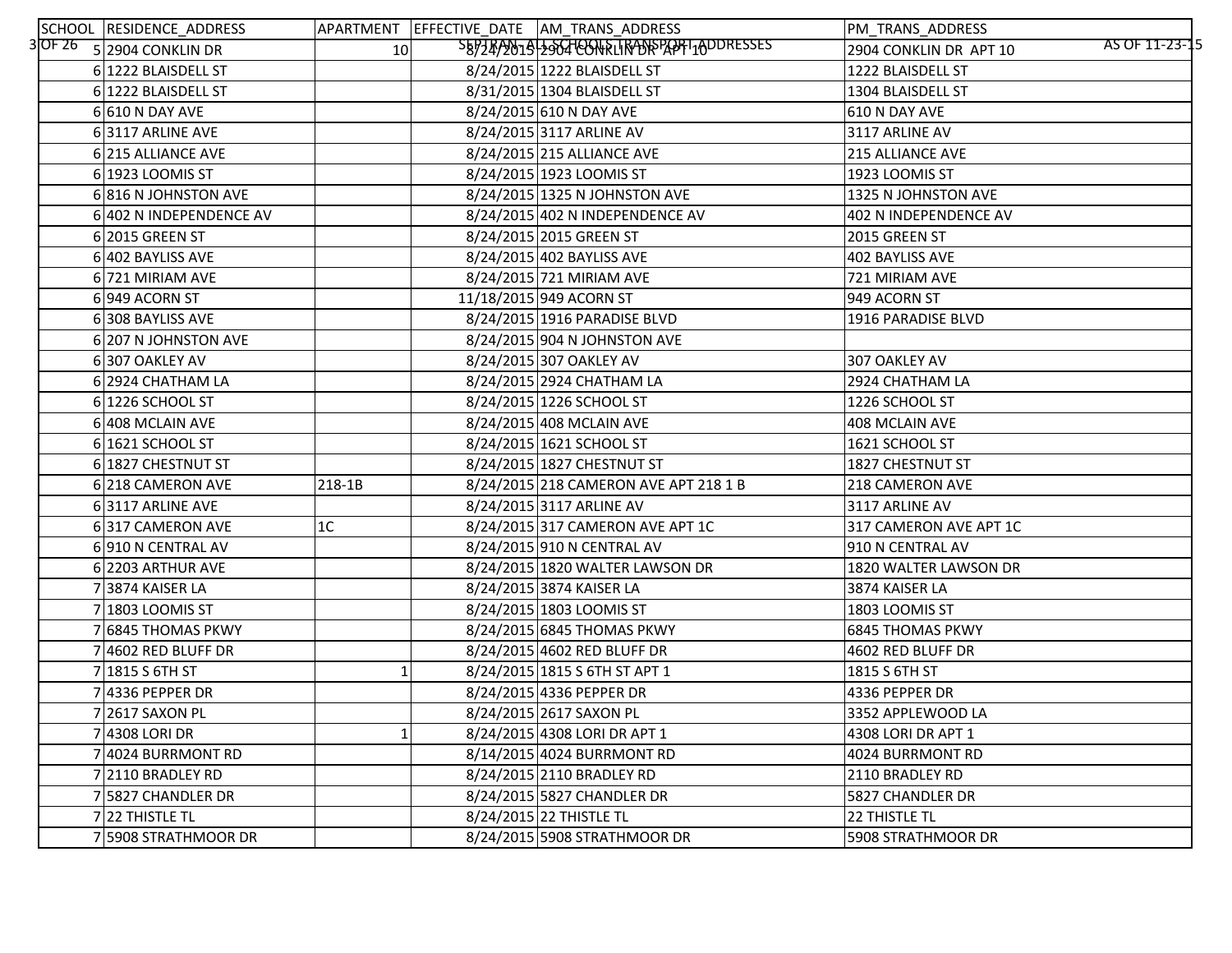| SCHOOL | RESIDENCE_ADDRESS | APARTMENT | EFFECTIVE_DATE | AM_TRANS_ADDRESS | PM_TRANS_ADDRESS |
|---|---|---|---|---|---|
| 5 | 2904 CONKLIN DR | 10 | 8/24/2015 | 2904 CONKLIN DR APT 10 | 2904 CONKLIN DR APT 10 |
| 6 | 1222 BLAISDELL ST | | 8/24/2015 | 1222 BLAISDELL ST | 1222 BLAISDELL ST |
| 6 | 1222 BLAISDELL ST | | 8/31/2015 | 1304 BLAISDELL ST | 1304 BLAISDELL ST |
| 6 | 610 N DAY AVE | | 8/24/2015 | 610 N DAY AVE | 610 N DAY AVE |
| 6 | 3117 ARLINE AVE | | 8/24/2015 | 3117 ARLINE AV | 3117 ARLINE AV |
| 6 | 215 ALLIANCE AVE | | 8/24/2015 | 215 ALLIANCE AVE | 215 ALLIANCE AVE |
| 6 | 1923 LOOMIS ST | | 8/24/2015 | 1923 LOOMIS ST | 1923 LOOMIS ST |
| 6 | 816 N JOHNSTON AVE | | 8/24/2015 | 1325 N JOHNSTON AVE | 1325 N JOHNSTON AVE |
| 6 | 402 N INDEPENDENCE AV | | 8/24/2015 | 402 N INDEPENDENCE AV | 402 N INDEPENDENCE AV |
| 6 | 2015 GREEN ST | | 8/24/2015 | 2015 GREEN ST | 2015 GREEN ST |
| 6 | 402 BAYLISS AVE | | 8/24/2015 | 402 BAYLISS AVE | 402 BAYLISS AVE |
| 6 | 721 MIRIAM AVE | | 8/24/2015 | 721 MIRIAM AVE | 721 MIRIAM AVE |
| 6 | 949 ACORN ST | | 11/18/2015 | 949 ACORN ST | 949 ACORN ST |
| 6 | 308 BAYLISS AVE | | 8/24/2015 | 1916 PARADISE BLVD | 1916 PARADISE BLVD |
| 6 | 207 N JOHNSTON AVE | | 8/24/2015 | 904 N JOHNSTON AVE | |
| 6 | 307 OAKLEY AV | | 8/24/2015 | 307 OAKLEY AV | 307 OAKLEY AV |
| 6 | 2924 CHATHAM LA | | 8/24/2015 | 2924 CHATHAM LA | 2924 CHATHAM LA |
| 6 | 1226 SCHOOL ST | | 8/24/2015 | 1226 SCHOOL ST | 1226 SCHOOL ST |
| 6 | 408 MCLAIN AVE | | 8/24/2015 | 408 MCLAIN AVE | 408 MCLAIN AVE |
| 6 | 1621 SCHOOL ST | | 8/24/2015 | 1621 SCHOOL ST | 1621 SCHOOL ST |
| 6 | 1827 CHESTNUT ST | | 8/24/2015 | 1827 CHESTNUT ST | 1827 CHESTNUT ST |
| 6 | 218 CAMERON AVE | 218-1B | 8/24/2015 | 218 CAMERON AVE APT 218 1 B | 218 CAMERON AVE |
| 6 | 3117 ARLINE AVE | | 8/24/2015 | 3117 ARLINE AV | 3117 ARLINE AV |
| 6 | 317 CAMERON AVE | 1C | 8/24/2015 | 317 CAMERON AVE APT 1C | 317 CAMERON AVE APT 1C |
| 6 | 910 N CENTRAL AV | | 8/24/2015 | 910 N CENTRAL AV | 910 N CENTRAL AV |
| 6 | 2203 ARTHUR AVE | | 8/24/2015 | 1820 WALTER LAWSON DR | 1820 WALTER LAWSON DR |
| 7 | 3874 KAISER LA | | 8/24/2015 | 3874 KAISER LA | 3874 KAISER LA |
| 7 | 1803 LOOMIS ST | | 8/24/2015 | 1803 LOOMIS ST | 1803 LOOMIS ST |
| 7 | 6845 THOMAS PKWY | | 8/24/2015 | 6845 THOMAS PKWY | 6845 THOMAS PKWY |
| 7 | 4602 RED BLUFF DR | | 8/24/2015 | 4602 RED BLUFF DR | 4602 RED BLUFF DR |
| 7 | 1815 S 6TH ST | 1 | 8/24/2015 | 1815 S 6TH ST APT 1 | 1815 S 6TH ST |
| 7 | 4336 PEPPER DR | | 8/24/2015 | 4336 PEPPER DR | 4336 PEPPER DR |
| 7 | 2617 SAXON PL | | 8/24/2015 | 2617 SAXON PL | 3352 APPLEWOOD LA |
| 7 | 4308 LORI DR | 1 | 8/24/2015 | 4308 LORI DR APT 1 | 4308 LORI DR APT 1 |
| 7 | 4024 BURRMONT RD | | 8/14/2015 | 4024 BURRMONT RD | 4024 BURRMONT RD |
| 7 | 2110 BRADLEY RD | | 8/24/2015 | 2110 BRADLEY RD | 2110 BRADLEY RD |
| 7 | 5827 CHANDLER DR | | 8/24/2015 | 5827 CHANDLER DR | 5827 CHANDLER DR |
| 7 | 22 THISTLE TL | | 8/24/2015 | 22 THISTLE TL | 22 THISTLE TL |
| 7 | 5908 STRATHMOOR DR | | 8/24/2015 | 5908 STRATHMOOR DR | 5908 STRATHMOOR DR |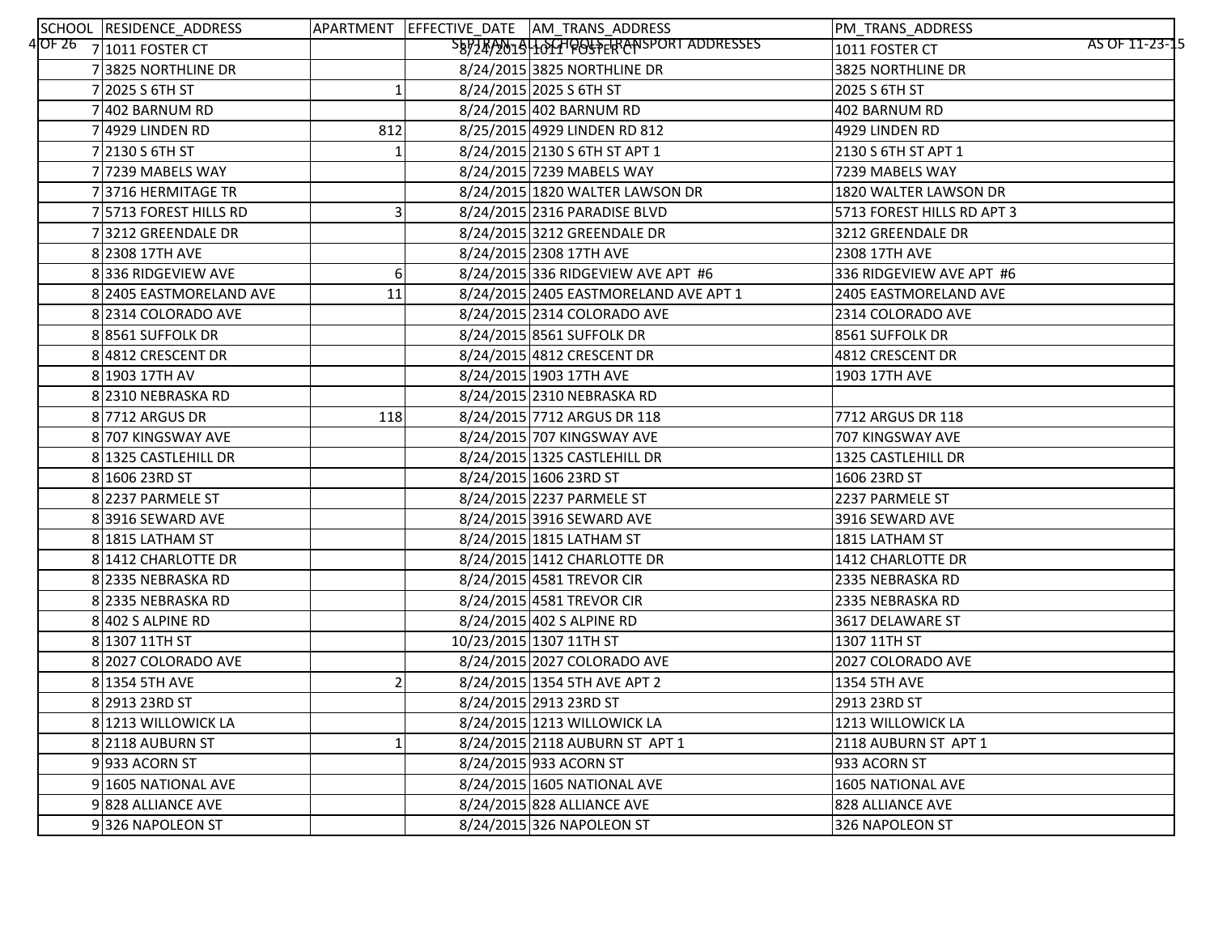| SCHOOL | RESIDENCE_ADDRESS | APARTMENT | EFFECTIVE_DATE | AM_TRANS_ADDRESS | PM_TRANS_ADDRESS |
|---|---|---|---|---|---|
| 7 | 1011 FOSTER CT | | 8/24/2015 | 1011 FOSTER CT | 1011 FOSTER CT |
| 7 | 3825 NORTHLINE DR | | 8/24/2015 | 3825 NORTHLINE DR | 3825 NORTHLINE DR |
| 7 | 2025 S 6TH ST | 1 | 8/24/2015 | 2025 S 6TH ST | 2025 S 6TH ST |
| 7 | 402 BARNUM RD | | 8/24/2015 | 402 BARNUM RD | 402 BARNUM RD |
| 7 | 4929 LINDEN RD | 812 | 8/25/2015 | 4929 LINDEN RD 812 | 4929 LINDEN RD |
| 7 | 2130 S 6TH ST | 1 | 8/24/2015 | 2130 S 6TH ST APT 1 | 2130 S 6TH ST APT 1 |
| 7 | 7239 MABELS WAY | | 8/24/2015 | 7239 MABELS WAY | 7239 MABELS WAY |
| 7 | 3716 HERMITAGE TR | | 8/24/2015 | 1820 WALTER LAWSON DR | 1820 WALTER LAWSON DR |
| 7 | 5713 FOREST HILLS RD | 3 | 8/24/2015 | 2316 PARADISE BLVD | 5713 FOREST HILLS RD APT 3 |
| 7 | 3212 GREENDALE DR | | 8/24/2015 | 3212 GREENDALE DR | 3212 GREENDALE DR |
| 8 | 2308 17TH AVE | | 8/24/2015 | 2308 17TH AVE | 2308 17TH AVE |
| 8 | 336 RIDGEVIEW AVE | 6 | 8/24/2015 | 336 RIDGEVIEW AVE APT #6 | 336 RIDGEVIEW AVE APT #6 |
| 8 | 2405 EASTMORELAND AVE | 11 | 8/24/2015 | 2405 EASTMORELAND AVE APT 1 | 2405 EASTMORELAND AVE |
| 8 | 2314 COLORADO AVE | | 8/24/2015 | 2314 COLORADO AVE | 2314 COLORADO AVE |
| 8 | 8561 SUFFOLK DR | | 8/24/2015 | 8561 SUFFOLK DR | 8561 SUFFOLK DR |
| 8 | 4812 CRESCENT DR | | 8/24/2015 | 4812 CRESCENT DR | 4812 CRESCENT DR |
| 8 | 1903 17TH AV | | 8/24/2015 | 1903 17TH AVE | 1903 17TH AVE |
| 8 | 2310 NEBRASKA RD | | 8/24/2015 | 2310 NEBRASKA RD | |
| 8 | 7712 ARGUS DR | 118 | 8/24/2015 | 7712 ARGUS DR 118 | 7712 ARGUS DR 118 |
| 8 | 707 KINGSWAY AVE | | 8/24/2015 | 707 KINGSWAY AVE | 707 KINGSWAY AVE |
| 8 | 1325 CASTLEHILL DR | | 8/24/2015 | 1325 CASTLEHILL DR | 1325 CASTLEHILL DR |
| 8 | 1606 23RD ST | | 8/24/2015 | 1606 23RD ST | 1606 23RD ST |
| 8 | 2237 PARMELE ST | | 8/24/2015 | 2237 PARMELE ST | 2237 PARMELE ST |
| 8 | 3916 SEWARD AVE | | 8/24/2015 | 3916 SEWARD AVE | 3916 SEWARD AVE |
| 8 | 1815 LATHAM ST | | 8/24/2015 | 1815 LATHAM ST | 1815 LATHAM ST |
| 8 | 1412 CHARLOTTE DR | | 8/24/2015 | 1412 CHARLOTTE DR | 1412 CHARLOTTE DR |
| 8 | 2335 NEBRASKA RD | | 8/24/2015 | 4581 TREVOR CIR | 2335 NEBRASKA RD |
| 8 | 2335 NEBRASKA RD | | 8/24/2015 | 4581 TREVOR CIR | 2335 NEBRASKA RD |
| 8 | 402 S ALPINE RD | | 8/24/2015 | 402 S ALPINE RD | 3617 DELAWARE ST |
| 8 | 1307 11TH ST | | 10/23/2015 | 1307 11TH ST | 1307 11TH ST |
| 8 | 2027 COLORADO AVE | | 8/24/2015 | 2027 COLORADO AVE | 2027 COLORADO AVE |
| 8 | 1354 5TH AVE | 2 | 8/24/2015 | 1354 5TH AVE APT 2 | 1354 5TH AVE |
| 8 | 2913 23RD ST | | 8/24/2015 | 2913 23RD ST | 2913 23RD ST |
| 8 | 1213 WILLOWICK LA | | 8/24/2015 | 1213 WILLOWICK LA | 1213 WILLOWICK LA |
| 8 | 2118 AUBURN ST | 1 | 8/24/2015 | 2118 AUBURN ST APT 1 | 2118 AUBURN ST APT 1 |
| 9 | 933 ACORN ST | | 8/24/2015 | 933 ACORN ST | 933 ACORN ST |
| 9 | 1605 NATIONAL AVE | | 8/24/2015 | 1605 NATIONAL AVE | 1605 NATIONAL AVE |
| 9 | 828 ALLIANCE AVE | | 8/24/2015 | 828 ALLIANCE AVE | 828 ALLIANCE AVE |
| 9 | 326 NAPOLEON ST | | 8/24/2015 | 326 NAPOLEON ST | 326 NAPOLEON ST |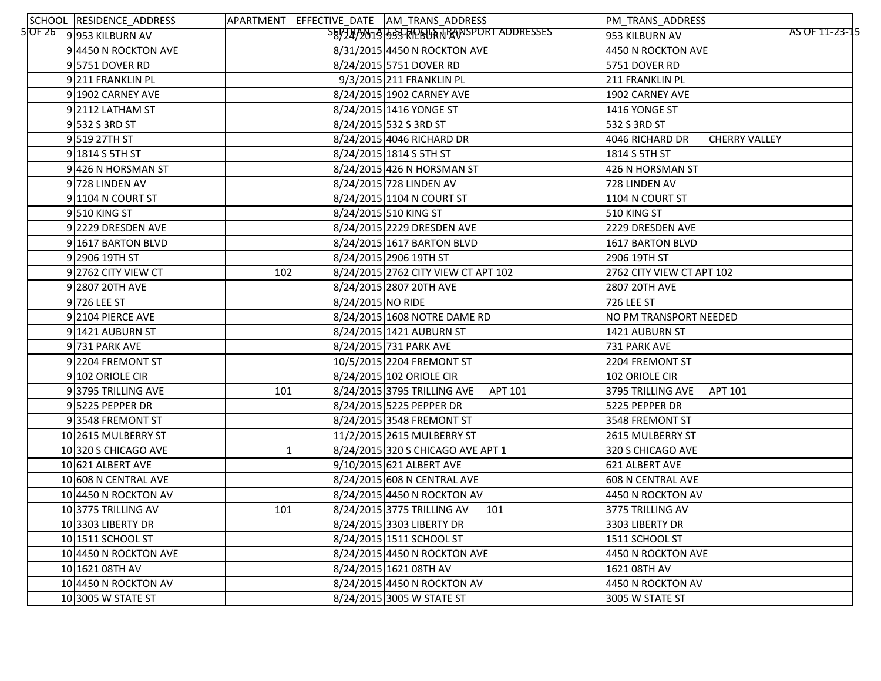| SCHOOL | RESIDENCE_ADDRESS | APARTMENT | EFFECTIVE_DATE | AM_TRANS_ADDRESS | PM_TRANS_ADDRESS |
|---|---|---|---|---|---|
| 9 | 953 KILBURN AV | | 8/24/2015 | 953 KILBURN AV | 953 KILBURN AV |
| 9 | 4450 N ROCKTON AVE | | 8/31/2015 | 4450 N ROCKTON AVE | 4450 N ROCKTON AVE |
| 9 | 5751 DOVER RD | | 8/24/2015 | 5751 DOVER RD | 5751 DOVER RD |
| 9 | 211 FRANKLIN PL | | 9/3/2015 | 211 FRANKLIN PL | 211 FRANKLIN PL |
| 9 | 1902 CARNEY AVE | | 8/24/2015 | 1902 CARNEY AVE | 1902 CARNEY AVE |
| 9 | 2112 LATHAM ST | | 8/24/2015 | 1416 YONGE ST | 1416 YONGE ST |
| 9 | 532 S 3RD ST | | 8/24/2015 | 532 S 3RD ST | 532 S 3RD ST |
| 9 | 519 27TH ST | | 8/24/2015 | 4046 RICHARD DR | 4046 RICHARD DR CHERRY VALLEY |
| 9 | 1814 S 5TH ST | | 8/24/2015 | 1814 S 5TH ST | 1814 S 5TH ST |
| 9 | 426 N HORSMAN ST | | 8/24/2015 | 426 N HORSMAN ST | 426 N HORSMAN ST |
| 9 | 728 LINDEN AV | | 8/24/2015 | 728 LINDEN AV | 728 LINDEN AV |
| 9 | 1104 N COURT ST | | 8/24/2015 | 1104 N COURT ST | 1104 N COURT ST |
| 9 | 510 KING ST | | 8/24/2015 | 510 KING ST | 510 KING ST |
| 9 | 2229 DRESDEN AVE | | 8/24/2015 | 2229 DRESDEN AVE | 2229 DRESDEN AVE |
| 9 | 1617 BARTON BLVD | | 8/24/2015 | 1617 BARTON BLVD | 1617 BARTON BLVD |
| 9 | 2906 19TH ST | | 8/24/2015 | 2906 19TH ST | 2906 19TH ST |
| 9 | 2762 CITY VIEW CT | 102 | 8/24/2015 | 2762 CITY VIEW CT APT 102 | 2762 CITY VIEW CT APT 102 |
| 9 | 2807 20TH AVE | | 8/24/2015 | 2807 20TH AVE | 2807 20TH AVE |
| 9 | 726 LEE ST | | 8/24/2015 | NO RIDE | 726 LEE ST |
| 9 | 2104 PIERCE AVE | | 8/24/2015 | 1608 NOTRE DAME RD | NO PM TRANSPORT NEEDED |
| 9 | 1421 AUBURN ST | | 8/24/2015 | 1421 AUBURN ST | 1421 AUBURN ST |
| 9 | 731 PARK AVE | | 8/24/2015 | 731 PARK AVE | 731 PARK AVE |
| 9 | 2204 FREMONT ST | | 10/5/2015 | 2204 FREMONT ST | 2204 FREMONT ST |
| 9 | 102 ORIOLE CIR | | 8/24/2015 | 102 ORIOLE CIR | 102 ORIOLE CIR |
| 9 | 3795 TRILLING AVE | 101 | 8/24/2015 | 3795 TRILLING AVE APT 101 | 3795 TRILLING AVE APT 101 |
| 9 | 5225 PEPPER DR | | 8/24/2015 | 5225 PEPPER DR | 5225 PEPPER DR |
| 9 | 3548 FREMONT ST | | 8/24/2015 | 3548 FREMONT ST | 3548 FREMONT ST |
| 10 | 2615 MULBERRY ST | | 11/2/2015 | 2615 MULBERRY ST | 2615 MULBERRY ST |
| 10 | 320 S CHICAGO AVE | 1 | 8/24/2015 | 320 S CHICAGO AVE APT 1 | 320 S CHICAGO AVE |
| 10 | 621 ALBERT AVE | | 9/10/2015 | 621 ALBERT AVE | 621 ALBERT AVE |
| 10 | 608 N CENTRAL AVE | | 8/24/2015 | 608 N CENTRAL AVE | 608 N CENTRAL AVE |
| 10 | 4450 N ROCKTON AV | | 8/24/2015 | 4450 N ROCKTON AV | 4450 N ROCKTON AV |
| 10 | 3775 TRILLING AV | 101 | 8/24/2015 | 3775 TRILLING AV 101 | 3775 TRILLING AV |
| 10 | 3303 LIBERTY DR | | 8/24/2015 | 3303 LIBERTY DR | 3303 LIBERTY DR |
| 10 | 1511 SCHOOL ST | | 8/24/2015 | 1511 SCHOOL ST | 1511 SCHOOL ST |
| 10 | 4450 N ROCKTON AVE | | 8/24/2015 | 4450 N ROCKTON AVE | 4450 N ROCKTON AVE |
| 10 | 1621 08TH AV | | 8/24/2015 | 1621 08TH AV | 1621 08TH AV |
| 10 | 4450 N ROCKTON AV | | 8/24/2015 | 4450 N ROCKTON AV | 4450 N ROCKTON AV |
| 10 | 3005 W STATE ST | | 8/24/2015 | 3005 W STATE ST | 3005 W STATE ST |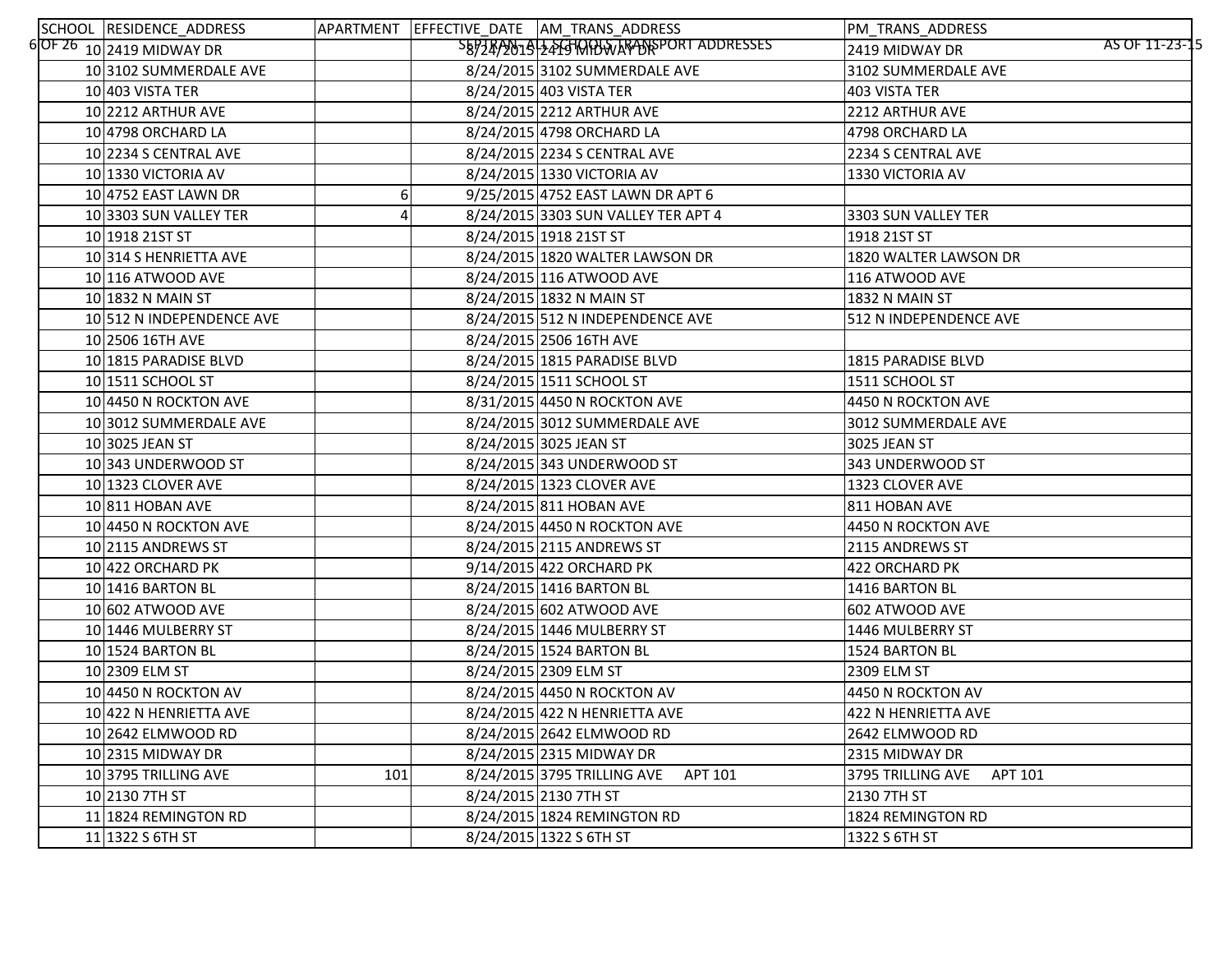| SCHOOL | RESIDENCE_ADDRESS | APARTMENT | EFFECTIVE_DATE | AM_TRANS_ADDRESS | PM_TRANS_ADDRESS |
|---|---|---|---|---|---|
| 10 | 2419 MIDWAY DR | | 8/24/2015 | 2419 MIDWAY DR | 2419 MIDWAY DR |
| 10 | 3102 SUMMERDALE AVE | | 8/24/2015 | 3102 SUMMERDALE AVE | 3102 SUMMERDALE AVE |
| 10 | 403 VISTA TER | | 8/24/2015 | 403 VISTA TER | 403 VISTA TER |
| 10 | 2212 ARTHUR AVE | | 8/24/2015 | 2212 ARTHUR AVE | 2212 ARTHUR AVE |
| 10 | 4798 ORCHARD LA | | 8/24/2015 | 4798 ORCHARD LA | 4798 ORCHARD LA |
| 10 | 2234 S CENTRAL AVE | | 8/24/2015 | 2234 S CENTRAL AVE | 2234 S CENTRAL AVE |
| 10 | 1330 VICTORIA AV | | 8/24/2015 | 1330 VICTORIA AV | 1330 VICTORIA AV |
| 10 | 4752 EAST LAWN DR | 6 | 9/25/2015 | 4752 EAST LAWN DR APT 6 | |
| 10 | 3303 SUN VALLEY TER | 4 | 8/24/2015 | 3303 SUN VALLEY TER APT 4 | 3303 SUN VALLEY TER |
| 10 | 1918 21ST ST | | 8/24/2015 | 1918 21ST ST | 1918 21ST ST |
| 10 | 314 S HENRIETTA AVE | | 8/24/2015 | 1820 WALTER LAWSON DR | 1820 WALTER LAWSON DR |
| 10 | 116 ATWOOD AVE | | 8/24/2015 | 116 ATWOOD AVE | 116 ATWOOD AVE |
| 10 | 1832 N MAIN ST | | 8/24/2015 | 1832 N MAIN ST | 1832 N MAIN ST |
| 10 | 512 N INDEPENDENCE AVE | | 8/24/2015 | 512 N INDEPENDENCE AVE | 512 N INDEPENDENCE AVE |
| 10 | 2506 16TH AVE | | 8/24/2015 | 2506 16TH AVE | |
| 10 | 1815 PARADISE BLVD | | 8/24/2015 | 1815 PARADISE BLVD | 1815 PARADISE BLVD |
| 10 | 1511 SCHOOL ST | | 8/24/2015 | 1511 SCHOOL ST | 1511 SCHOOL ST |
| 10 | 4450 N ROCKTON AVE | | 8/31/2015 | 4450 N ROCKTON AVE | 4450 N ROCKTON AVE |
| 10 | 3012 SUMMERDALE AVE | | 8/24/2015 | 3012 SUMMERDALE AVE | 3012 SUMMERDALE AVE |
| 10 | 3025 JEAN ST | | 8/24/2015 | 3025 JEAN ST | 3025 JEAN ST |
| 10 | 343 UNDERWOOD ST | | 8/24/2015 | 343 UNDERWOOD ST | 343 UNDERWOOD ST |
| 10 | 1323 CLOVER AVE | | 8/24/2015 | 1323 CLOVER AVE | 1323 CLOVER AVE |
| 10 | 811 HOBAN AVE | | 8/24/2015 | 811 HOBAN AVE | 811 HOBAN AVE |
| 10 | 4450 N ROCKTON AVE | | 8/24/2015 | 4450 N ROCKTON AVE | 4450 N ROCKTON AVE |
| 10 | 2115 ANDREWS ST | | 8/24/2015 | 2115 ANDREWS ST | 2115 ANDREWS ST |
| 10 | 422 ORCHARD PK | | 9/14/2015 | 422 ORCHARD PK | 422 ORCHARD PK |
| 10 | 1416 BARTON BL | | 8/24/2015 | 1416 BARTON BL | 1416 BARTON BL |
| 10 | 602 ATWOOD AVE | | 8/24/2015 | 602 ATWOOD AVE | 602 ATWOOD AVE |
| 10 | 1446 MULBERRY ST | | 8/24/2015 | 1446 MULBERRY ST | 1446 MULBERRY ST |
| 10 | 1524 BARTON BL | | 8/24/2015 | 1524 BARTON BL | 1524 BARTON BL |
| 10 | 2309 ELM ST | | 8/24/2015 | 2309 ELM ST | 2309 ELM ST |
| 10 | 4450 N ROCKTON AV | | 8/24/2015 | 4450 N ROCKTON AV | 4450 N ROCKTON AV |
| 10 | 422 N HENRIETTA AVE | | 8/24/2015 | 422 N HENRIETTA AVE | 422 N HENRIETTA AVE |
| 10 | 2642 ELMWOOD RD | | 8/24/2015 | 2642 ELMWOOD RD | 2642 ELMWOOD RD |
| 10 | 2315 MIDWAY DR | | 8/24/2015 | 2315 MIDWAY DR | 2315 MIDWAY DR |
| 10 | 3795 TRILLING AVE | 101 | 8/24/2015 | 3795 TRILLING AVE APT 101 | 3795 TRILLING AVE APT 101 |
| 10 | 2130 7TH ST | | 8/24/2015 | 2130 7TH ST | 2130 7TH ST |
| 11 | 1824 REMINGTON RD | | 8/24/2015 | 1824 REMINGTON RD | 1824 REMINGTON RD |
| 11 | 1322 S 6TH ST | | 8/24/2015 | 1322 S 6TH ST | 1322 S 6TH ST |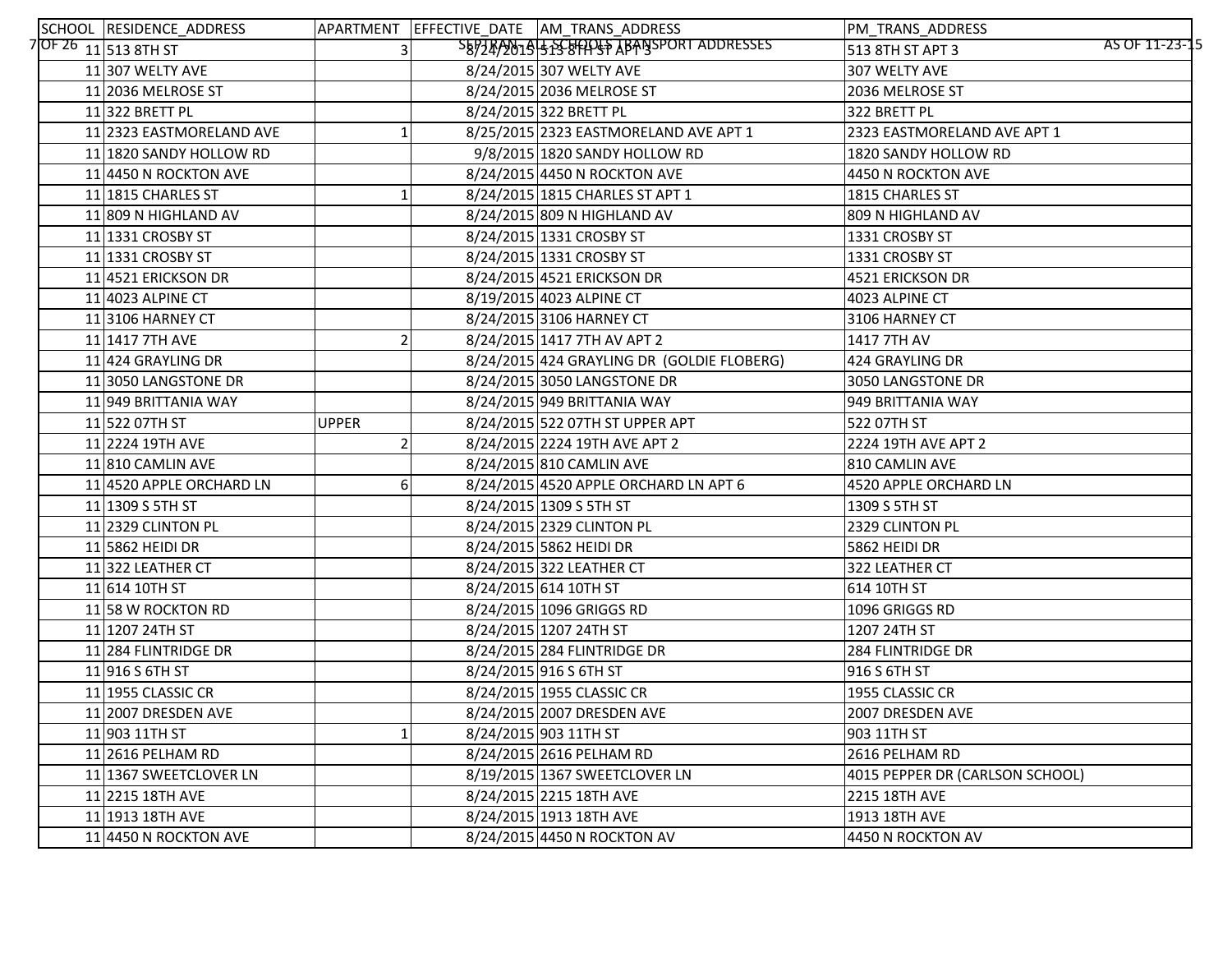| SCHOOL | RESIDENCE_ADDRESS | APARTMENT | EFFECTIVE_DATE | AM_TRANS_ADDRESS | PM_TRANS_ADDRESS |
|---|---|---|---|---|---|
| 11 | 513 8TH ST | 3 | 8/24/2015 | 513 8TH ST APT 3 | 513 8TH ST APT 3 |
| 11 | 307 WELTY AVE | | 8/24/2015 | 307 WELTY AVE | 307 WELTY AVE |
| 11 | 2036 MELROSE ST | | 8/24/2015 | 2036 MELROSE ST | 2036 MELROSE ST |
| 11 | 322 BRETT PL | | 8/24/2015 | 322 BRETT PL | 322 BRETT PL |
| 11 | 2323 EASTMORELAND AVE | 1 | 8/25/2015 | 2323 EASTMORELAND AVE APT 1 | 2323 EASTMORELAND AVE APT 1 |
| 11 | 1820 SANDY HOLLOW RD | | 9/8/2015 | 1820 SANDY HOLLOW RD | 1820 SANDY HOLLOW RD |
| 11 | 4450 N ROCKTON AVE | | 8/24/2015 | 4450 N ROCKTON AVE | 4450 N ROCKTON AVE |
| 11 | 1815 CHARLES ST | 1 | 8/24/2015 | 1815 CHARLES ST APT 1 | 1815 CHARLES ST |
| 11 | 809 N HIGHLAND AV | | 8/24/2015 | 809 N HIGHLAND AV | 809 N HIGHLAND AV |
| 11 | 1331 CROSBY ST | | 8/24/2015 | 1331 CROSBY ST | 1331 CROSBY ST |
| 11 | 1331 CROSBY ST | | 8/24/2015 | 1331 CROSBY ST | 1331 CROSBY ST |
| 11 | 4521 ERICKSON DR | | 8/24/2015 | 4521 ERICKSON DR | 4521 ERICKSON DR |
| 11 | 4023 ALPINE CT | | 8/19/2015 | 4023 ALPINE CT | 4023 ALPINE CT |
| 11 | 3106 HARNEY CT | | 8/24/2015 | 3106 HARNEY CT | 3106 HARNEY CT |
| 11 | 1417 7TH AVE | 2 | 8/24/2015 | 1417 7TH AV APT 2 | 1417 7TH AV |
| 11 | 424 GRAYLING DR | | 8/24/2015 | 424 GRAYLING DR (GOLDIE FLOBERG) | 424 GRAYLING DR |
| 11 | 3050 LANGSTONE DR | | 8/24/2015 | 3050 LANGSTONE DR | 3050 LANGSTONE DR |
| 11 | 949 BRITTANIA WAY | | 8/24/2015 | 949 BRITTANIA WAY | 949 BRITTANIA WAY |
| 11 | 522 07TH ST | UPPER | 8/24/2015 | 522 07TH ST UPPER APT | 522 07TH ST |
| 11 | 2224 19TH AVE | 2 | 8/24/2015 | 2224 19TH AVE APT 2 | 2224 19TH AVE APT 2 |
| 11 | 810 CAMLIN AVE | | 8/24/2015 | 810 CAMLIN AVE | 810 CAMLIN AVE |
| 11 | 4520 APPLE ORCHARD LN | 6 | 8/24/2015 | 4520 APPLE ORCHARD LN APT 6 | 4520 APPLE ORCHARD LN |
| 11 | 1309 S 5TH ST | | 8/24/2015 | 1309 S 5TH ST | 1309 S 5TH ST |
| 11 | 2329 CLINTON PL | | 8/24/2015 | 2329 CLINTON PL | 2329 CLINTON PL |
| 11 | 5862 HEIDI DR | | 8/24/2015 | 5862 HEIDI DR | 5862 HEIDI DR |
| 11 | 322 LEATHER CT | | 8/24/2015 | 322 LEATHER CT | 322 LEATHER CT |
| 11 | 614 10TH ST | | 8/24/2015 | 614 10TH ST | 614 10TH ST |
| 11 | 58 W ROCKTON RD | | 8/24/2015 | 1096 GRIGGS RD | 1096 GRIGGS RD |
| 11 | 1207 24TH ST | | 8/24/2015 | 1207 24TH ST | 1207 24TH ST |
| 11 | 284 FLINTRIDGE DR | | 8/24/2015 | 284 FLINTRIDGE DR | 284 FLINTRIDGE DR |
| 11 | 916 S 6TH ST | | 8/24/2015 | 916 S 6TH ST | 916 S 6TH ST |
| 11 | 1955 CLASSIC CR | | 8/24/2015 | 1955 CLASSIC CR | 1955 CLASSIC CR |
| 11 | 2007 DRESDEN AVE | | 8/24/2015 | 2007 DRESDEN AVE | 2007 DRESDEN AVE |
| 11 | 903 11TH ST | 1 | 8/24/2015 | 903 11TH ST | 903 11TH ST |
| 11 | 2616 PELHAM RD | | 8/24/2015 | 2616 PELHAM RD | 2616 PELHAM RD |
| 11 | 1367 SWEETCLOVER LN | | 8/19/2015 | 1367 SWEETCLOVER LN | 4015 PEPPER DR (CARLSON SCHOOL) |
| 11 | 2215 18TH AVE | | 8/24/2015 | 2215 18TH AVE | 2215 18TH AVE |
| 11 | 1913 18TH AVE | | 8/24/2015 | 1913 18TH AVE | 1913 18TH AVE |
| 11 | 4450 N ROCKTON AVE | | 8/24/2015 | 4450 N ROCKTON AV | 4450 N ROCKTON AV |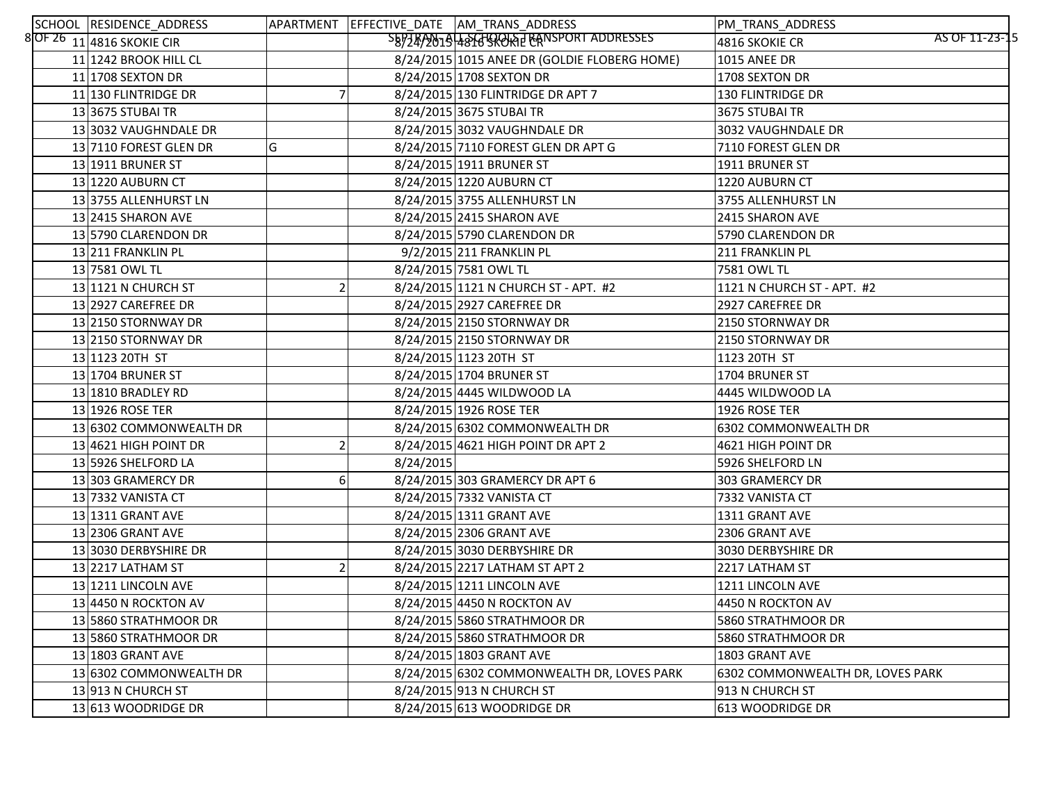| SCHOOL | RESIDENCE_ADDRESS | APARTMENT | EFFECTIVE_DATE | AM_TRANS_ADDRESS | PM_TRANS_ADDRESS |
|---|---|---|---|---|---|
| 11 | 4816 SKOKIE CIR | | 8/24/2015 | 4816 SKOKIE CR | 4816 SKOKIE CR |
| 11 | 1242 BROOK HILL CL | | 8/24/2015 | 1015 ANEE DR (GOLDIE FLOBERG HOME) | 1015 ANEE DR |
| 11 | 1708 SEXTON DR | | 8/24/2015 | 1708 SEXTON DR | 1708 SEXTON DR |
| 11 | 130 FLINTRIDGE DR | 7 | 8/24/2015 | 130 FLINTRIDGE DR APT 7 | 130 FLINTRIDGE DR |
| 13 | 3675 STUBAI TR | | 8/24/2015 | 3675 STUBAI TR | 3675 STUBAI TR |
| 13 | 3032 VAUGHNDALE DR | | 8/24/2015 | 3032 VAUGHNDALE DR | 3032 VAUGHNDALE DR |
| 13 | 7110 FOREST GLEN DR | G | 8/24/2015 | 7110 FOREST GLEN DR APT G | 7110 FOREST GLEN DR |
| 13 | 1911 BRUNER ST | | 8/24/2015 | 1911 BRUNER ST | 1911 BRUNER ST |
| 13 | 1220 AUBURN CT | | 8/24/2015 | 1220 AUBURN CT | 1220 AUBURN CT |
| 13 | 3755 ALLENHURST LN | | 8/24/2015 | 3755 ALLENHURST LN | 3755 ALLENHURST LN |
| 13 | 2415 SHARON AVE | | 8/24/2015 | 2415 SHARON AVE | 2415 SHARON AVE |
| 13 | 5790 CLARENDON DR | | 8/24/2015 | 5790 CLARENDON DR | 5790 CLARENDON DR |
| 13 | 211 FRANKLIN PL | | 9/2/2015 | 211 FRANKLIN PL | 211 FRANKLIN PL |
| 13 | 7581 OWL TL | | 8/24/2015 | 7581 OWL TL | 7581 OWL TL |
| 13 | 1121 N CHURCH ST | 2 | 8/24/2015 | 1121 N CHURCH ST - APT. #2 | 1121 N CHURCH ST - APT. #2 |
| 13 | 2927 CAREFREE DR | | 8/24/2015 | 2927 CAREFREE DR | 2927 CAREFREE DR |
| 13 | 2150 STORNWAY DR | | 8/24/2015 | 2150 STORNWAY DR | 2150 STORNWAY DR |
| 13 | 2150 STORNWAY DR | | 8/24/2015 | 2150 STORNWAY DR | 2150 STORNWAY DR |
| 13 | 1123 20TH ST | | 8/24/2015 | 1123 20TH ST | 1123 20TH ST |
| 13 | 1704 BRUNER ST | | 8/24/2015 | 1704 BRUNER ST | 1704 BRUNER ST |
| 13 | 1810 BRADLEY RD | | 8/24/2015 | 4445 WILDWOOD LA | 4445 WILDWOOD LA |
| 13 | 1926 ROSE TER | | 8/24/2015 | 1926 ROSE TER | 1926 ROSE TER |
| 13 | 6302 COMMONWEALTH DR | | 8/24/2015 | 6302 COMMONWEALTH DR | 6302 COMMONWEALTH DR |
| 13 | 4621 HIGH POINT DR | 2 | 8/24/2015 | 4621 HIGH POINT DR APT 2 | 4621 HIGH POINT DR |
| 13 | 5926 SHELFORD LA | | 8/24/2015 | | 5926 SHELFORD LN |
| 13 | 303 GRAMERCY DR | 6 | 8/24/2015 | 303 GRAMERCY DR APT 6 | 303 GRAMERCY DR |
| 13 | 7332 VANISTA CT | | 8/24/2015 | 7332 VANISTA CT | 7332 VANISTA CT |
| 13 | 1311 GRANT AVE | | 8/24/2015 | 1311 GRANT AVE | 1311 GRANT AVE |
| 13 | 2306 GRANT AVE | | 8/24/2015 | 2306 GRANT AVE | 2306 GRANT AVE |
| 13 | 3030 DERBYSHIRE DR | | 8/24/2015 | 3030 DERBYSHIRE DR | 3030 DERBYSHIRE DR |
| 13 | 2217 LATHAM ST | 2 | 8/24/2015 | 2217 LATHAM ST APT 2 | 2217 LATHAM ST |
| 13 | 1211 LINCOLN AVE | | 8/24/2015 | 1211 LINCOLN AVE | 1211 LINCOLN AVE |
| 13 | 4450 N ROCKTON AV | | 8/24/2015 | 4450 N ROCKTON AV | 4450 N ROCKTON AV |
| 13 | 5860 STRATHMOOR DR | | 8/24/2015 | 5860 STRATHMOOR DR | 5860 STRATHMOOR DR |
| 13 | 5860 STRATHMOOR DR | | 8/24/2015 | 5860 STRATHMOOR DR | 5860 STRATHMOOR DR |
| 13 | 1803 GRANT AVE | | 8/24/2015 | 1803 GRANT AVE | 1803 GRANT AVE |
| 13 | 6302 COMMONWEALTH DR | | 8/24/2015 | 6302 COMMONWEALTH DR, LOVES PARK | 6302 COMMONWEALTH DR, LOVES PARK |
| 13 | 913 N CHURCH ST | | 8/24/2015 | 913 N CHURCH ST | 913 N CHURCH ST |
| 13 | 613 WOODRIDGE DR | | 8/24/2015 | 613 WOODRIDGE DR | 613 WOODRIDGE DR |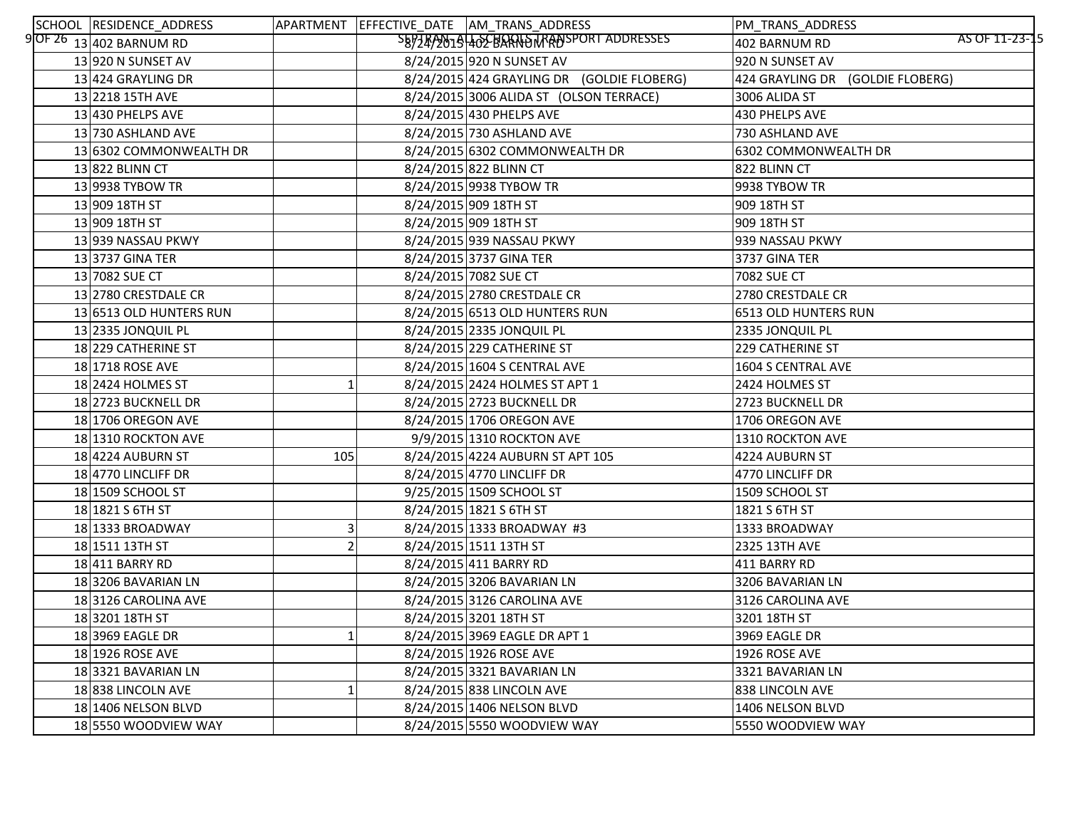| SCHOOL | RESIDENCE_ADDRESS | APARTMENT | EFFECTIVE_DATE | AM_TRANS_ADDRESS | PM_TRANS_ADDRESS |
|---|---|---|---|---|---|
| 13 | 402 BARNUM RD | | 8/24/2015 | 402 BARNUM RD | 402 BARNUM RD |
| 13 | 920 N SUNSET AV | | 8/24/2015 | 920 N SUNSET AV | 920 N SUNSET AV |
| 13 | 424 GRAYLING DR | | 8/24/2015 | 424 GRAYLING DR (GOLDIE FLOBERG) | 424 GRAYLING DR (GOLDIE FLOBERG) |
| 13 | 2218 15TH AVE | | 8/24/2015 | 3006 ALIDA ST (OLSON TERRACE) | 3006 ALIDA ST |
| 13 | 430 PHELPS AVE | | 8/24/2015 | 430 PHELPS AVE | 430 PHELPS AVE |
| 13 | 730 ASHLAND AVE | | 8/24/2015 | 730 ASHLAND AVE | 730 ASHLAND AVE |
| 13 | 6302 COMMONWEALTH DR | | 8/24/2015 | 6302 COMMONWEALTH DR | 6302 COMMONWEALTH DR |
| 13 | 822 BLINN CT | | 8/24/2015 | 822 BLINN CT | 822 BLINN CT |
| 13 | 9938 TYBOW TR | | 8/24/2015 | 9938 TYBOW TR | 9938 TYBOW TR |
| 13 | 909 18TH ST | | 8/24/2015 | 909 18TH ST | 909 18TH ST |
| 13 | 909 18TH ST | | 8/24/2015 | 909 18TH ST | 909 18TH ST |
| 13 | 939 NASSAU PKWY | | 8/24/2015 | 939 NASSAU PKWY | 939 NASSAU PKWY |
| 13 | 3737 GINA TER | | 8/24/2015 | 3737 GINA TER | 3737 GINA TER |
| 13 | 7082 SUE CT | | 8/24/2015 | 7082 SUE CT | 7082 SUE CT |
| 13 | 2780 CRESTDALE CR | | 8/24/2015 | 2780 CRESTDALE CR | 2780 CRESTDALE CR |
| 13 | 6513 OLD HUNTERS RUN | | 8/24/2015 | 6513 OLD HUNTERS RUN | 6513 OLD HUNTERS RUN |
| 13 | 2335 JONQUIL PL | | 8/24/2015 | 2335 JONQUIL PL | 2335 JONQUIL PL |
| 18 | 229 CATHERINE ST | | 8/24/2015 | 229 CATHERINE ST | 229 CATHERINE ST |
| 18 | 1718 ROSE AVE | | 8/24/2015 | 1604 S CENTRAL AVE | 1604 S CENTRAL AVE |
| 18 | 2424 HOLMES ST | 1 | 8/24/2015 | 2424 HOLMES ST APT 1 | 2424 HOLMES ST |
| 18 | 2723 BUCKNELL DR | | 8/24/2015 | 2723 BUCKNELL DR | 2723 BUCKNELL DR |
| 18 | 1706 OREGON AVE | | 8/24/2015 | 1706 OREGON AVE | 1706 OREGON AVE |
| 18 | 1310 ROCKTON AVE | | 9/9/2015 | 1310 ROCKTON AVE | 1310 ROCKTON AVE |
| 18 | 4224 AUBURN ST | 105 | 8/24/2015 | 4224 AUBURN ST APT 105 | 4224 AUBURN ST |
| 18 | 4770 LINCLIFF DR | | 8/24/2015 | 4770 LINCLIFF DR | 4770 LINCLIFF DR |
| 18 | 1509 SCHOOL ST | | 9/25/2015 | 1509 SCHOOL ST | 1509 SCHOOL ST |
| 18 | 1821 S 6TH ST | | 8/24/2015 | 1821 S 6TH ST | 1821 S 6TH ST |
| 18 | 1333 BROADWAY | 3 | 8/24/2015 | 1333 BROADWAY #3 | 1333 BROADWAY |
| 18 | 1511 13TH ST | 2 | 8/24/2015 | 1511 13TH ST | 2325 13TH AVE |
| 18 | 411 BARRY RD | | 8/24/2015 | 411 BARRY RD | 411 BARRY RD |
| 18 | 3206 BAVARIAN LN | | 8/24/2015 | 3206 BAVARIAN LN | 3206 BAVARIAN LN |
| 18 | 3126 CAROLINA AVE | | 8/24/2015 | 3126 CAROLINA AVE | 3126 CAROLINA AVE |
| 18 | 3201 18TH ST | | 8/24/2015 | 3201 18TH ST | 3201 18TH ST |
| 18 | 3969 EAGLE DR | 1 | 8/24/2015 | 3969 EAGLE DR APT 1 | 3969 EAGLE DR |
| 18 | 1926 ROSE AVE | | 8/24/2015 | 1926 ROSE AVE | 1926 ROSE AVE |
| 18 | 3321 BAVARIAN LN | | 8/24/2015 | 3321 BAVARIAN LN | 3321 BAVARIAN LN |
| 18 | 838 LINCOLN AVE | 1 | 8/24/2015 | 838 LINCOLN AVE | 838 LINCOLN AVE |
| 18 | 1406 NELSON BLVD | | 8/24/2015 | 1406 NELSON BLVD | 1406 NELSON BLVD |
| 18 | 5550 WOODVIEW WAY | | 8/24/2015 | 5550 WOODVIEW WAY | 5550 WOODVIEW WAY |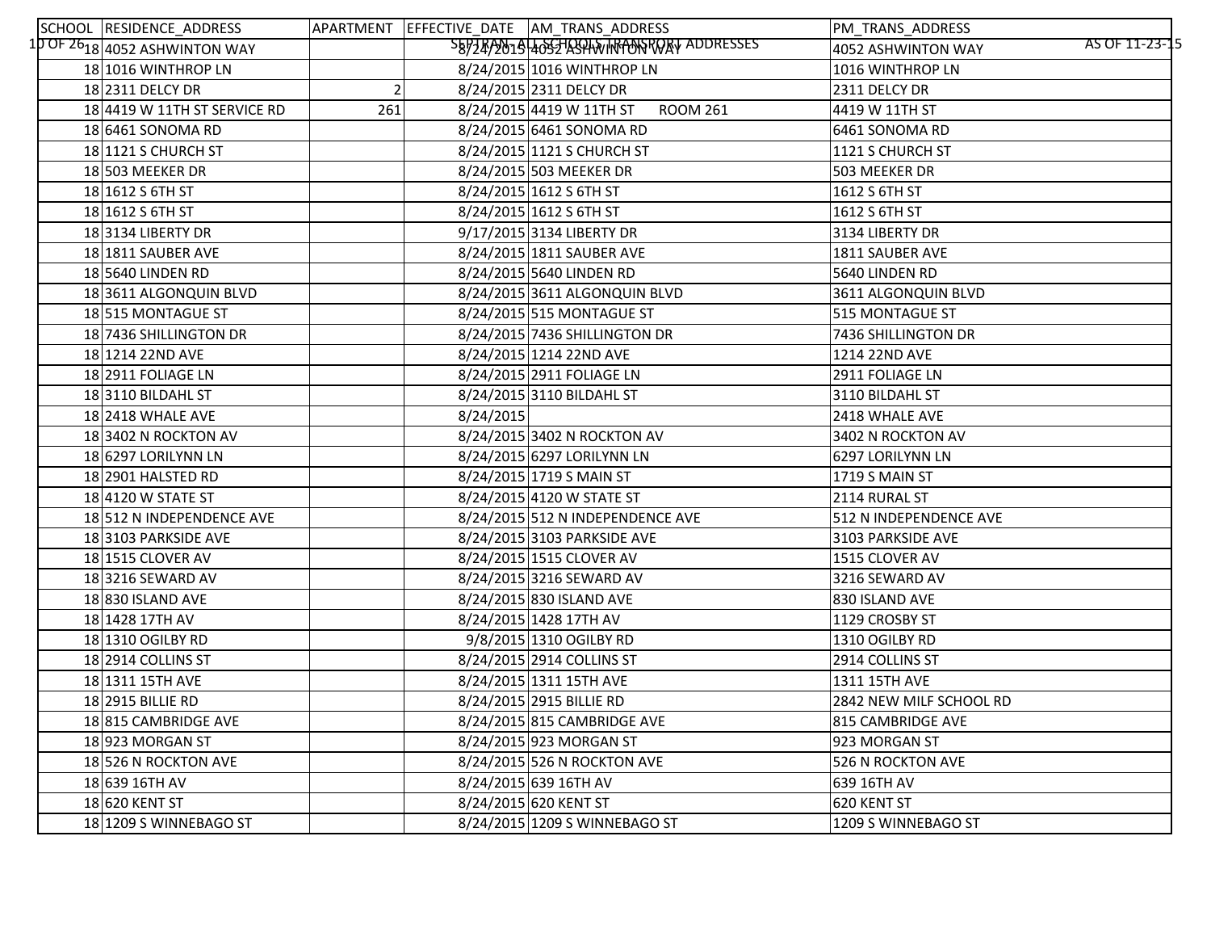| SCHOOL | RESIDENCE_ADDRESS | APARTMENT | EFFECTIVE_DATE | AM_TRANS_ADDRESS | PM_TRANS_ADDRESS |
|---|---|---|---|---|---|
| 18 | 4052 ASHWINTON WAY | | 8/24/2015 | 4052 ASHWINTON WAY | 4052 ASHWINTON WAY |
| 18 | 1016 WINTHROP LN | | 8/24/2015 | 1016 WINTHROP LN | 1016 WINTHROP LN |
| 18 | 2311 DELCY DR | 2 | 8/24/2015 | 2311 DELCY DR | 2311 DELCY DR |
| 18 | 4419 W 11TH ST SERVICE RD | 261 | 8/24/2015 | 4419 W 11TH ST ROOM 261 | 4419 W 11TH ST |
| 18 | 6461 SONOMA RD | | 8/24/2015 | 6461 SONOMA RD | 6461 SONOMA RD |
| 18 | 1121 S CHURCH ST | | 8/24/2015 | 1121 S CHURCH ST | 1121 S CHURCH ST |
| 18 | 503 MEEKER DR | | 8/24/2015 | 503 MEEKER DR | 503 MEEKER DR |
| 18 | 1612 S 6TH ST | | 8/24/2015 | 1612 S 6TH ST | 1612 S 6TH ST |
| 18 | 1612 S 6TH ST | | 8/24/2015 | 1612 S 6TH ST | 1612 S 6TH ST |
| 18 | 3134 LIBERTY DR | | 9/17/2015 | 3134 LIBERTY DR | 3134 LIBERTY DR |
| 18 | 1811 SAUBER AVE | | 8/24/2015 | 1811 SAUBER AVE | 1811 SAUBER AVE |
| 18 | 5640 LINDEN RD | | 8/24/2015 | 5640 LINDEN RD | 5640 LINDEN RD |
| 18 | 3611 ALGONQUIN BLVD | | 8/24/2015 | 3611 ALGONQUIN BLVD | 3611 ALGONQUIN BLVD |
| 18 | 515 MONTAGUE ST | | 8/24/2015 | 515 MONTAGUE ST | 515 MONTAGUE ST |
| 18 | 7436 SHILLINGTON DR | | 8/24/2015 | 7436 SHILLINGTON DR | 7436 SHILLINGTON DR |
| 18 | 1214 22ND AVE | | 8/24/2015 | 1214 22ND AVE | 1214 22ND AVE |
| 18 | 2911 FOLIAGE LN | | 8/24/2015 | 2911 FOLIAGE LN | 2911 FOLIAGE LN |
| 18 | 3110 BILDAHL ST | | 8/24/2015 | 3110 BILDAHL ST | 3110 BILDAHL ST |
| 18 | 2418 WHALE AVE | | 8/24/2015 | | 2418 WHALE AVE |
| 18 | 3402 N ROCKTON AV | | 8/24/2015 | 3402 N ROCKTON AV | 3402 N ROCKTON AV |
| 18 | 6297 LORILYNN LN | | 8/24/2015 | 6297 LORILYNN LN | 6297 LORILYNN LN |
| 18 | 2901 HALSTED RD | | 8/24/2015 | 1719 S MAIN ST | 1719 S MAIN ST |
| 18 | 4120 W STATE ST | | 8/24/2015 | 4120 W STATE ST | 2114 RURAL ST |
| 18 | 512 N INDEPENDENCE AVE | | 8/24/2015 | 512 N INDEPENDENCE AVE | 512 N INDEPENDENCE AVE |
| 18 | 3103 PARKSIDE AVE | | 8/24/2015 | 3103 PARKSIDE AVE | 3103 PARKSIDE AVE |
| 18 | 1515 CLOVER AV | | 8/24/2015 | 1515 CLOVER AV | 1515 CLOVER AV |
| 18 | 3216 SEWARD AV | | 8/24/2015 | 3216 SEWARD AV | 3216 SEWARD AV |
| 18 | 830 ISLAND AVE | | 8/24/2015 | 830 ISLAND AVE | 830 ISLAND AVE |
| 18 | 1428 17TH AV | | 8/24/2015 | 1428 17TH AV | 1129 CROSBY ST |
| 18 | 1310 OGILBY RD | | 9/8/2015 | 1310 OGILBY RD | 1310 OGILBY RD |
| 18 | 2914 COLLINS ST | | 8/24/2015 | 2914 COLLINS ST | 2914 COLLINS ST |
| 18 | 1311 15TH AVE | | 8/24/2015 | 1311 15TH AVE | 1311 15TH AVE |
| 18 | 2915 BILLIE RD | | 8/24/2015 | 2915 BILLIE RD | 2842 NEW MILF SCHOOL RD |
| 18 | 815 CAMBRIDGE AVE | | 8/24/2015 | 815 CAMBRIDGE AVE | 815 CAMBRIDGE AVE |
| 18 | 923 MORGAN ST | | 8/24/2015 | 923 MORGAN ST | 923 MORGAN ST |
| 18 | 526 N ROCKTON AVE | | 8/24/2015 | 526 N ROCKTON AVE | 526 N ROCKTON AVE |
| 18 | 639 16TH AV | | 8/24/2015 | 639 16TH AV | 639 16TH AV |
| 18 | 620 KENT ST | | 8/24/2015 | 620 KENT ST | 620 KENT ST |
| 18 | 1209 S WINNEBAGO ST | | 8/24/2015 | 1209 S WINNEBAGO ST | 1209 S WINNEBAGO ST |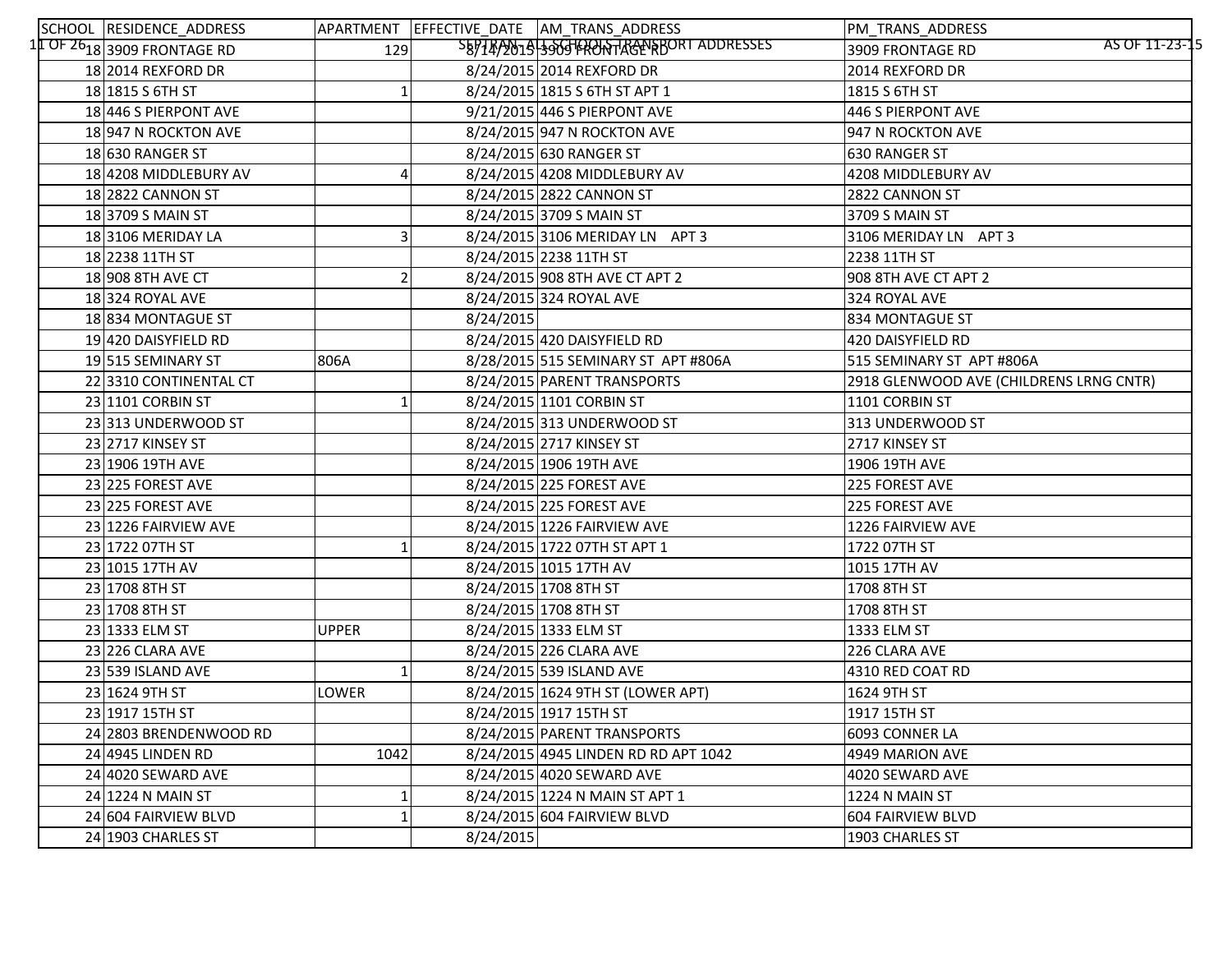| SCHOOL | RESIDENCE_ADDRESS | APARTMENT | EFFECTIVE_DATE | AM_TRANS_ADDRESS | PM_TRANS_ADDRESS |
|---|---|---|---|---|---|
| 18 | 3909 FRONTAGE RD | 129 | 8/14/2015 | 3909 FRONTAGE RD | 3909 FRONTAGE RD |
| 18 | 2014 REXFORD DR | | 8/24/2015 | 2014 REXFORD DR | 2014 REXFORD DR |
| 18 | 1815 S 6TH ST | 1 | 8/24/2015 | 1815 S 6TH ST APT 1 | 1815 S 6TH ST |
| 18 | 446 S PIERPONT AVE | | 9/21/2015 | 446 S PIERPONT AVE | 446 S PIERPONT AVE |
| 18 | 947 N ROCKTON AVE | | 8/24/2015 | 947 N ROCKTON AVE | 947 N ROCKTON AVE |
| 18 | 630 RANGER ST | | 8/24/2015 | 630 RANGER ST | 630 RANGER ST |
| 18 | 4208 MIDDLEBURY AV | 4 | 8/24/2015 | 4208 MIDDLEBURY AV | 4208 MIDDLEBURY AV |
| 18 | 2822 CANNON ST | | 8/24/2015 | 2822 CANNON ST | 2822 CANNON ST |
| 18 | 3709 S MAIN ST | | 8/24/2015 | 3709 S MAIN ST | 3709 S MAIN ST |
| 18 | 3106 MERIDAY LA | 3 | 8/24/2015 | 3106 MERIDAY LN APT 3 | 3106 MERIDAY LN APT 3 |
| 18 | 2238 11TH ST | | 8/24/2015 | 2238 11TH ST | 2238 11TH ST |
| 18 | 908 8TH AVE CT | 2 | 8/24/2015 | 908 8TH AVE CT APT 2 | 908 8TH AVE CT APT 2 |
| 18 | 324 ROYAL AVE | | 8/24/2015 | 324 ROYAL AVE | 324 ROYAL AVE |
| 18 | 834 MONTAGUE ST | | 8/24/2015 | | 834 MONTAGUE ST |
| 19 | 420 DAISYFIELD RD | | 8/24/2015 | 420 DAISYFIELD RD | 420 DAISYFIELD RD |
| 19 | 515 SEMINARY ST | 806A | 8/28/2015 | 515 SEMINARY ST APT #806A | 515 SEMINARY ST APT #806A |
| 22 | 3310 CONTINENTAL CT | | 8/24/2015 | PARENT TRANSPORTS | 2918 GLENWOOD AVE (CHILDRENS LRNG CNTR) |
| 23 | 1101 CORBIN ST | 1 | 8/24/2015 | 1101 CORBIN ST | 1101 CORBIN ST |
| 23 | 313 UNDERWOOD ST | | 8/24/2015 | 313 UNDERWOOD ST | 313 UNDERWOOD ST |
| 23 | 2717 KINSEY ST | | 8/24/2015 | 2717 KINSEY ST | 2717 KINSEY ST |
| 23 | 1906 19TH AVE | | 8/24/2015 | 1906 19TH AVE | 1906 19TH AVE |
| 23 | 225 FOREST AVE | | 8/24/2015 | 225 FOREST AVE | 225 FOREST AVE |
| 23 | 225 FOREST AVE | | 8/24/2015 | 225 FOREST AVE | 225 FOREST AVE |
| 23 | 1226 FAIRVIEW AVE | | 8/24/2015 | 1226 FAIRVIEW AVE | 1226 FAIRVIEW AVE |
| 23 | 1722 07TH ST | 1 | 8/24/2015 | 1722 07TH ST APT 1 | 1722 07TH ST |
| 23 | 1015 17TH AV | | 8/24/2015 | 1015 17TH AV | 1015 17TH AV |
| 23 | 1708 8TH ST | | 8/24/2015 | 1708 8TH ST | 1708 8TH ST |
| 23 | 1708 8TH ST | | 8/24/2015 | 1708 8TH ST | 1708 8TH ST |
| 23 | 1333 ELM ST | UPPER | 8/24/2015 | 1333 ELM ST | 1333 ELM ST |
| 23 | 226 CLARA AVE | | 8/24/2015 | 226 CLARA AVE | 226 CLARA AVE |
| 23 | 539 ISLAND AVE | 1 | 8/24/2015 | 539 ISLAND AVE | 4310 RED COAT RD |
| 23 | 1624 9TH ST | LOWER | 8/24/2015 | 1624 9TH ST (LOWER APT) | 1624 9TH ST |
| 23 | 1917 15TH ST | | 8/24/2015 | 1917 15TH ST | 1917 15TH ST |
| 24 | 2803 BRENDENWOOD RD | | 8/24/2015 | PARENT TRANSPORTS | 6093 CONNER LA |
| 24 | 4945 LINDEN RD | 1042 | 8/24/2015 | 4945 LINDEN RD RD APT 1042 | 4949 MARION AVE |
| 24 | 4020 SEWARD AVE | | 8/24/2015 | 4020 SEWARD AVE | 4020 SEWARD AVE |
| 24 | 1224 N MAIN ST | 1 | 8/24/2015 | 1224 N MAIN ST APT 1 | 1224 N MAIN ST |
| 24 | 604 FAIRVIEW BLVD | 1 | 8/24/2015 | 604 FAIRVIEW BLVD | 604 FAIRVIEW BLVD |
| 24 | 1903 CHARLES ST | | 8/24/2015 | | 1903 CHARLES ST |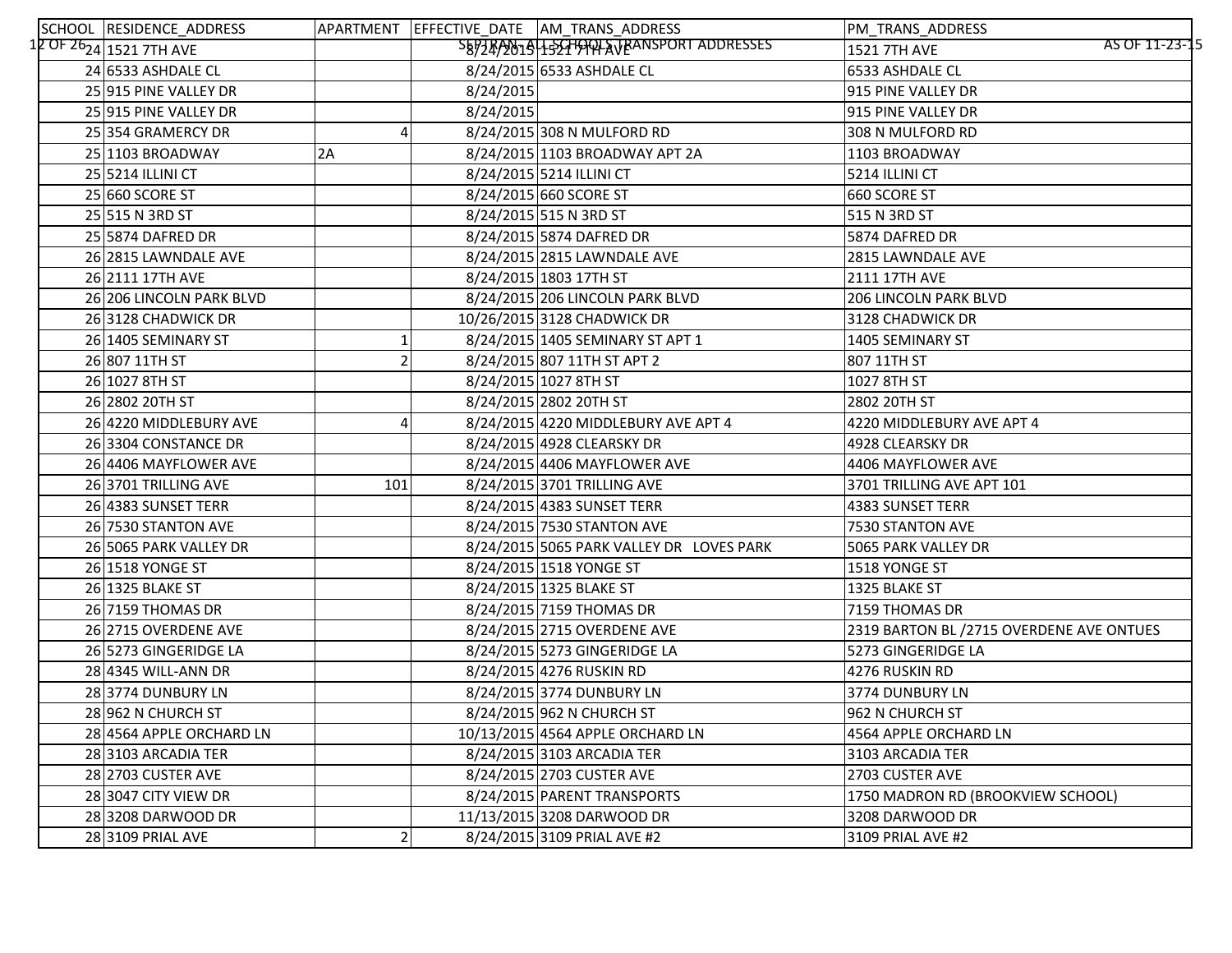| SCHOOL | RESIDENCE_ADDRESS | APARTMENT | EFFECTIVE_DATE | AM_TRANS_ADDRESS | PM_TRANS_ADDRESS |
|---|---|---|---|---|---|
| 24 | 1521 7TH AVE | | 8/24/2015 | 1521 7TH AVE | 1521 7TH AVE |
| 24 | 6533 ASHDALE CL | | 8/24/2015 | 6533 ASHDALE CL | 6533 ASHDALE CL |
| 25 | 915 PINE VALLEY DR | | 8/24/2015 | | 915 PINE VALLEY DR |
| 25 | 915 PINE VALLEY DR | | 8/24/2015 | | 915 PINE VALLEY DR |
| 25 | 354 GRAMERCY DR | 4 | 8/24/2015 | 308 N MULFORD RD | 308 N MULFORD RD |
| 25 | 1103 BROADWAY | 2A | 8/24/2015 | 1103 BROADWAY APT 2A | 1103 BROADWAY |
| 25 | 5214 ILLINI CT | | 8/24/2015 | 5214 ILLINI CT | 5214 ILLINI CT |
| 25 | 660 SCORE ST | | 8/24/2015 | 660 SCORE ST | 660 SCORE ST |
| 25 | 515 N 3RD ST | | 8/24/2015 | 515 N 3RD ST | 515 N 3RD ST |
| 25 | 5874 DAFRED DR | | 8/24/2015 | 5874 DAFRED DR | 5874 DAFRED DR |
| 26 | 2815 LAWNDALE AVE | | 8/24/2015 | 2815 LAWNDALE AVE | 2815 LAWNDALE AVE |
| 26 | 2111 17TH AVE | | 8/24/2015 | 1803 17TH ST | 2111 17TH AVE |
| 26 | 206 LINCOLN PARK BLVD | | 8/24/2015 | 206 LINCOLN PARK BLVD | 206 LINCOLN PARK BLVD |
| 26 | 3128 CHADWICK DR | | 10/26/2015 | 3128 CHADWICK DR | 3128 CHADWICK DR |
| 26 | 1405 SEMINARY ST | 1 | 8/24/2015 | 1405 SEMINARY ST APT 1 | 1405 SEMINARY ST |
| 26 | 807 11TH ST | 2 | 8/24/2015 | 807 11TH ST APT 2 | 807 11TH ST |
| 26 | 1027 8TH ST | | 8/24/2015 | 1027 8TH ST | 1027 8TH ST |
| 26 | 2802 20TH ST | | 8/24/2015 | 2802 20TH ST | 2802 20TH ST |
| 26 | 4220 MIDDLEBURY AVE | 4 | 8/24/2015 | 4220 MIDDLEBURY AVE APT 4 | 4220 MIDDLEBURY AVE APT 4 |
| 26 | 3304 CONSTANCE DR | | 8/24/2015 | 4928 CLEARSKY DR | 4928 CLEARSKY DR |
| 26 | 4406 MAYFLOWER AVE | | 8/24/2015 | 4406 MAYFLOWER AVE | 4406 MAYFLOWER AVE |
| 26 | 3701 TRILLING AVE | 101 | 8/24/2015 | 3701 TRILLING AVE | 3701 TRILLING AVE APT 101 |
| 26 | 4383 SUNSET TERR | | 8/24/2015 | 4383 SUNSET TERR | 4383 SUNSET TERR |
| 26 | 7530 STANTON AVE | | 8/24/2015 | 7530 STANTON AVE | 7530 STANTON AVE |
| 26 | 5065 PARK VALLEY DR | | 8/24/2015 | 5065 PARK VALLEY DR LOVES PARK | 5065 PARK VALLEY DR |
| 26 | 1518 YONGE ST | | 8/24/2015 | 1518 YONGE ST | 1518 YONGE ST |
| 26 | 1325 BLAKE ST | | 8/24/2015 | 1325 BLAKE ST | 1325 BLAKE ST |
| 26 | 7159 THOMAS DR | | 8/24/2015 | 7159 THOMAS DR | 7159 THOMAS DR |
| 26 | 2715 OVERDENE AVE | | 8/24/2015 | 2715 OVERDENE AVE | 2319 BARTON BL /2715 OVERDENE AVE ONTUES |
| 26 | 5273 GINGERIDGE LA | | 8/24/2015 | 5273 GINGERIDGE LA | 5273 GINGERIDGE LA |
| 28 | 4345 WILL-ANN DR | | 8/24/2015 | 4276 RUSKIN RD | 4276 RUSKIN RD |
| 28 | 3774 DUNBURY LN | | 8/24/2015 | 3774 DUNBURY LN | 3774 DUNBURY LN |
| 28 | 962 N CHURCH ST | | 8/24/2015 | 962 N CHURCH ST | 962 N CHURCH ST |
| 28 | 4564 APPLE ORCHARD LN | | 10/13/2015 | 4564 APPLE ORCHARD LN | 4564 APPLE ORCHARD LN |
| 28 | 3103 ARCADIA TER | | 8/24/2015 | 3103 ARCADIA TER | 3103 ARCADIA TER |
| 28 | 2703 CUSTER AVE | | 8/24/2015 | 2703 CUSTER AVE | 2703 CUSTER AVE |
| 28 | 3047 CITY VIEW DR | | 8/24/2015 | PARENT TRANSPORTS | 1750 MADRON RD (BROOKVIEW SCHOOL) |
| 28 | 3208 DARWOOD DR | | 11/13/2015 | 3208 DARWOOD DR | 3208 DARWOOD DR |
| 28 | 3109 PRIAL AVE | 2 | 8/24/2015 | 3109 PRIAL AVE #2 | 3109 PRIAL AVE #2 |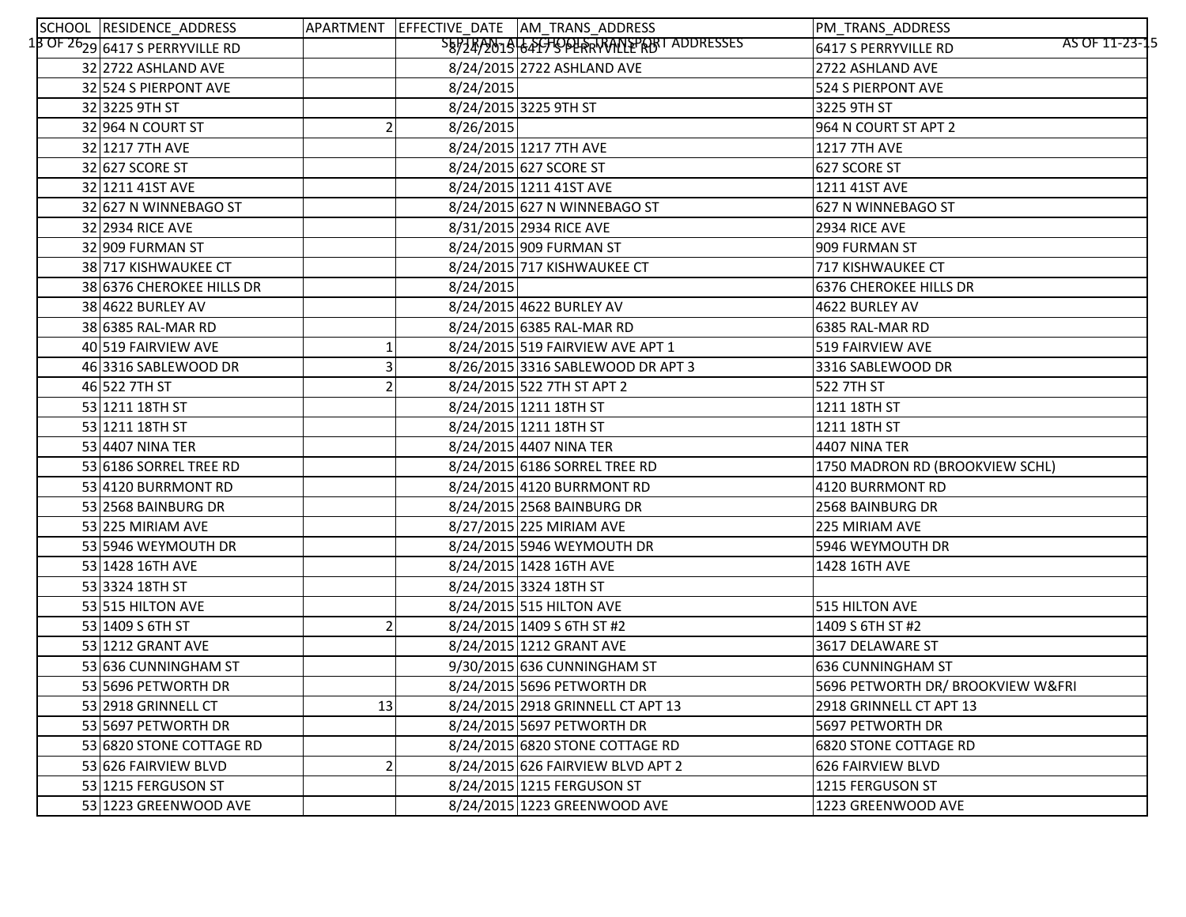| SCHOOL | RESIDENCE_ADDRESS | APARTMENT | EFFECTIVE_DATE | AM_TRANS_ADDRESS | PM_TRANS_ADDRESS |
|---|---|---|---|---|---|
| 29 | 6417 S PERRYVILLE RD | | 8/24/2015 | 6417 S PERRYVILLE RD | 6417 S PERRYVILLE RD |
| 32 | 2722 ASHLAND AVE | | 8/24/2015 | 2722 ASHLAND AVE | 2722 ASHLAND AVE |
| 32 | 524 S PIERPONT AVE | | 8/24/2015 | | 524 S PIERPONT AVE |
| 32 | 3225 9TH ST | | 8/24/2015 | 3225 9TH ST | 3225 9TH ST |
| 32 | 964 N COURT ST | 2 | 8/26/2015 | | 964 N COURT ST APT 2 |
| 32 | 1217 7TH AVE | | 8/24/2015 | 1217 7TH AVE | 1217 7TH AVE |
| 32 | 627 SCORE ST | | 8/24/2015 | 627 SCORE ST | 627 SCORE ST |
| 32 | 1211 41ST AVE | | 8/24/2015 | 1211 41ST AVE | 1211 41ST AVE |
| 32 | 627 N WINNEBAGO ST | | 8/24/2015 | 627 N WINNEBAGO ST | 627 N WINNEBAGO ST |
| 32 | 2934 RICE AVE | | 8/31/2015 | 2934 RICE AVE | 2934 RICE AVE |
| 32 | 909 FURMAN ST | | 8/24/2015 | 909 FURMAN ST | 909 FURMAN ST |
| 38 | 717 KISHWAUKEE CT | | 8/24/2015 | 717 KISHWAUKEE CT | 717 KISHWAUKEE CT |
| 38 | 6376 CHEROKEE HILLS DR | | 8/24/2015 | | 6376 CHEROKEE HILLS DR |
| 38 | 4622 BURLEY AV | | 8/24/2015 | 4622 BURLEY AV | 4622 BURLEY AV |
| 38 | 6385 RAL-MAR RD | | 8/24/2015 | 6385 RAL-MAR RD | 6385 RAL-MAR RD |
| 40 | 519 FAIRVIEW AVE | 1 | 8/24/2015 | 519 FAIRVIEW AVE APT 1 | 519 FAIRVIEW AVE |
| 46 | 3316 SABLEWOOD DR | 3 | 8/26/2015 | 3316 SABLEWOOD DR APT 3 | 3316 SABLEWOOD DR |
| 46 | 522 7TH ST | 2 | 8/24/2015 | 522 7TH ST APT 2 | 522 7TH ST |
| 53 | 1211 18TH ST | | 8/24/2015 | 1211 18TH ST | 1211 18TH ST |
| 53 | 1211 18TH ST | | 8/24/2015 | 1211 18TH ST | 1211 18TH ST |
| 53 | 4407 NINA TER | | 8/24/2015 | 4407 NINA TER | 4407 NINA TER |
| 53 | 6186 SORREL TREE RD | | 8/24/2015 | 6186 SORREL TREE RD | 1750 MADRON RD (BROOKVIEW SCHL) |
| 53 | 4120 BURRMONT RD | | 8/24/2015 | 4120 BURRMONT RD | 4120 BURRMONT RD |
| 53 | 2568 BAINBURG DR | | 8/24/2015 | 2568 BAINBURG DR | 2568 BAINBURG DR |
| 53 | 225 MIRIAM AVE | | 8/27/2015 | 225 MIRIAM AVE | 225 MIRIAM AVE |
| 53 | 5946 WEYMOUTH DR | | 8/24/2015 | 5946 WEYMOUTH DR | 5946 WEYMOUTH DR |
| 53 | 1428 16TH AVE | | 8/24/2015 | 1428 16TH AVE | 1428 16TH AVE |
| 53 | 3324 18TH ST | | 8/24/2015 | 3324 18TH ST | |
| 53 | 515 HILTON AVE | | 8/24/2015 | 515 HILTON AVE | 515 HILTON AVE |
| 53 | 1409 S 6TH ST | 2 | 8/24/2015 | 1409 S 6TH ST #2 | 1409 S 6TH ST #2 |
| 53 | 1212 GRANT AVE | | 8/24/2015 | 1212 GRANT AVE | 3617 DELAWARE ST |
| 53 | 636 CUNNINGHAM ST | | 9/30/2015 | 636 CUNNINGHAM ST | 636 CUNNINGHAM ST |
| 53 | 5696 PETWORTH DR | | 8/24/2015 | 5696 PETWORTH DR | 5696 PETWORTH DR/ BROOKVIEW W&FRI |
| 53 | 2918 GRINNELL CT | 13 | 8/24/2015 | 2918 GRINNELL CT APT 13 | 2918 GRINNELL CT APT 13 |
| 53 | 5697 PETWORTH DR | | 8/24/2015 | 5697 PETWORTH DR | 5697 PETWORTH DR |
| 53 | 6820 STONE COTTAGE RD | | 8/24/2015 | 6820 STONE COTTAGE RD | 6820 STONE COTTAGE RD |
| 53 | 626 FAIRVIEW BLVD | 2 | 8/24/2015 | 626 FAIRVIEW BLVD APT 2 | 626 FAIRVIEW BLVD |
| 53 | 1215 FERGUSON ST | | 8/24/2015 | 1215 FERGUSON ST | 1215 FERGUSON ST |
| 53 | 1223 GREENWOOD AVE | | 8/24/2015 | 1223 GREENWOOD AVE | 1223 GREENWOOD AVE |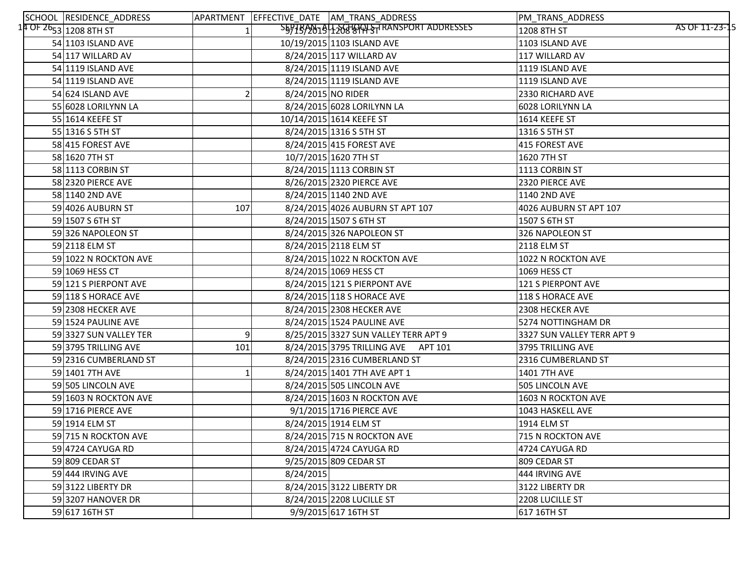| SCHOOL | RESIDENCE_ADDRESS | APARTMENT | EFFECTIVE_DATE | AM_TRANS_ADDRESS | PM_TRANS_ADDRESS |
|---|---|---|---|---|---|
| 53 | 1208 8TH ST | 1 | 9/15/2015 | 1208 8TH ST | 1208 8TH ST |
| 54 | 1103 ISLAND AVE | | 10/19/2015 | 1103 ISLAND AVE | 1103 ISLAND AVE |
| 54 | 117 WILLARD AV | | 8/24/2015 | 117 WILLARD AV | 117 WILLARD AV |
| 54 | 1119 ISLAND AVE | | 8/24/2015 | 1119 ISLAND AVE | 1119 ISLAND AVE |
| 54 | 1119 ISLAND AVE | | 8/24/2015 | 1119 ISLAND AVE | 1119 ISLAND AVE |
| 54 | 624 ISLAND AVE | 2 | 8/24/2015 | NO RIDER | 2330 RICHARD AVE |
| 55 | 6028 LORILYNN LA | | 8/24/2015 | 6028 LORILYNN LA | 6028 LORILYNN LA |
| 55 | 1614 KEEFE ST | | 10/14/2015 | 1614 KEEFE ST | 1614 KEEFE ST |
| 55 | 1316 S 5TH ST | | 8/24/2015 | 1316 S 5TH ST | 1316 S 5TH ST |
| 58 | 415 FOREST AVE | | 8/24/2015 | 415 FOREST AVE | 415 FOREST AVE |
| 58 | 1620 7TH ST | | 10/7/2015 | 1620 7TH ST | 1620 7TH ST |
| 58 | 1113 CORBIN ST | | 8/24/2015 | 1113 CORBIN ST | 1113 CORBIN ST |
| 58 | 2320 PIERCE AVE | | 8/26/2015 | 2320 PIERCE AVE | 2320 PIERCE AVE |
| 58 | 1140 2ND AVE | | 8/24/2015 | 1140 2ND AVE | 1140 2ND AVE |
| 59 | 4026 AUBURN ST | 107 | 8/24/2015 | 4026 AUBURN ST APT 107 | 4026 AUBURN ST APT 107 |
| 59 | 1507 S 6TH ST | | 8/24/2015 | 1507 S 6TH ST | 1507 S 6TH ST |
| 59 | 326 NAPOLEON ST | | 8/24/2015 | 326 NAPOLEON ST | 326 NAPOLEON ST |
| 59 | 2118 ELM ST | | 8/24/2015 | 2118 ELM ST | 2118 ELM ST |
| 59 | 1022 N ROCKTON AVE | | 8/24/2015 | 1022 N ROCKTON AVE | 1022 N ROCKTON AVE |
| 59 | 1069 HESS CT | | 8/24/2015 | 1069 HESS CT | 1069 HESS CT |
| 59 | 121 S PIERPONT AVE | | 8/24/2015 | 121 S PIERPONT AVE | 121 S PIERPONT AVE |
| 59 | 118 S HORACE AVE | | 8/24/2015 | 118 S HORACE AVE | 118 S HORACE AVE |
| 59 | 2308 HECKER AVE | | 8/24/2015 | 2308 HECKER AVE | 2308 HECKER AVE |
| 59 | 1524 PAULINE AVE | | 8/24/2015 | 1524 PAULINE AVE | 5274 NOTTINGHAM DR |
| 59 | 3327 SUN VALLEY TER | 9 | 8/25/2015 | 3327 SUN VALLEY TERR APT 9 | 3327 SUN VALLEY TERR APT 9 |
| 59 | 3795 TRILLING AVE | 101 | 8/24/2015 | 3795 TRILLING AVE APT 101 | 3795 TRILLING AVE |
| 59 | 2316 CUMBERLAND ST | | 8/24/2015 | 2316 CUMBERLAND ST | 2316 CUMBERLAND ST |
| 59 | 1401 7TH AVE | 1 | 8/24/2015 | 1401 7TH AVE APT 1 | 1401 7TH AVE |
| 59 | 505 LINCOLN AVE | | 8/24/2015 | 505 LINCOLN AVE | 505 LINCOLN AVE |
| 59 | 1603 N ROCKTON AVE | | 8/24/2015 | 1603 N ROCKTON AVE | 1603 N ROCKTON AVE |
| 59 | 1716 PIERCE AVE | | 9/1/2015 | 1716 PIERCE AVE | 1043 HASKELL AVE |
| 59 | 1914 ELM ST | | 8/24/2015 | 1914 ELM ST | 1914 ELM ST |
| 59 | 715 N ROCKTON AVE | | 8/24/2015 | 715 N ROCKTON AVE | 715 N ROCKTON AVE |
| 59 | 4724 CAYUGA RD | | 8/24/2015 | 4724 CAYUGA RD | 4724 CAYUGA RD |
| 59 | 809 CEDAR ST | | 9/25/2015 | 809 CEDAR ST | 809 CEDAR ST |
| 59 | 444 IRVING AVE | | 8/24/2015 | | 444 IRVING AVE |
| 59 | 3122 LIBERTY DR | | 8/24/2015 | 3122 LIBERTY DR | 3122 LIBERTY DR |
| 59 | 3207 HANOVER DR | | 8/24/2015 | 2208 LUCILLE ST | 2208 LUCILLE ST |
| 59 | 617 16TH ST | | 9/9/2015 | 617 16TH ST | 617 16TH ST |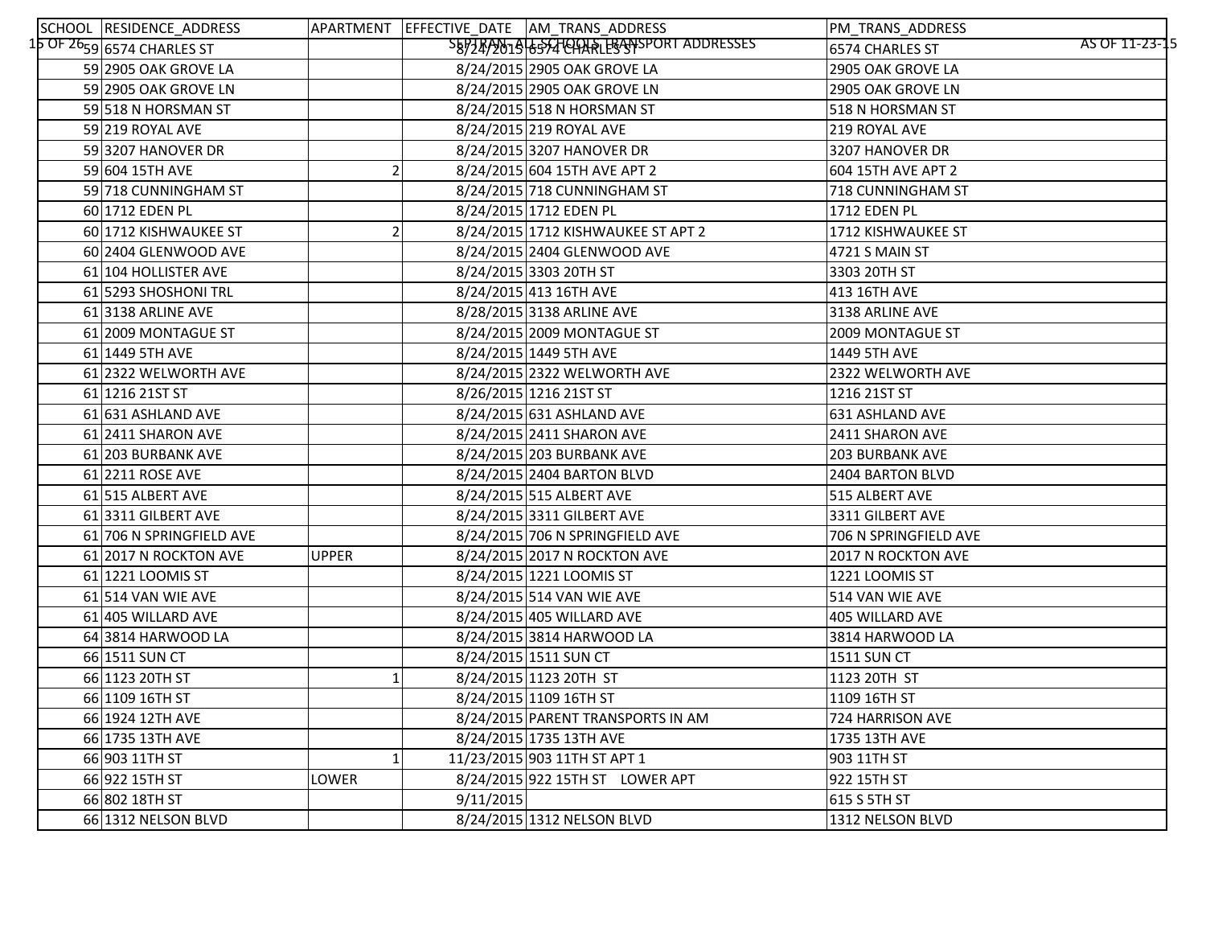| SCHOOL | RESIDENCE_ADDRESS | APARTMENT | EFFECTIVE_DATE | AM_TRANS_ADDRESS | PM_TRANS_ADDRESS |
|---|---|---|---|---|---|
| 59 | 6574 CHARLES ST | | 8/24/2015 | 6574 CHARLES ST | 6574 CHARLES ST |
| 59 | 2905 OAK GROVE LA | | 8/24/2015 | 2905 OAK GROVE LA | 2905 OAK GROVE LA |
| 59 | 2905 OAK GROVE LN | | 8/24/2015 | 2905 OAK GROVE LN | 2905 OAK GROVE LN |
| 59 | 518 N HORSMAN ST | | 8/24/2015 | 518 N HORSMAN ST | 518 N HORSMAN ST |
| 59 | 219 ROYAL AVE | | 8/24/2015 | 219 ROYAL AVE | 219 ROYAL AVE |
| 59 | 3207 HANOVER DR | | 8/24/2015 | 3207 HANOVER DR | 3207 HANOVER DR |
| 59 | 604 15TH AVE | 2 | 8/24/2015 | 604 15TH AVE APT 2 | 604 15TH AVE APT 2 |
| 59 | 718 CUNNINGHAM ST | | 8/24/2015 | 718 CUNNINGHAM ST | 718 CUNNINGHAM ST |
| 60 | 1712 EDEN PL | | 8/24/2015 | 1712 EDEN PL | 1712 EDEN PL |
| 60 | 1712 KISHWAUKEE ST | 2 | 8/24/2015 | 1712 KISHWAUKEE ST APT 2 | 1712 KISHWAUKEE ST |
| 60 | 2404 GLENWOOD AVE | | 8/24/2015 | 2404 GLENWOOD AVE | 4721 S MAIN ST |
| 61 | 104 HOLLISTER AVE | | 8/24/2015 | 3303 20TH ST | 3303 20TH ST |
| 61 | 5293 SHOSHONI TRL | | 8/24/2015 | 413 16TH AVE | 413 16TH AVE |
| 61 | 3138 ARLINE AVE | | 8/28/2015 | 3138 ARLINE AVE | 3138 ARLINE AVE |
| 61 | 2009 MONTAGUE ST | | 8/24/2015 | 2009 MONTAGUE ST | 2009 MONTAGUE ST |
| 61 | 1449 5TH AVE | | 8/24/2015 | 1449 5TH AVE | 1449 5TH AVE |
| 61 | 2322 WELWORTH AVE | | 8/24/2015 | 2322 WELWORTH AVE | 2322 WELWORTH AVE |
| 61 | 1216 21ST ST | | 8/26/2015 | 1216 21ST ST | 1216 21ST ST |
| 61 | 631 ASHLAND AVE | | 8/24/2015 | 631 ASHLAND AVE | 631 ASHLAND AVE |
| 61 | 2411 SHARON AVE | | 8/24/2015 | 2411 SHARON AVE | 2411 SHARON AVE |
| 61 | 203 BURBANK AVE | | 8/24/2015 | 203 BURBANK AVE | 203 BURBANK AVE |
| 61 | 2211 ROSE AVE | | 8/24/2015 | 2404 BARTON BLVD | 2404 BARTON BLVD |
| 61 | 515 ALBERT AVE | | 8/24/2015 | 515 ALBERT AVE | 515 ALBERT AVE |
| 61 | 3311 GILBERT AVE | | 8/24/2015 | 3311 GILBERT AVE | 3311 GILBERT AVE |
| 61 | 706 N SPRINGFIELD AVE | | 8/24/2015 | 706 N SPRINGFIELD AVE | 706 N SPRINGFIELD AVE |
| 61 | 2017 N ROCKTON AVE | UPPER | 8/24/2015 | 2017 N ROCKTON AVE | 2017 N ROCKTON AVE |
| 61 | 1221 LOOMIS ST | | 8/24/2015 | 1221 LOOMIS ST | 1221 LOOMIS ST |
| 61 | 514 VAN WIE AVE | | 8/24/2015 | 514 VAN WIE AVE | 514 VAN WIE AVE |
| 61 | 405 WILLARD AVE | | 8/24/2015 | 405 WILLARD AVE | 405 WILLARD AVE |
| 64 | 3814 HARWOOD LA | | 8/24/2015 | 3814 HARWOOD LA | 3814 HARWOOD LA |
| 66 | 1511 SUN CT | | 8/24/2015 | 1511 SUN CT | 1511 SUN CT |
| 66 | 1123 20TH ST | 1 | 8/24/2015 | 1123 20TH ST | 1123 20TH ST |
| 66 | 1109 16TH ST | | 8/24/2015 | 1109 16TH ST | 1109 16TH ST |
| 66 | 1924 12TH AVE | | 8/24/2015 | PARENT TRANSPORTS IN AM | 724 HARRISON AVE |
| 66 | 1735 13TH AVE | | 8/24/2015 | 1735 13TH AVE | 1735 13TH AVE |
| 66 | 903 11TH ST | 1 | 11/23/2015 | 903 11TH ST APT 1 | 903 11TH ST |
| 66 | 922 15TH ST | LOWER | 8/24/2015 | 922 15TH ST LOWER APT | 922 15TH ST |
| 66 | 802 18TH ST | | 9/11/2015 | | 615 S 5TH ST |
| 66 | 1312 NELSON BLVD | | 8/24/2015 | 1312 NELSON BLVD | 1312 NELSON BLVD |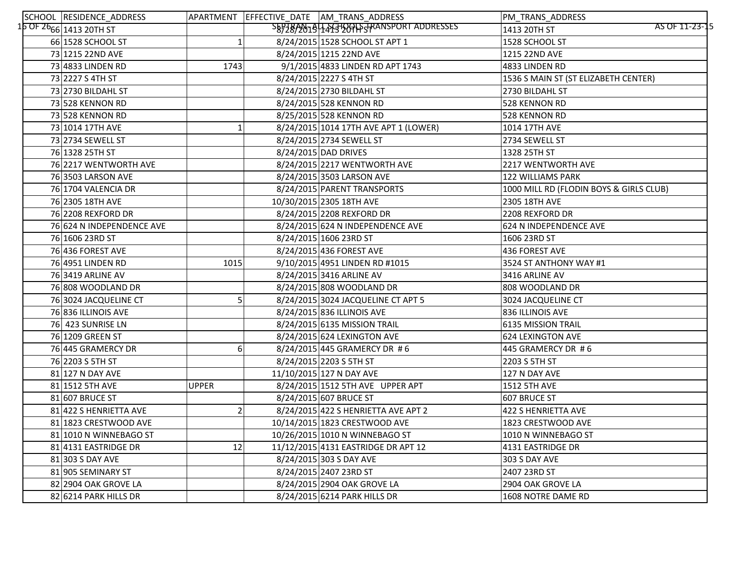| SCHOOL | RESIDENCE_ADDRESS | APARTMENT | EFFECTIVE_DATE | AM_TRANS_ADDRESS | PM_TRANS_ADDRESS |
|---|---|---|---|---|---|
| 66 | 1413 20TH ST | | 8/28/2015 | 1413 20TH ST | 1413 20TH ST |
| 66 | 1528 SCHOOL ST | 1 | 8/24/2015 | 1528 SCHOOL ST APT 1 | 1528 SCHOOL ST |
| 73 | 1215 22ND AVE | | 8/24/2015 | 1215 22ND AVE | 1215 22ND AVE |
| 73 | 4833 LINDEN RD | 1743 | 9/1/2015 | 4833 LINDEN RD APT 1743 | 4833 LINDEN RD |
| 73 | 2227 S 4TH ST | | 8/24/2015 | 2227 S 4TH ST | 1536 S MAIN ST (ST ELIZABETH CENTER) |
| 73 | 2730 BILDAHL ST | | 8/24/2015 | 2730 BILDAHL ST | 2730 BILDAHL ST |
| 73 | 528 KENNON RD | | 8/24/2015 | 528 KENNON RD | 528 KENNON RD |
| 73 | 528 KENNON RD | | 8/25/2015 | 528 KENNON RD | 528 KENNON RD |
| 73 | 1014 17TH AVE | 1 | 8/24/2015 | 1014 17TH AVE APT 1 (LOWER) | 1014 17TH AVE |
| 73 | 2734 SEWELL ST | | 8/24/2015 | 2734 SEWELL ST | 2734 SEWELL ST |
| 76 | 1328 25TH ST | | 8/24/2015 | DAD DRIVES | 1328 25TH ST |
| 76 | 2217 WENTWORTH AVE | | 8/24/2015 | 2217 WENTWORTH AVE | 2217 WENTWORTH AVE |
| 76 | 3503 LARSON AVE | | 8/24/2015 | 3503 LARSON AVE | 122 WILLIAMS PARK |
| 76 | 1704 VALENCIA DR | | 8/24/2015 | PARENT TRANSPORTS | 1000 MILL RD (FLODIN BOYS & GIRLS CLUB) |
| 76 | 2305 18TH AVE | | 10/30/2015 | 2305 18TH AVE | 2305 18TH AVE |
| 76 | 2208 REXFORD DR | | 8/24/2015 | 2208 REXFORD DR | 2208 REXFORD DR |
| 76 | 624 N INDEPENDENCE AVE | | 8/24/2015 | 624 N INDEPENDENCE AVE | 624 N INDEPENDENCE AVE |
| 76 | 1606 23RD ST | | 8/24/2015 | 1606 23RD ST | 1606 23RD ST |
| 76 | 436 FOREST AVE | | 8/24/2015 | 436 FOREST AVE | 436 FOREST AVE |
| 76 | 4951 LINDEN RD | 1015 | 9/10/2015 | 4951 LINDEN RD #1015 | 3524 ST ANTHONY WAY #1 |
| 76 | 3419 ARLINE AV | | 8/24/2015 | 3416 ARLINE AV | 3416 ARLINE AV |
| 76 | 808 WOODLAND DR | | 8/24/2015 | 808 WOODLAND DR | 808 WOODLAND DR |
| 76 | 3024 JACQUELINE CT | 5 | 8/24/2015 | 3024 JACQUELINE CT APT 5 | 3024 JACQUELINE CT |
| 76 | 836 ILLINOIS AVE | | 8/24/2015 | 836 ILLINOIS AVE | 836 ILLINOIS AVE |
| 76 | 423 SUNRISE LN | | 8/24/2015 | 6135 MISSION TRAIL | 6135 MISSION TRAIL |
| 76 | 1209 GREEN ST | | 8/24/2015 | 624 LEXINGTON AVE | 624 LEXINGTON AVE |
| 76 | 445 GRAMERCY DR | 6 | 8/24/2015 | 445 GRAMERCY DR # 6 | 445 GRAMERCY DR # 6 |
| 76 | 2203 S 5TH ST | | 8/24/2015 | 2203 S 5TH ST | 2203 S 5TH ST |
| 81 | 127 N DAY AVE | | 11/10/2015 | 127 N DAY AVE | 127 N DAY AVE |
| 81 | 1512 5TH AVE | UPPER | 8/24/2015 | 1512 5TH AVE UPPER APT | 1512 5TH AVE |
| 81 | 607 BRUCE ST | | 8/24/2015 | 607 BRUCE ST | 607 BRUCE ST |
| 81 | 422 S HENRIETTA AVE | 2 | 8/24/2015 | 422 S HENRIETTA AVE APT 2 | 422 S HENRIETTA AVE |
| 81 | 1823 CRESTWOOD AVE | | 10/14/2015 | 1823 CRESTWOOD AVE | 1823 CRESTWOOD AVE |
| 81 | 1010 N WINNEBAGO ST | | 10/26/2015 | 1010 N WINNEBAGO ST | 1010 N WINNEBAGO ST |
| 81 | 4131 EASTRIDGE DR | 12 | 11/12/2015 | 4131 EASTRIDGE DR APT 12 | 4131 EASTRIDGE DR |
| 81 | 303 S DAY AVE | | 8/24/2015 | 303 S DAY AVE | 303 S DAY AVE |
| 81 | 905 SEMINARY ST | | 8/24/2015 | 2407 23RD ST | 2407 23RD ST |
| 82 | 2904 OAK GROVE LA | | 8/24/2015 | 2904 OAK GROVE LA | 2904 OAK GROVE LA |
| 82 | 6214 PARK HILLS DR | | 8/24/2015 | 6214 PARK HILLS DR | 1608 NOTRE DAME RD |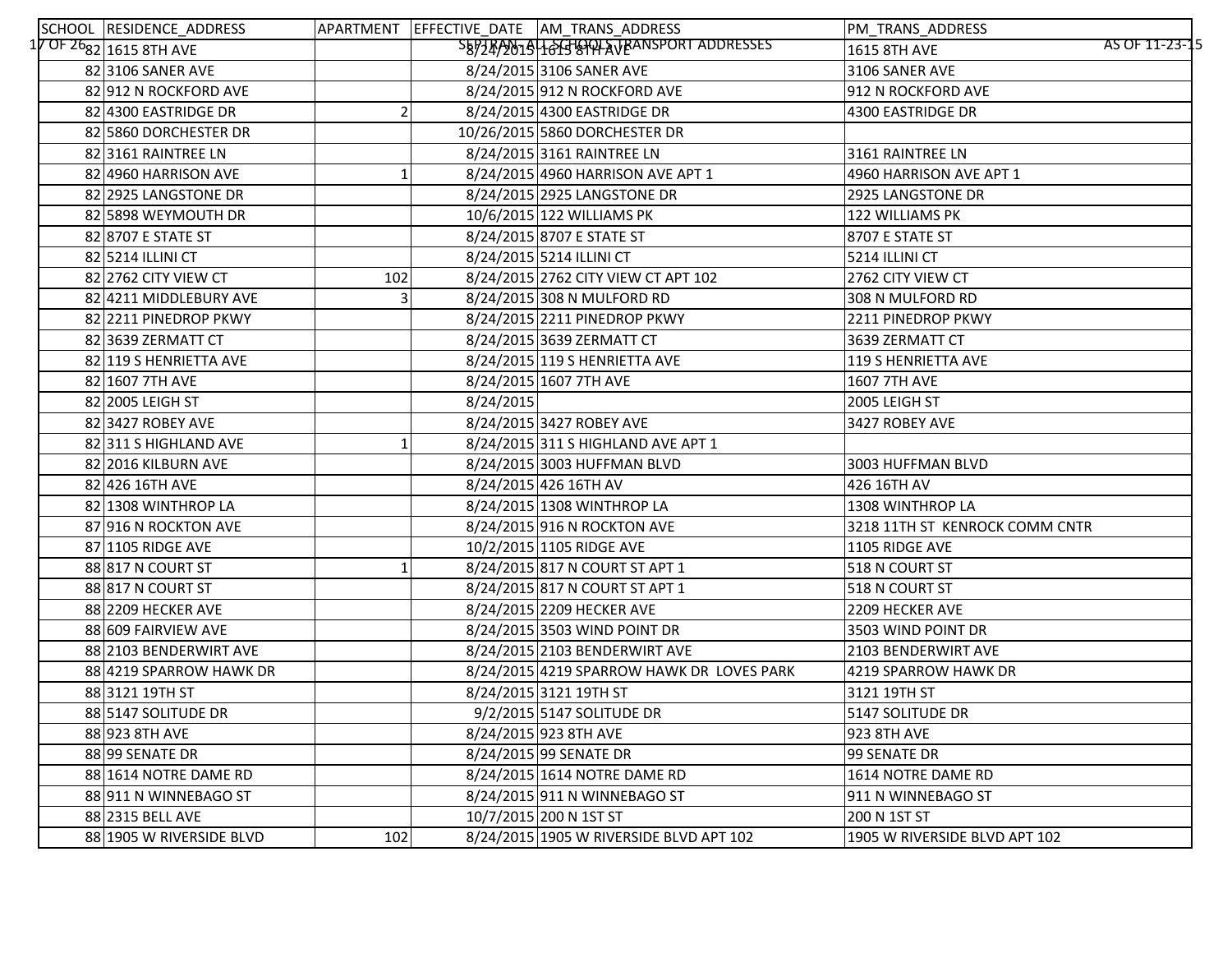| SCHOOL | RESIDENCE_ADDRESS | APARTMENT | EFFECTIVE_DATE | AM_TRANS_ADDRESS | PM_TRANS_ADDRESS |
|---|---|---|---|---|---|
| 82 | 1615 8TH AVE | | 8/24/2015 | 1615 8TH AVE | 1615 8TH AVE |
| 82 | 3106 SANER AVE | | 8/24/2015 | 3106 SANER AVE | 3106 SANER AVE |
| 82 | 912 N ROCKFORD AVE | | 8/24/2015 | 912 N ROCKFORD AVE | 912 N ROCKFORD AVE |
| 82 | 4300 EASTRIDGE DR | 2 | 8/24/2015 | 4300 EASTRIDGE DR | 4300 EASTRIDGE DR |
| 82 | 5860 DORCHESTER DR | | 10/26/2015 | 5860 DORCHESTER DR | |
| 82 | 3161 RAINTREE LN | | 8/24/2015 | 3161 RAINTREE LN | 3161 RAINTREE LN |
| 82 | 4960 HARRISON AVE | 1 | 8/24/2015 | 4960 HARRISON AVE APT 1 | 4960 HARRISON AVE APT 1 |
| 82 | 2925 LANGSTONE DR | | 8/24/2015 | 2925 LANGSTONE DR | 2925 LANGSTONE DR |
| 82 | 5898 WEYMOUTH DR | | 10/6/2015 | 122 WILLIAMS PK | 122 WILLIAMS PK |
| 82 | 8707 E STATE ST | | 8/24/2015 | 8707 E STATE ST | 8707 E STATE ST |
| 82 | 5214 ILLINI CT | | 8/24/2015 | 5214 ILLINI CT | 5214 ILLINI CT |
| 82 | 2762 CITY VIEW CT | 102 | 8/24/2015 | 2762 CITY VIEW CT APT 102 | 2762 CITY VIEW CT |
| 82 | 4211 MIDDLEBURY AVE | 3 | 8/24/2015 | 308 N MULFORD RD | 308 N MULFORD RD |
| 82 | 2211 PINEDROP PKWY | | 8/24/2015 | 2211 PINEDROP PKWY | 2211 PINEDROP PKWY |
| 82 | 3639 ZERMATT CT | | 8/24/2015 | 3639 ZERMATT CT | 3639 ZERMATT CT |
| 82 | 119 S HENRIETTA AVE | | 8/24/2015 | 119 S HENRIETTA AVE | 119 S HENRIETTA AVE |
| 82 | 1607 7TH AVE | | 8/24/2015 | 1607 7TH AVE | 1607 7TH AVE |
| 82 | 2005 LEIGH ST | | 8/24/2015 | | 2005 LEIGH ST |
| 82 | 3427 ROBEY AVE | | 8/24/2015 | 3427 ROBEY AVE | 3427 ROBEY AVE |
| 82 | 311 S HIGHLAND AVE | 1 | 8/24/2015 | 311 S HIGHLAND AVE APT 1 | |
| 82 | 2016 KILBURN AVE | | 8/24/2015 | 3003 HUFFMAN BLVD | 3003 HUFFMAN BLVD |
| 82 | 426 16TH AVE | | 8/24/2015 | 426 16TH AV | 426 16TH AV |
| 82 | 1308 WINTHROP LA | | 8/24/2015 | 1308 WINTHROP LA | 1308 WINTHROP LA |
| 87 | 916 N ROCKTON AVE | | 8/24/2015 | 916 N ROCKTON AVE | 3218 11TH ST KENROCK COMM CNTR |
| 87 | 1105 RIDGE AVE | | 10/2/2015 | 1105 RIDGE AVE | 1105 RIDGE AVE |
| 88 | 817 N COURT ST | 1 | 8/24/2015 | 817 N COURT ST APT 1 | 518 N COURT ST |
| 88 | 817 N COURT ST | | 8/24/2015 | 817 N COURT ST APT 1 | 518 N COURT ST |
| 88 | 2209 HECKER AVE | | 8/24/2015 | 2209 HECKER AVE | 2209 HECKER AVE |
| 88 | 609 FAIRVIEW AVE | | 8/24/2015 | 3503 WIND POINT DR | 3503 WIND POINT DR |
| 88 | 2103 BENDERWIRT AVE | | 8/24/2015 | 2103 BENDERWIRT AVE | 2103 BENDERWIRT AVE |
| 88 | 4219 SPARROW HAWK DR | | 8/24/2015 | 4219 SPARROW HAWK DR LOVES PARK | 4219 SPARROW HAWK DR |
| 88 | 3121 19TH ST | | 8/24/2015 | 3121 19TH ST | 3121 19TH ST |
| 88 | 5147 SOLITUDE DR | | 9/2/2015 | 5147 SOLITUDE DR | 5147 SOLITUDE DR |
| 88 | 923 8TH AVE | | 8/24/2015 | 923 8TH AVE | 923 8TH AVE |
| 88 | 99 SENATE DR | | 8/24/2015 | 99 SENATE DR | 99 SENATE DR |
| 88 | 1614 NOTRE DAME RD | | 8/24/2015 | 1614 NOTRE DAME RD | 1614 NOTRE DAME RD |
| 88 | 911 N WINNEBAGO ST | | 8/24/2015 | 911 N WINNEBAGO ST | 911 N WINNEBAGO ST |
| 88 | 2315 BELL AVE | | 10/7/2015 | 200 N 1ST ST | 200 N 1ST ST |
| 88 | 1905 W RIVERSIDE BLVD | 102 | 8/24/2015 | 1905 W RIVERSIDE BLVD APT 102 | 1905 W RIVERSIDE BLVD APT 102 |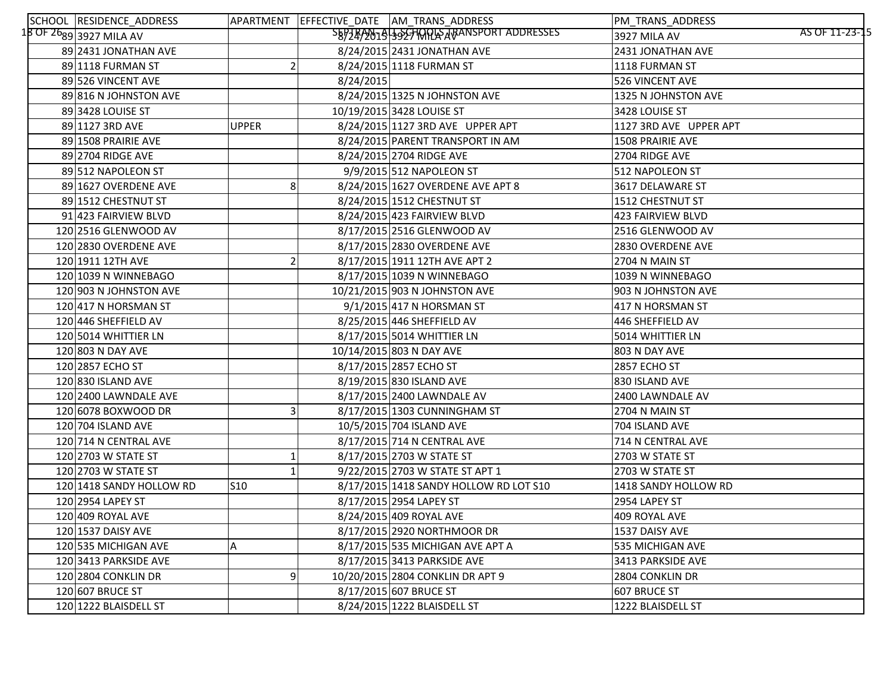| SCHOOL | RESIDENCE_ADDRESS | APARTMENT | EFFECTIVE_DATE | AM_TRANS_ADDRESS | PM_TRANS_ADDRESS |
|---|---|---|---|---|---|
| 89 | 3927 MILA AV | | 8/24/2015 | 3927 MILA AV | 3927 MILA AV |
| 89 | 2431 JONATHAN AVE | | 8/24/2015 | 2431 JONATHAN AVE | 2431 JONATHAN AVE |
| 89 | 1118 FURMAN ST | 2 | 8/24/2015 | 1118 FURMAN ST | 1118 FURMAN ST |
| 89 | 526 VINCENT AVE | | 8/24/2015 | | 526 VINCENT AVE |
| 89 | 816 N JOHNSTON AVE | | 8/24/2015 | 1325 N JOHNSTON AVE | 1325 N JOHNSTON AVE |
| 89 | 3428 LOUISE ST | | 10/19/2015 | 3428 LOUISE ST | 3428 LOUISE ST |
| 89 | 1127 3RD AVE | UPPER | 8/24/2015 | 1127 3RD AVE UPPER APT | 1127 3RD AVE UPPER APT |
| 89 | 1508 PRAIRIE AVE | | 8/24/2015 | PARENT TRANSPORT IN AM | 1508 PRAIRIE AVE |
| 89 | 2704 RIDGE AVE | | 8/24/2015 | 2704 RIDGE AVE | 2704 RIDGE AVE |
| 89 | 512 NAPOLEON ST | | 9/9/2015 | 512 NAPOLEON ST | 512 NAPOLEON ST |
| 89 | 1627 OVERDENE AVE | 8 | 8/24/2015 | 1627 OVERDENE AVE APT 8 | 3617 DELAWARE ST |
| 89 | 1512 CHESTNUT ST | | 8/24/2015 | 1512 CHESTNUT ST | 1512 CHESTNUT ST |
| 91 | 423 FAIRVIEW BLVD | | 8/24/2015 | 423 FAIRVIEW BLVD | 423 FAIRVIEW BLVD |
| 120 | 2516 GLENWOOD AV | | 8/17/2015 | 2516 GLENWOOD AV | 2516 GLENWOOD AV |
| 120 | 2830 OVERDENE AVE | | 8/17/2015 | 2830 OVERDENE AVE | 2830 OVERDENE AVE |
| 120 | 1911 12TH AVE | 2 | 8/17/2015 | 1911 12TH AVE APT 2 | 2704 N MAIN ST |
| 120 | 1039 N WINNEBAGO | | 8/17/2015 | 1039 N WINNEBAGO | 1039 N WINNEBAGO |
| 120 | 903 N JOHNSTON AVE | | 10/21/2015 | 903 N JOHNSTON AVE | 903 N JOHNSTON AVE |
| 120 | 417 N HORSMAN ST | | 9/1/2015 | 417 N HORSMAN ST | 417 N HORSMAN ST |
| 120 | 446 SHEFFIELD AV | | 8/25/2015 | 446 SHEFFIELD AV | 446 SHEFFIELD AV |
| 120 | 5014 WHITTIER LN | | 8/17/2015 | 5014 WHITTIER LN | 5014 WHITTIER LN |
| 120 | 803 N DAY AVE | | 10/14/2015 | 803 N DAY AVE | 803 N DAY AVE |
| 120 | 2857 ECHO ST | | 8/17/2015 | 2857 ECHO ST | 2857 ECHO ST |
| 120 | 830 ISLAND AVE | | 8/19/2015 | 830 ISLAND AVE | 830 ISLAND AVE |
| 120 | 2400 LAWNDALE AVE | | 8/17/2015 | 2400 LAWNDALE AV | 2400 LAWNDALE AV |
| 120 | 6078 BOXWOOD DR | 3 | 8/17/2015 | 1303 CUNNINGHAM ST | 2704 N MAIN ST |
| 120 | 704 ISLAND AVE | | 10/5/2015 | 704 ISLAND AVE | 704 ISLAND AVE |
| 120 | 714 N CENTRAL AVE | | 8/17/2015 | 714 N CENTRAL AVE | 714 N CENTRAL AVE |
| 120 | 2703 W STATE ST | 1 | 8/17/2015 | 2703 W STATE ST | 2703 W STATE ST |
| 120 | 2703 W STATE ST | 1 | 9/22/2015 | 2703 W STATE ST APT 1 | 2703 W STATE ST |
| 120 | 1418 SANDY HOLLOW RD | S10 | 8/17/2015 | 1418 SANDY HOLLOW RD LOT S10 | 1418 SANDY HOLLOW RD |
| 120 | 2954 LAPEY ST | | 8/17/2015 | 2954 LAPEY ST | 2954 LAPEY ST |
| 120 | 409 ROYAL AVE | | 8/24/2015 | 409 ROYAL AVE | 409 ROYAL AVE |
| 120 | 1537 DAISY AVE | | 8/17/2015 | 2920 NORTHMOOR DR | 1537 DAISY AVE |
| 120 | 535 MICHIGAN AVE | A | 8/17/2015 | 535 MICHIGAN AVE APT A | 535 MICHIGAN AVE |
| 120 | 3413 PARKSIDE AVE | | 8/17/2015 | 3413 PARKSIDE AVE | 3413 PARKSIDE AVE |
| 120 | 2804 CONKLIN DR | 9 | 10/20/2015 | 2804 CONKLIN DR APT 9 | 2804 CONKLIN DR |
| 120 | 607 BRUCE ST | | 8/17/2015 | 607 BRUCE ST | 607 BRUCE ST |
| 120 | 1222 BLAISDELL ST | | 8/24/2015 | 1222 BLAISDELL ST | 1222 BLAISDELL ST |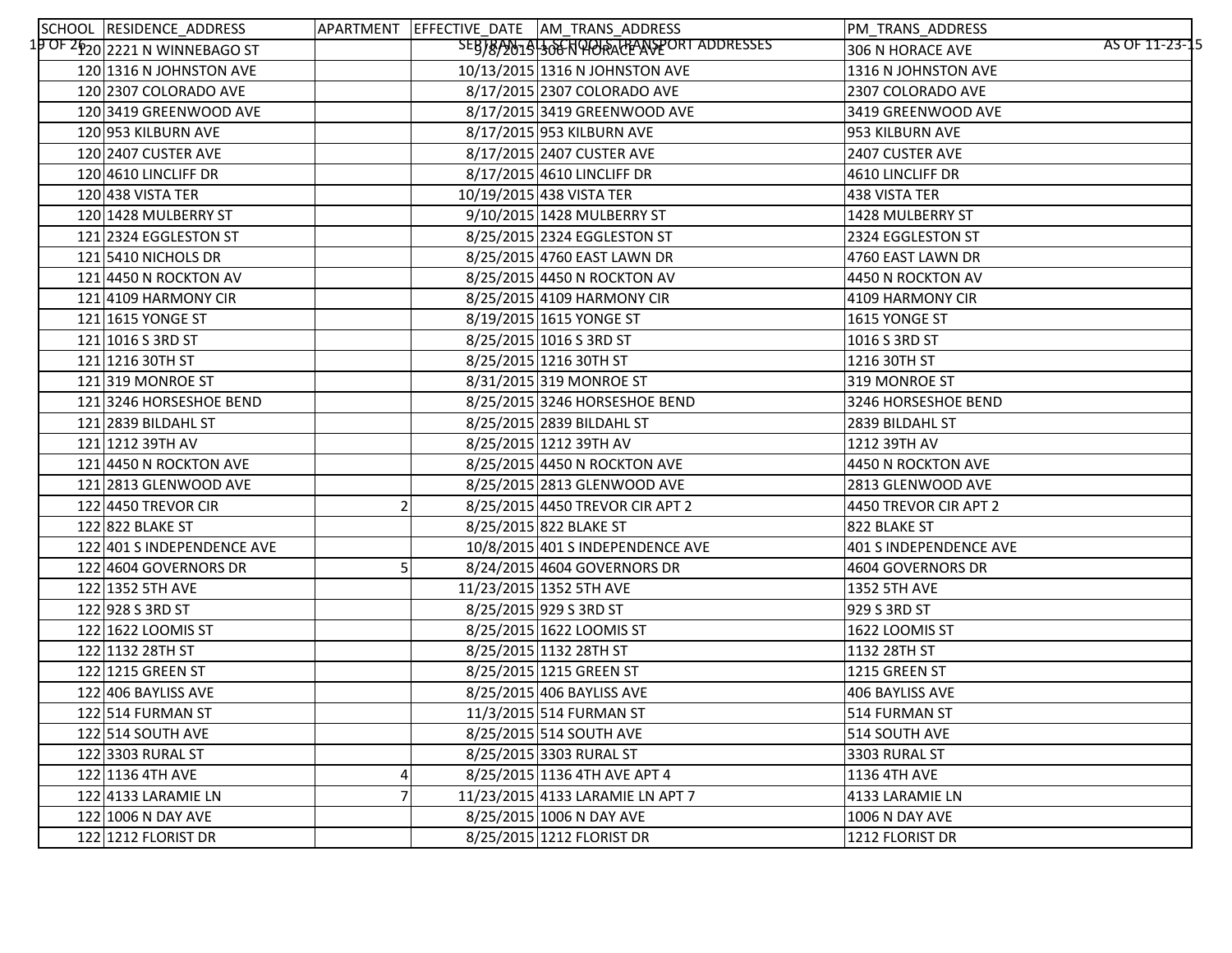| SCHOOL | RESIDENCE_ADDRESS | APARTMENT | EFFECTIVE_DATE | AM_TRANS_ADDRESS | PM_TRANS_ADDRESS |
|---|---|---|---|---|---|
| 120 | 2221 N WINNEBAGO ST | | 9/8/2015 | 306 N HORACE AVE | 306 N HORACE AVE |
| 120 | 1316 N JOHNSTON AVE | | 10/13/2015 | 1316 N JOHNSTON AVE | 1316 N JOHNSTON AVE |
| 120 | 2307 COLORADO AVE | | 8/17/2015 | 2307 COLORADO AVE | 2307 COLORADO AVE |
| 120 | 3419 GREENWOOD AVE | | 8/17/2015 | 3419 GREENWOOD AVE | 3419 GREENWOOD AVE |
| 120 | 953 KILBURN AVE | | 8/17/2015 | 953 KILBURN AVE | 953 KILBURN AVE |
| 120 | 2407 CUSTER AVE | | 8/17/2015 | 2407 CUSTER AVE | 2407 CUSTER AVE |
| 120 | 4610 LINCLIFF DR | | 8/17/2015 | 4610 LINCLIFF DR | 4610 LINCLIFF DR |
| 120 | 438 VISTA TER | | 10/19/2015 | 438 VISTA TER | 438 VISTA TER |
| 120 | 1428 MULBERRY ST | | 9/10/2015 | 1428 MULBERRY ST | 1428 MULBERRY ST |
| 121 | 2324 EGGLESTON ST | | 8/25/2015 | 2324 EGGLESTON ST | 2324 EGGLESTON ST |
| 121 | 5410 NICHOLS DR | | 8/25/2015 | 4760 EAST LAWN DR | 4760 EAST LAWN DR |
| 121 | 4450 N ROCKTON AV | | 8/25/2015 | 4450 N ROCKTON AV | 4450 N ROCKTON AV |
| 121 | 4109 HARMONY CIR | | 8/25/2015 | 4109 HARMONY CIR | 4109 HARMONY CIR |
| 121 | 1615 YONGE ST | | 8/19/2015 | 1615 YONGE ST | 1615 YONGE ST |
| 121 | 1016 S 3RD ST | | 8/25/2015 | 1016 S 3RD ST | 1016 S 3RD ST |
| 121 | 1216 30TH ST | | 8/25/2015 | 1216 30TH ST | 1216 30TH ST |
| 121 | 319 MONROE ST | | 8/31/2015 | 319 MONROE ST | 319 MONROE ST |
| 121 | 3246 HORSESHOE BEND | | 8/25/2015 | 3246 HORSESHOE BEND | 3246 HORSESHOE BEND |
| 121 | 2839 BILDAHL ST | | 8/25/2015 | 2839 BILDAHL ST | 2839 BILDAHL ST |
| 121 | 1212 39TH AV | | 8/25/2015 | 1212 39TH AV | 1212 39TH AV |
| 121 | 4450 N ROCKTON AVE | | 8/25/2015 | 4450 N ROCKTON AVE | 4450 N ROCKTON AVE |
| 121 | 2813 GLENWOOD AVE | | 8/25/2015 | 2813 GLENWOOD AVE | 2813 GLENWOOD AVE |
| 122 | 4450 TREVOR CIR | 2 | 8/25/2015 | 4450 TREVOR CIR APT 2 | 4450 TREVOR CIR APT 2 |
| 122 | 822 BLAKE ST | | 8/25/2015 | 822 BLAKE ST | 822 BLAKE ST |
| 122 | 401 S INDEPENDENCE AVE | | 10/8/2015 | 401 S INDEPENDENCE AVE | 401 S INDEPENDENCE AVE |
| 122 | 4604 GOVERNORS DR | 5 | 8/24/2015 | 4604 GOVERNORS DR | 4604 GOVERNORS DR |
| 122 | 1352 5TH AVE | | 11/23/2015 | 1352 5TH AVE | 1352 5TH AVE |
| 122 | 928 S 3RD ST | | 8/25/2015 | 929 S 3RD ST | 929 S 3RD ST |
| 122 | 1622 LOOMIS ST | | 8/25/2015 | 1622 LOOMIS ST | 1622 LOOMIS ST |
| 122 | 1132 28TH ST | | 8/25/2015 | 1132 28TH ST | 1132 28TH ST |
| 122 | 1215 GREEN ST | | 8/25/2015 | 1215 GREEN ST | 1215 GREEN ST |
| 122 | 406 BAYLISS AVE | | 8/25/2015 | 406 BAYLISS AVE | 406 BAYLISS AVE |
| 122 | 514 FURMAN ST | | 11/3/2015 | 514 FURMAN ST | 514 FURMAN ST |
| 122 | 514 SOUTH AVE | | 8/25/2015 | 514 SOUTH AVE | 514 SOUTH AVE |
| 122 | 3303 RURAL ST | | 8/25/2015 | 3303 RURAL ST | 3303 RURAL ST |
| 122 | 1136 4TH AVE | 4 | 8/25/2015 | 1136 4TH AVE APT 4 | 1136 4TH AVE |
| 122 | 4133 LARAMIE LN | 7 | 11/23/2015 | 4133 LARAMIE LN APT 7 | 4133 LARAMIE LN |
| 122 | 1006 N DAY AVE | | 8/25/2015 | 1006 N DAY AVE | 1006 N DAY AVE |
| 122 | 1212 FLORIST DR | | 8/25/2015 | 1212 FLORIST DR | 1212 FLORIST DR |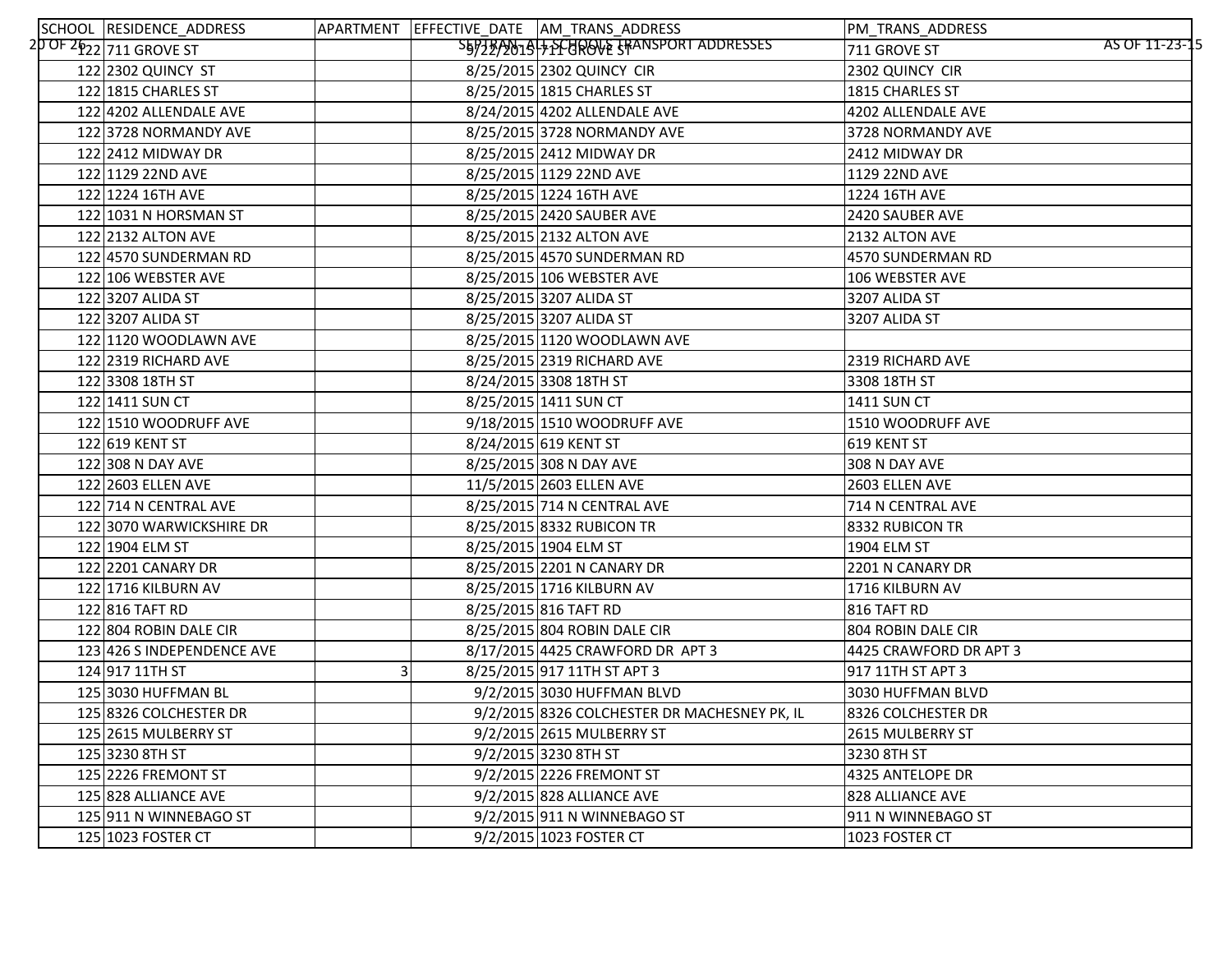| SCHOOL | RESIDENCE_ADDRESS | APARTMENT | EFFECTIVE_DATE | AM_TRANS_ADDRESS | PM_TRANS_ADDRESS |
|---|---|---|---|---|---|
| 122 | 711 GROVE ST | | 9/22/2015 | 711 GROVE ST | 711 GROVE ST |
| 122 | 2302 QUINCY ST | | 8/25/2015 | 2302 QUINCY CIR | 2302 QUINCY CIR |
| 122 | 1815 CHARLES ST | | 8/25/2015 | 1815 CHARLES ST | 1815 CHARLES ST |
| 122 | 4202 ALLENDALE AVE | | 8/24/2015 | 4202 ALLENDALE AVE | 4202 ALLENDALE AVE |
| 122 | 3728 NORMANDY AVE | | 8/25/2015 | 3728 NORMANDY AVE | 3728 NORMANDY AVE |
| 122 | 2412 MIDWAY DR | | 8/25/2015 | 2412 MIDWAY DR | 2412 MIDWAY DR |
| 122 | 1129 22ND AVE | | 8/25/2015 | 1129 22ND AVE | 1129 22ND AVE |
| 122 | 1224 16TH AVE | | 8/25/2015 | 1224 16TH AVE | 1224 16TH AVE |
| 122 | 1031 N HORSMAN ST | | 8/25/2015 | 2420 SAUBER AVE | 2420 SAUBER AVE |
| 122 | 2132 ALTON AVE | | 8/25/2015 | 2132 ALTON AVE | 2132 ALTON AVE |
| 122 | 4570 SUNDERMAN RD | | 8/25/2015 | 4570 SUNDERMAN RD | 4570 SUNDERMAN RD |
| 122 | 106 WEBSTER AVE | | 8/25/2015 | 106 WEBSTER AVE | 106 WEBSTER AVE |
| 122 | 3207 ALIDA ST | | 8/25/2015 | 3207 ALIDA ST | 3207 ALIDA ST |
| 122 | 3207 ALIDA ST | | 8/25/2015 | 3207 ALIDA ST | 3207 ALIDA ST |
| 122 | 1120 WOODLAWN AVE | | 8/25/2015 | 1120 WOODLAWN AVE | |
| 122 | 2319 RICHARD AVE | | 8/25/2015 | 2319 RICHARD AVE | 2319 RICHARD AVE |
| 122 | 3308 18TH ST | | 8/24/2015 | 3308 18TH ST | 3308 18TH ST |
| 122 | 1411 SUN CT | | 8/25/2015 | 1411 SUN CT | 1411 SUN CT |
| 122 | 1510 WOODRUFF AVE | | 9/18/2015 | 1510 WOODRUFF AVE | 1510 WOODRUFF AVE |
| 122 | 619 KENT ST | | 8/24/2015 | 619 KENT ST | 619 KENT ST |
| 122 | 308 N DAY AVE | | 8/25/2015 | 308 N DAY AVE | 308 N DAY AVE |
| 122 | 2603 ELLEN AVE | | 11/5/2015 | 2603 ELLEN AVE | 2603 ELLEN AVE |
| 122 | 714 N CENTRAL AVE | | 8/25/2015 | 714 N CENTRAL AVE | 714 N CENTRAL AVE |
| 122 | 3070 WARWICKSHIRE DR | | 8/25/2015 | 8332 RUBICON TR | 8332 RUBICON TR |
| 122 | 1904 ELM ST | | 8/25/2015 | 1904 ELM ST | 1904 ELM ST |
| 122 | 2201 CANARY DR | | 8/25/2015 | 2201 N CANARY DR | 2201 N CANARY DR |
| 122 | 1716 KILBURN AV | | 8/25/2015 | 1716 KILBURN AV | 1716 KILBURN AV |
| 122 | 816 TAFT RD | | 8/25/2015 | 816 TAFT RD | 816 TAFT RD |
| 122 | 804 ROBIN DALE CIR | | 8/25/2015 | 804 ROBIN DALE CIR | 804 ROBIN DALE CIR |
| 123 | 426 S INDEPENDENCE AVE | | 8/17/2015 | 4425 CRAWFORD DR APT 3 | 4425 CRAWFORD DR APT 3 |
| 124 | 917 11TH ST | 3 | 8/25/2015 | 917 11TH ST APT 3 | 917 11TH ST APT 3 |
| 125 | 3030 HUFFMAN BL | | 9/2/2015 | 3030 HUFFMAN BLVD | 3030 HUFFMAN BLVD |
| 125 | 8326 COLCHESTER DR | | 9/2/2015 | 8326 COLCHESTER DR MACHESNEY PK, IL | 8326 COLCHESTER DR |
| 125 | 2615 MULBERRY ST | | 9/2/2015 | 2615 MULBERRY ST | 2615 MULBERRY ST |
| 125 | 3230 8TH ST | | 9/2/2015 | 3230 8TH ST | 3230 8TH ST |
| 125 | 2226 FREMONT ST | | 9/2/2015 | 2226 FREMONT ST | 4325 ANTELOPE DR |
| 125 | 828 ALLIANCE AVE | | 9/2/2015 | 828 ALLIANCE AVE | 828 ALLIANCE AVE |
| 125 | 911 N WINNEBAGO ST | | 9/2/2015 | 911 N WINNEBAGO ST | 911 N WINNEBAGO ST |
| 125 | 1023 FOSTER CT | | 9/2/2015 | 1023 FOSTER CT | 1023 FOSTER CT |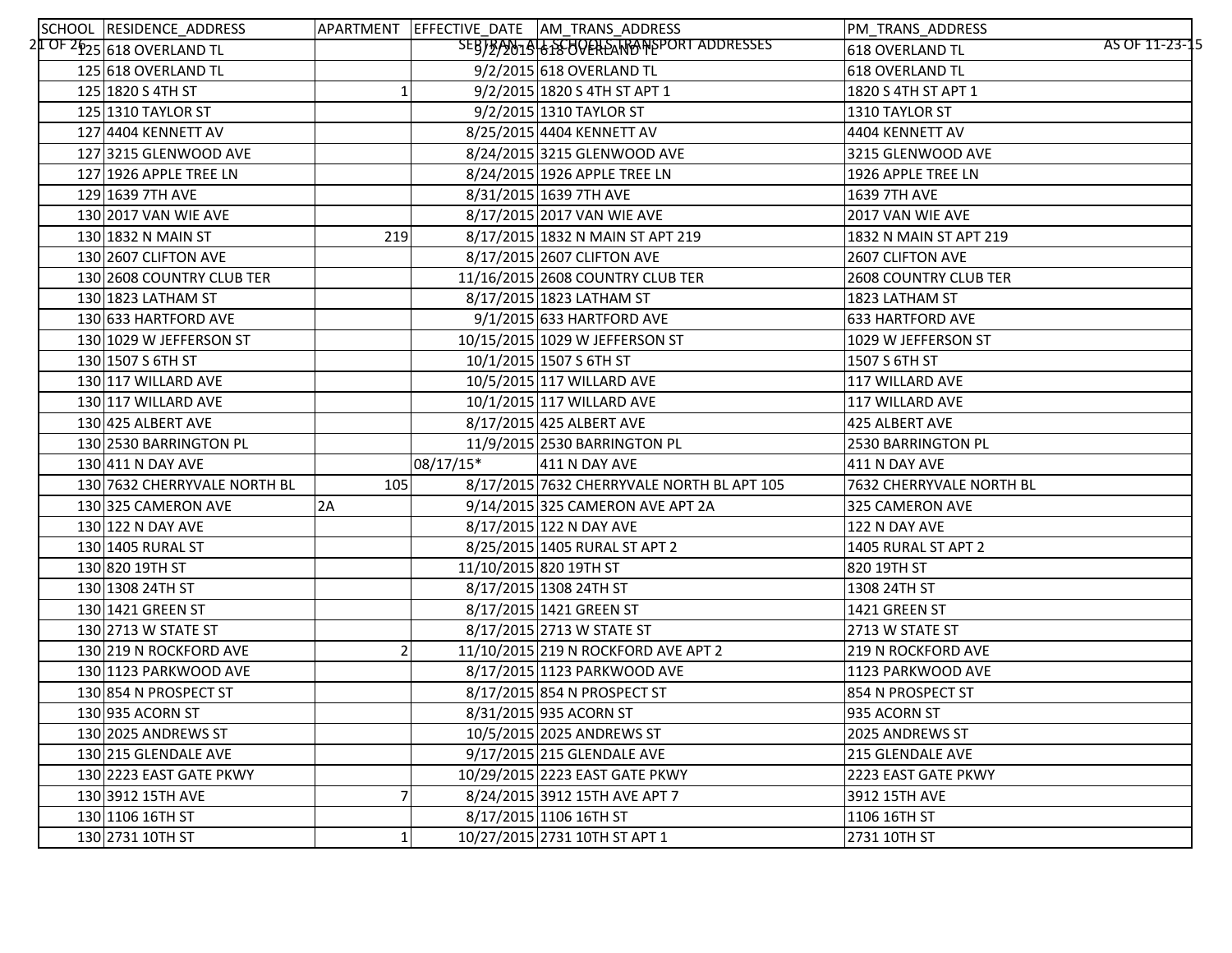| SCHOOL | RESIDENCE_ADDRESS | APARTMENT | EFFECTIVE_DATE | AM_TRANS_ADDRESS | PM_TRANS_ADDRESS |
|---|---|---|---|---|---|
| 125 | 618 OVERLAND TL | | 9/2/2015 | 618 OVERLAND TL | 618 OVERLAND TL |
| 125 | 618 OVERLAND TL | | 9/2/2015 | 618 OVERLAND TL | 618 OVERLAND TL |
| 125 | 1820 S 4TH ST | 1 | 9/2/2015 | 1820 S 4TH ST APT 1 | 1820 S 4TH ST APT 1 |
| 125 | 1310 TAYLOR ST | | 9/2/2015 | 1310 TAYLOR ST | 1310 TAYLOR ST |
| 127 | 4404 KENNETT AV | | 8/25/2015 | 4404 KENNETT AV | 4404 KENNETT AV |
| 127 | 3215 GLENWOOD AVE | | 8/24/2015 | 3215 GLENWOOD AVE | 3215 GLENWOOD AVE |
| 127 | 1926 APPLE TREE LN | | 8/24/2015 | 1926 APPLE TREE LN | 1926 APPLE TREE LN |
| 129 | 1639 7TH AVE | | 8/31/2015 | 1639 7TH AVE | 1639 7TH AVE |
| 130 | 2017 VAN WIE AVE | | 8/17/2015 | 2017 VAN WIE AVE | 2017 VAN WIE AVE |
| 130 | 1832 N MAIN ST | 219 | 8/17/2015 | 1832 N MAIN ST APT 219 | 1832 N MAIN ST APT 219 |
| 130 | 2607 CLIFTON AVE | | 8/17/2015 | 2607 CLIFTON AVE | 2607 CLIFTON AVE |
| 130 | 2608 COUNTRY CLUB TER | | 11/16/2015 | 2608 COUNTRY CLUB TER | 2608 COUNTRY CLUB TER |
| 130 | 1823 LATHAM ST | | 8/17/2015 | 1823 LATHAM ST | 1823 LATHAM ST |
| 130 | 633 HARTFORD AVE | | 9/1/2015 | 633 HARTFORD AVE | 633 HARTFORD AVE |
| 130 | 1029 W JEFFERSON ST | | 10/15/2015 | 1029 W JEFFERSON ST | 1029 W JEFFERSON ST |
| 130 | 1507 S 6TH ST | | 10/1/2015 | 1507 S 6TH ST | 1507 S 6TH ST |
| 130 | 117 WILLARD AVE | | 10/5/2015 | 117 WILLARD AVE | 117 WILLARD AVE |
| 130 | 117 WILLARD AVE | | 10/1/2015 | 117 WILLARD AVE | 117 WILLARD AVE |
| 130 | 425 ALBERT AVE | | 8/17/2015 | 425 ALBERT AVE | 425 ALBERT AVE |
| 130 | 2530 BARRINGTON PL | | 11/9/2015 | 2530 BARRINGTON PL | 2530 BARRINGTON PL |
| 130 | 411 N DAY AVE | | 08/17/15* | 411 N DAY AVE | 411 N DAY AVE |
| 130 | 7632 CHERRYVALE NORTH BL | 105 | 8/17/2015 | 7632 CHERRYVALE NORTH BL APT 105 | 7632 CHERRYVALE NORTH BL |
| 130 | 325 CAMERON AVE | 2A | 9/14/2015 | 325 CAMERON AVE APT 2A | 325 CAMERON AVE |
| 130 | 122 N DAY AVE | | 8/17/2015 | 122 N DAY AVE | 122 N DAY AVE |
| 130 | 1405 RURAL ST | | 8/25/2015 | 1405 RURAL ST APT 2 | 1405 RURAL ST APT 2 |
| 130 | 820 19TH ST | | 11/10/2015 | 820 19TH ST | 820 19TH ST |
| 130 | 1308 24TH ST | | 8/17/2015 | 1308 24TH ST | 1308 24TH ST |
| 130 | 1421 GREEN ST | | 8/17/2015 | 1421 GREEN ST | 1421 GREEN ST |
| 130 | 2713 W STATE ST | | 8/17/2015 | 2713 W STATE ST | 2713 W STATE ST |
| 130 | 219 N ROCKFORD AVE | 2 | 11/10/2015 | 219 N ROCKFORD AVE APT 2 | 219 N ROCKFORD AVE |
| 130 | 1123 PARKWOOD AVE | | 8/17/2015 | 1123 PARKWOOD AVE | 1123 PARKWOOD AVE |
| 130 | 854 N PROSPECT ST | | 8/17/2015 | 854 N PROSPECT ST | 854 N PROSPECT ST |
| 130 | 935 ACORN ST | | 8/31/2015 | 935 ACORN ST | 935 ACORN ST |
| 130 | 2025 ANDREWS ST | | 10/5/2015 | 2025 ANDREWS ST | 2025 ANDREWS ST |
| 130 | 215 GLENDALE AVE | | 9/17/2015 | 215 GLENDALE AVE | 215 GLENDALE AVE |
| 130 | 2223 EAST GATE PKWY | | 10/29/2015 | 2223 EAST GATE PKWY | 2223 EAST GATE PKWY |
| 130 | 3912 15TH AVE | 7 | 8/24/2015 | 3912 15TH AVE APT 7 | 3912 15TH AVE |
| 130 | 1106 16TH ST | | 8/17/2015 | 1106 16TH ST | 1106 16TH ST |
| 130 | 2731 10TH ST | 1 | 10/27/2015 | 2731 10TH ST APT 1 | 2731 10TH ST |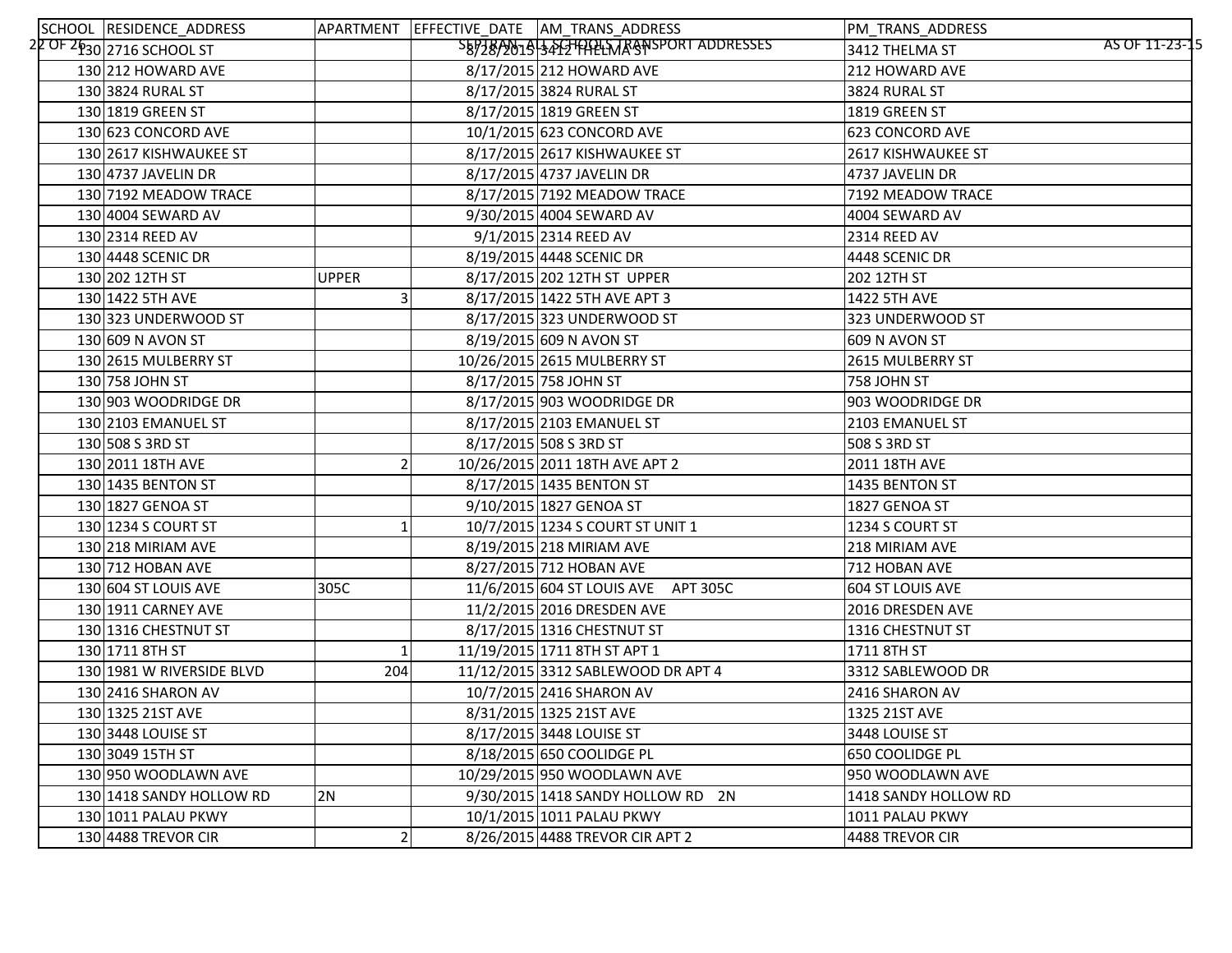| SCHOOL | RESIDENCE_ADDRESS | APARTMENT | EFFECTIVE_DATE | AM_TRANS_ADDRESS | PM_TRANS_ADDRESS |
|---|---|---|---|---|---|
| 130 | 2716 SCHOOL ST | | 8/28/2015 | 3412 THELMA ST | 3412 THELMA ST |
| 130 | 212 HOWARD AVE | | 8/17/2015 | 212 HOWARD AVE | 212 HOWARD AVE |
| 130 | 3824 RURAL ST | | 8/17/2015 | 3824 RURAL ST | 3824 RURAL ST |
| 130 | 1819 GREEN ST | | 8/17/2015 | 1819 GREEN ST | 1819 GREEN ST |
| 130 | 623 CONCORD AVE | | 10/1/2015 | 623 CONCORD AVE | 623 CONCORD AVE |
| 130 | 2617 KISHWAUKEE ST | | 8/17/2015 | 2617 KISHWAUKEE ST | 2617 KISHWAUKEE ST |
| 130 | 4737 JAVELIN DR | | 8/17/2015 | 4737 JAVELIN DR | 4737 JAVELIN DR |
| 130 | 7192 MEADOW TRACE | | 8/17/2015 | 7192 MEADOW TRACE | 7192 MEADOW TRACE |
| 130 | 4004 SEWARD AV | | 9/30/2015 | 4004 SEWARD AV | 4004 SEWARD AV |
| 130 | 2314 REED AV | | 9/1/2015 | 2314 REED AV | 2314 REED AV |
| 130 | 4448 SCENIC DR | | 8/19/2015 | 4448 SCENIC DR | 4448 SCENIC DR |
| 130 | 202 12TH ST | UPPER | 8/17/2015 | 202 12TH ST UPPER | 202 12TH ST |
| 130 | 1422 5TH AVE | 3 | 8/17/2015 | 1422 5TH AVE APT 3 | 1422 5TH AVE |
| 130 | 323 UNDERWOOD ST | | 8/17/2015 | 323 UNDERWOOD ST | 323 UNDERWOOD ST |
| 130 | 609 N AVON ST | | 8/19/2015 | 609 N AVON ST | 609 N AVON ST |
| 130 | 2615 MULBERRY ST | | 10/26/2015 | 2615 MULBERRY ST | 2615 MULBERRY ST |
| 130 | 758 JOHN ST | | 8/17/2015 | 758 JOHN ST | 758 JOHN ST |
| 130 | 903 WOODRIDGE DR | | 8/17/2015 | 903 WOODRIDGE DR | 903 WOODRIDGE DR |
| 130 | 2103 EMANUEL ST | | 8/17/2015 | 2103 EMANUEL ST | 2103 EMANUEL ST |
| 130 | 508 S 3RD ST | | 8/17/2015 | 508 S 3RD ST | 508 S 3RD ST |
| 130 | 2011 18TH AVE | 2 | 10/26/2015 | 2011 18TH AVE APT 2 | 2011 18TH AVE |
| 130 | 1435 BENTON ST | | 8/17/2015 | 1435 BENTON ST | 1435 BENTON ST |
| 130 | 1827 GENOA ST | | 9/10/2015 | 1827 GENOA ST | 1827 GENOA ST |
| 130 | 1234 S COURT ST | 1 | 10/7/2015 | 1234 S COURT ST UNIT 1 | 1234 S COURT ST |
| 130 | 218 MIRIAM AVE | | 8/19/2015 | 218 MIRIAM AVE | 218 MIRIAM AVE |
| 130 | 712 HOBAN AVE | | 8/27/2015 | 712 HOBAN AVE | 712 HOBAN AVE |
| 130 | 604 ST LOUIS AVE | 305C | 11/6/2015 | 604 ST LOUIS AVE APT 305C | 604 ST LOUIS AVE |
| 130 | 1911 CARNEY AVE | | 11/2/2015 | 2016 DRESDEN AVE | 2016 DRESDEN AVE |
| 130 | 1316 CHESTNUT ST | | 8/17/2015 | 1316 CHESTNUT ST | 1316 CHESTNUT ST |
| 130 | 1711 8TH ST | 1 | 11/19/2015 | 1711 8TH ST APT 1 | 1711 8TH ST |
| 130 | 1981 W RIVERSIDE BLVD | 204 | 11/12/2015 | 3312 SABLEWOOD DR APT 4 | 3312 SABLEWOOD DR |
| 130 | 2416 SHARON AV | | 10/7/2015 | 2416 SHARON AV | 2416 SHARON AV |
| 130 | 1325 21ST AVE | | 8/31/2015 | 1325 21ST AVE | 1325 21ST AVE |
| 130 | 3448 LOUISE ST | | 8/17/2015 | 3448 LOUISE ST | 3448 LOUISE ST |
| 130 | 3049 15TH ST | | 8/18/2015 | 650 COOLIDGE PL | 650 COOLIDGE PL |
| 130 | 950 WOODLAWN AVE | | 10/29/2015 | 950 WOODLAWN AVE | 950 WOODLAWN AVE |
| 130 | 1418 SANDY HOLLOW RD | 2N | 9/30/2015 | 1418 SANDY HOLLOW RD 2N | 1418 SANDY HOLLOW RD |
| 130 | 1011 PALAU PKWY | | 10/1/2015 | 1011 PALAU PKWY | 1011 PALAU PKWY |
| 130 | 4488 TREVOR CIR | 2 | 8/26/2015 | 4488 TREVOR CIR APT 2 | 4488 TREVOR CIR |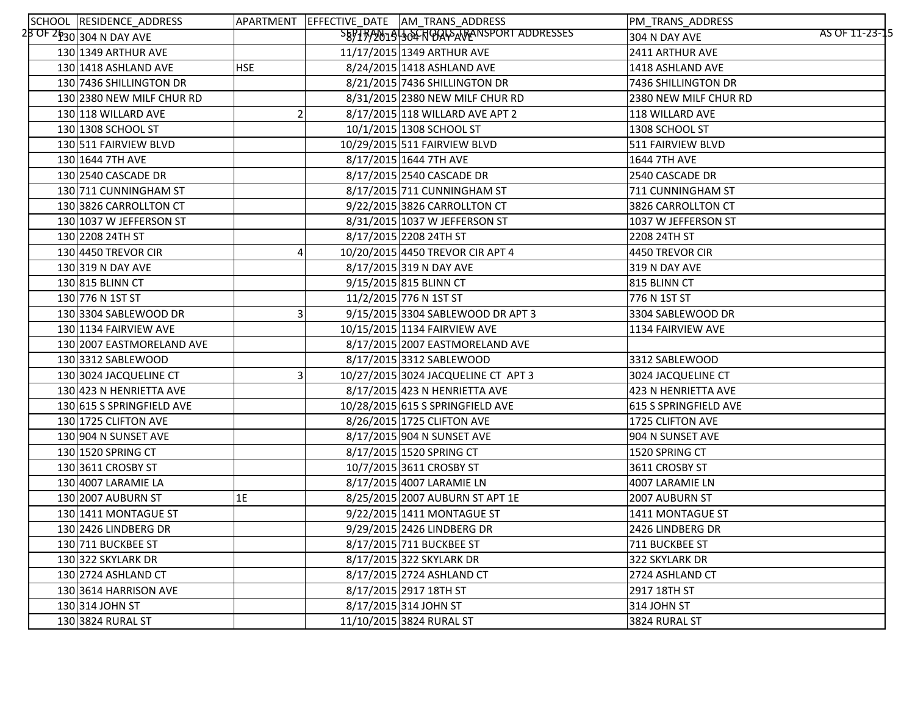| SCHOOL | RESIDENCE_ADDRESS | APARTMENT | EFFECTIVE_DATE | AM_TRANS_ADDRESS | PM_TRANS_ADDRESS |
|---|---|---|---|---|---|
| 130 | 304 N DAY AVE | | 8/17/2015 | 304 N DAY AVE | 304 N DAY AVE |
| 130 | 1349 ARTHUR AVE | | 11/17/2015 | 1349 ARTHUR AVE | 2411 ARTHUR AVE |
| 130 | 1418 ASHLAND AVE | HSE | 8/24/2015 | 1418 ASHLAND AVE | 1418 ASHLAND AVE |
| 130 | 7436 SHILLINGTON DR | | 8/21/2015 | 7436 SHILLINGTON DR | 7436 SHILLINGTON DR |
| 130 | 2380 NEW MILF CHUR RD | | 8/31/2015 | 2380 NEW MILF CHUR RD | 2380 NEW MILF CHUR RD |
| 130 | 118 WILLARD AVE | 2 | 8/17/2015 | 118 WILLARD AVE APT 2 | 118 WILLARD AVE |
| 130 | 1308 SCHOOL ST | | 10/1/2015 | 1308 SCHOOL ST | 1308 SCHOOL ST |
| 130 | 511 FAIRVIEW BLVD | | 10/29/2015 | 511 FAIRVIEW BLVD | 511 FAIRVIEW BLVD |
| 130 | 1644 7TH AVE | | 8/17/2015 | 1644 7TH AVE | 1644 7TH AVE |
| 130 | 2540 CASCADE DR | | 8/17/2015 | 2540 CASCADE DR | 2540 CASCADE DR |
| 130 | 711 CUNNINGHAM ST | | 8/17/2015 | 711 CUNNINGHAM ST | 711 CUNNINGHAM ST |
| 130 | 3826 CARROLLTON CT | | 9/22/2015 | 3826 CARROLLTON CT | 3826 CARROLLTON CT |
| 130 | 1037 W JEFFERSON ST | | 8/31/2015 | 1037 W JEFFERSON ST | 1037 W JEFFERSON ST |
| 130 | 2208 24TH ST | | 8/17/2015 | 2208 24TH ST | 2208 24TH ST |
| 130 | 4450 TREVOR CIR | 4 | 10/20/2015 | 4450 TREVOR CIR APT 4 | 4450 TREVOR CIR |
| 130 | 319 N DAY AVE | | 8/17/2015 | 319 N DAY AVE | 319 N DAY AVE |
| 130 | 815 BLINN CT | | 9/15/2015 | 815 BLINN CT | 815 BLINN CT |
| 130 | 776 N 1ST ST | | 11/2/2015 | 776 N 1ST ST | 776 N 1ST ST |
| 130 | 3304 SABLEWOOD DR | 3 | 9/15/2015 | 3304 SABLEWOOD DR APT 3 | 3304 SABLEWOOD DR |
| 130 | 1134 FAIRVIEW AVE | | 10/15/2015 | 1134 FAIRVIEW AVE | 1134 FAIRVIEW AVE |
| 130 | 2007 EASTMORELAND AVE | | 8/17/2015 | 2007 EASTMORELAND AVE | |
| 130 | 3312 SABLEWOOD | | 8/17/2015 | 3312 SABLEWOOD | 3312 SABLEWOOD |
| 130 | 3024 JACQUELINE CT | 3 | 10/27/2015 | 3024 JACQUELINE CT APT 3 | 3024 JACQUELINE CT |
| 130 | 423 N HENRIETTA AVE | | 8/17/2015 | 423 N HENRIETTA AVE | 423 N HENRIETTA AVE |
| 130 | 615 S SPRINGFIELD AVE | | 10/28/2015 | 615 S SPRINGFIELD AVE | 615 S SPRINGFIELD AVE |
| 130 | 1725 CLIFTON AVE | | 8/26/2015 | 1725 CLIFTON AVE | 1725 CLIFTON AVE |
| 130 | 904 N SUNSET AVE | | 8/17/2015 | 904 N SUNSET AVE | 904 N SUNSET AVE |
| 130 | 1520 SPRING CT | | 8/17/2015 | 1520 SPRING CT | 1520 SPRING CT |
| 130 | 3611 CROSBY ST | | 10/7/2015 | 3611 CROSBY ST | 3611 CROSBY ST |
| 130 | 4007 LARAMIE LA | | 8/17/2015 | 4007 LARAMIE LN | 4007 LARAMIE LN |
| 130 | 2007 AUBURN ST | 1E | 8/25/2015 | 2007 AUBURN ST APT 1E | 2007 AUBURN ST |
| 130 | 1411 MONTAGUE ST | | 9/22/2015 | 1411 MONTAGUE ST | 1411 MONTAGUE ST |
| 130 | 2426 LINDBERG DR | | 9/29/2015 | 2426 LINDBERG DR | 2426 LINDBERG DR |
| 130 | 711 BUCKBEE ST | | 8/17/2015 | 711 BUCKBEE ST | 711 BUCKBEE ST |
| 130 | 322 SKYLARK DR | | 8/17/2015 | 322 SKYLARK DR | 322 SKYLARK DR |
| 130 | 2724 ASHLAND CT | | 8/17/2015 | 2724 ASHLAND CT | 2724 ASHLAND CT |
| 130 | 3614 HARRISON AVE | | 8/17/2015 | 2917 18TH ST | 2917 18TH ST |
| 130 | 314 JOHN ST | | 8/17/2015 | 314 JOHN ST | 314 JOHN ST |
| 130 | 3824 RURAL ST | | 11/10/2015 | 3824 RURAL ST | 3824 RURAL ST |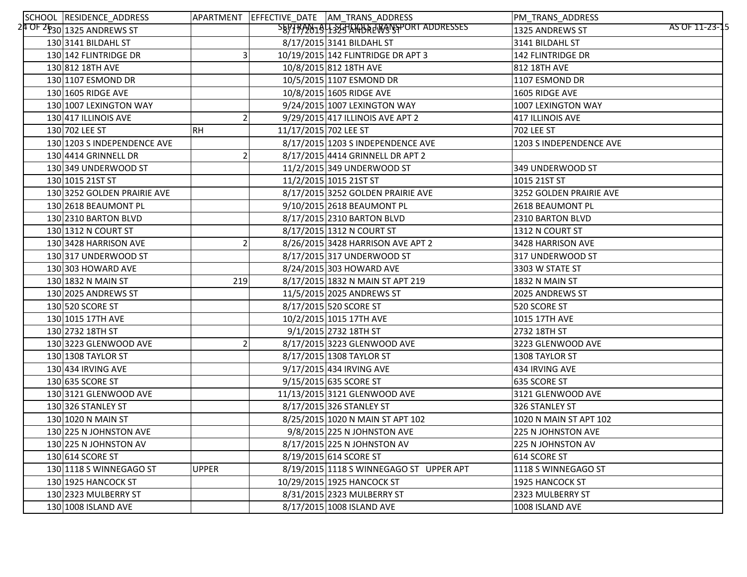| SCHOOL | RESIDENCE_ADDRESS | APARTMENT | EFFECTIVE_DATE | AM_TRANS_ADDRESS | PM_TRANS_ADDRESS |
|---|---|---|---|---|---|
| 130 | 1325 ANDREWS ST | | 8/17/2015 | 1325 ANDREWS ST | 1325 ANDREWS ST |
| 130 | 3141 BILDAHL ST | | 8/17/2015 | 3141 BILDAHL ST | 3141 BILDAHL ST |
| 130 | 142 FLINTRIDGE DR | 3 | 10/19/2015 | 142 FLINTRIDGE DR APT 3 | 142 FLINTRIDGE DR |
| 130 | 812 18TH AVE | | 10/8/2015 | 812 18TH AVE | 812 18TH AVE |
| 130 | 1107 ESMOND DR | | 10/5/2015 | 1107 ESMOND DR | 1107 ESMOND DR |
| 130 | 1605 RIDGE AVE | | 10/8/2015 | 1605 RIDGE AVE | 1605 RIDGE AVE |
| 130 | 1007 LEXINGTON WAY | | 9/24/2015 | 1007 LEXINGTON WAY | 1007 LEXINGTON WAY |
| 130 | 417 ILLINOIS AVE | 2 | 9/29/2015 | 417 ILLINOIS AVE APT 2 | 417 ILLINOIS AVE |
| 130 | 702 LEE ST | RH | 11/17/2015 | 702 LEE ST | 702 LEE ST |
| 130 | 1203 S INDEPENDENCE AVE | | 8/17/2015 | 1203 S INDEPENDENCE AVE | 1203 S INDEPENDENCE AVE |
| 130 | 4414 GRINNELL DR | 2 | 8/17/2015 | 4414 GRINNELL DR APT 2 | |
| 130 | 349 UNDERWOOD ST | | 11/2/2015 | 349 UNDERWOOD ST | 349 UNDERWOOD ST |
| 130 | 1015 21ST ST | | 11/2/2015 | 1015 21ST ST | 1015 21ST ST |
| 130 | 3252 GOLDEN PRAIRIE AVE | | 8/17/2015 | 3252 GOLDEN PRAIRIE AVE | 3252 GOLDEN PRAIRIE AVE |
| 130 | 2618 BEAUMONT PL | | 9/10/2015 | 2618 BEAUMONT PL | 2618 BEAUMONT PL |
| 130 | 2310 BARTON BLVD | | 8/17/2015 | 2310 BARTON BLVD | 2310 BARTON BLVD |
| 130 | 1312 N COURT ST | | 8/17/2015 | 1312 N COURT ST | 1312 N COURT ST |
| 130 | 3428 HARRISON AVE | 2 | 8/26/2015 | 3428 HARRISON AVE APT 2 | 3428 HARRISON AVE |
| 130 | 317 UNDERWOOD ST | | 8/17/2015 | 317 UNDERWOOD ST | 317 UNDERWOOD ST |
| 130 | 303 HOWARD AVE | | 8/24/2015 | 303 HOWARD AVE | 3303 W STATE ST |
| 130 | 1832 N MAIN ST | 219 | 8/17/2015 | 1832 N MAIN ST APT 219 | 1832 N MAIN ST |
| 130 | 2025 ANDREWS ST | | 11/5/2015 | 2025 ANDREWS ST | 2025 ANDREWS ST |
| 130 | 520 SCORE ST | | 8/17/2015 | 520 SCORE ST | 520 SCORE ST |
| 130 | 1015 17TH AVE | | 10/2/2015 | 1015 17TH AVE | 1015 17TH AVE |
| 130 | 2732 18TH ST | | 9/1/2015 | 2732 18TH ST | 2732 18TH ST |
| 130 | 3223 GLENWOOD AVE | 2 | 8/17/2015 | 3223 GLENWOOD AVE | 3223 GLENWOOD AVE |
| 130 | 1308 TAYLOR ST | | 8/17/2015 | 1308 TAYLOR ST | 1308 TAYLOR ST |
| 130 | 434 IRVING AVE | | 9/17/2015 | 434 IRVING AVE | 434 IRVING AVE |
| 130 | 635 SCORE ST | | 9/15/2015 | 635 SCORE ST | 635 SCORE ST |
| 130 | 3121 GLENWOOD AVE | | 11/13/2015 | 3121 GLENWOOD AVE | 3121 GLENWOOD AVE |
| 130 | 326 STANLEY ST | | 8/17/2015 | 326 STANLEY ST | 326 STANLEY ST |
| 130 | 1020 N MAIN ST | | 8/25/2015 | 1020 N MAIN ST APT 102 | 1020 N MAIN ST APT 102 |
| 130 | 225 N JOHNSTON AVE | | 9/8/2015 | 225 N JOHNSTON AVE | 225 N JOHNSTON AVE |
| 130 | 225 N JOHNSTON AV | | 8/17/2015 | 225 N JOHNSTON AV | 225 N JOHNSTON AV |
| 130 | 614 SCORE ST | | 8/19/2015 | 614 SCORE ST | 614 SCORE ST |
| 130 | 1118 S WINNEGAGO ST | UPPER | 8/19/2015 | 1118 S WINNEGAGO ST UPPER APT | 1118 S WINNEGAGO ST |
| 130 | 1925 HANCOCK ST | | 10/29/2015 | 1925 HANCOCK ST | 1925 HANCOCK ST |
| 130 | 2323 MULBERRY ST | | 8/31/2015 | 2323 MULBERRY ST | 2323 MULBERRY ST |
| 130 | 1008 ISLAND AVE | | 8/17/2015 | 1008 ISLAND AVE | 1008 ISLAND AVE |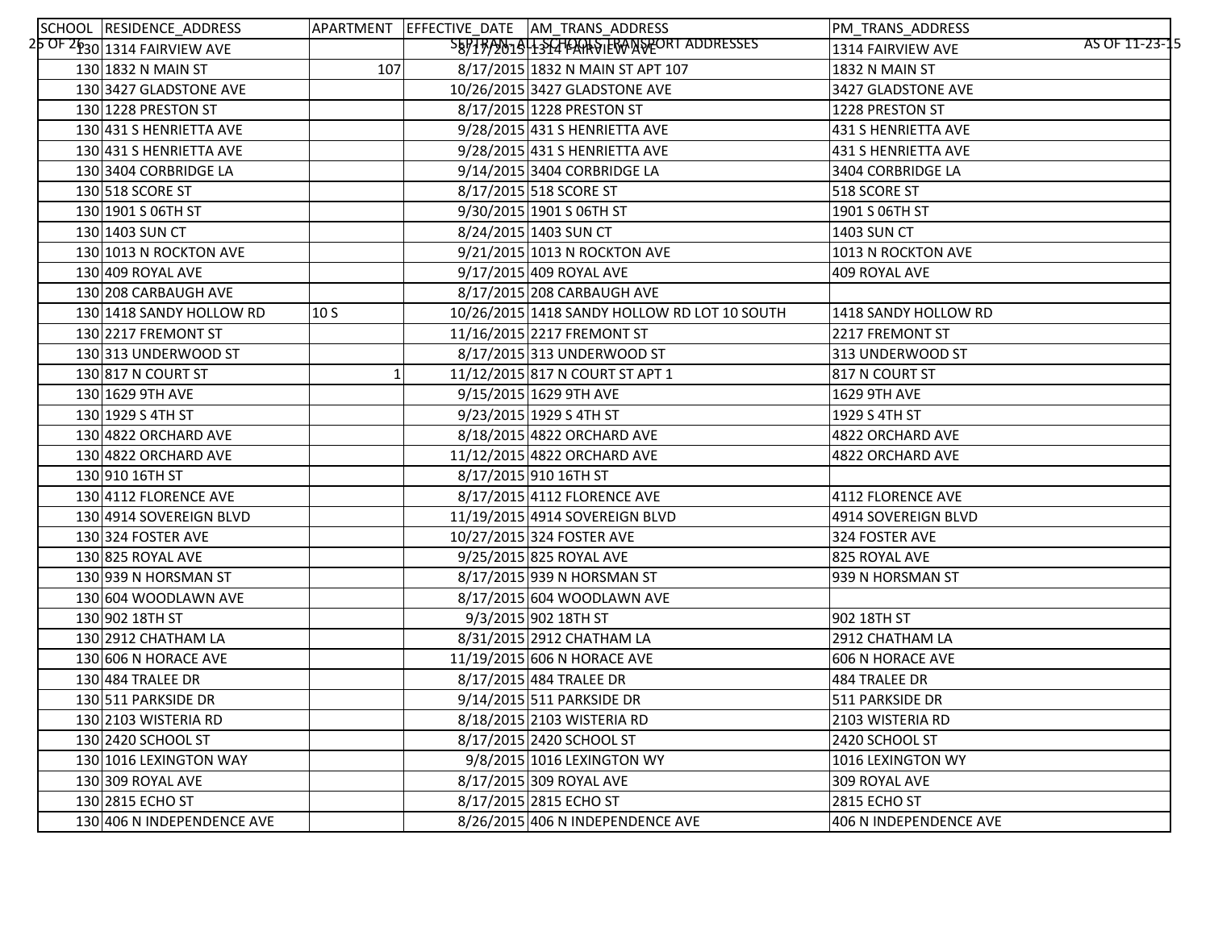| SCHOOL | RESIDENCE_ADDRESS | APARTMENT | EFFECTIVE_DATE | AM_TRANS_ADDRESS | PM_TRANS_ADDRESS |
|---|---|---|---|---|---|
| 130 | 1314 FAIRVIEW AVE | | 8/17/2015 | 1314 FAIRVIEW AVE | 1314 FAIRVIEW AVE |
| 130 | 1832 N MAIN ST | 107 | 8/17/2015 | 1832 N MAIN ST APT 107 | 1832 N MAIN ST |
| 130 | 3427 GLADSTONE AVE | | 10/26/2015 | 3427 GLADSTONE AVE | 3427 GLADSTONE AVE |
| 130 | 1228 PRESTON ST | | 8/17/2015 | 1228 PRESTON ST | 1228 PRESTON ST |
| 130 | 431 S HENRIETTA AVE | | 9/28/2015 | 431 S HENRIETTA AVE | 431 S HENRIETTA AVE |
| 130 | 431 S HENRIETTA AVE | | 9/28/2015 | 431 S HENRIETTA AVE | 431 S HENRIETTA AVE |
| 130 | 3404 CORBRIDGE LA | | 9/14/2015 | 3404 CORBRIDGE LA | 3404 CORBRIDGE LA |
| 130 | 518 SCORE ST | | 8/17/2015 | 518 SCORE ST | 518 SCORE ST |
| 130 | 1901 S 06TH ST | | 9/30/2015 | 1901 S 06TH ST | 1901 S 06TH ST |
| 130 | 1403 SUN CT | | 8/24/2015 | 1403 SUN CT | 1403 SUN CT |
| 130 | 1013 N ROCKTON AVE | | 9/21/2015 | 1013 N ROCKTON AVE | 1013 N ROCKTON AVE |
| 130 | 409 ROYAL AVE | | 9/17/2015 | 409 ROYAL AVE | 409 ROYAL AVE |
| 130 | 208 CARBAUGH AVE | | 8/17/2015 | 208 CARBAUGH AVE | |
| 130 | 1418 SANDY HOLLOW RD | 10 S | 10/26/2015 | 1418 SANDY HOLLOW RD LOT 10 SOUTH | 1418 SANDY HOLLOW RD |
| 130 | 2217 FREMONT ST | | 11/16/2015 | 2217 FREMONT ST | 2217 FREMONT ST |
| 130 | 313 UNDERWOOD ST | | 8/17/2015 | 313 UNDERWOOD ST | 313 UNDERWOOD ST |
| 130 | 817 N COURT ST | 1 | 11/12/2015 | 817 N COURT ST APT 1 | 817 N COURT ST |
| 130 | 1629 9TH AVE | | 9/15/2015 | 1629 9TH AVE | 1629 9TH AVE |
| 130 | 1929 S 4TH ST | | 9/23/2015 | 1929 S 4TH ST | 1929 S 4TH ST |
| 130 | 4822 ORCHARD AVE | | 8/18/2015 | 4822 ORCHARD AVE | 4822 ORCHARD AVE |
| 130 | 4822 ORCHARD AVE | | 11/12/2015 | 4822 ORCHARD AVE | 4822 ORCHARD AVE |
| 130 | 910 16TH ST | | 8/17/2015 | 910 16TH ST | |
| 130 | 4112 FLORENCE AVE | | 8/17/2015 | 4112 FLORENCE AVE | 4112 FLORENCE AVE |
| 130 | 4914 SOVEREIGN BLVD | | 11/19/2015 | 4914 SOVEREIGN BLVD | 4914 SOVEREIGN BLVD |
| 130 | 324 FOSTER AVE | | 10/27/2015 | 324 FOSTER AVE | 324 FOSTER AVE |
| 130 | 825 ROYAL AVE | | 9/25/2015 | 825 ROYAL AVE | 825 ROYAL AVE |
| 130 | 939 N HORSMAN ST | | 8/17/2015 | 939 N HORSMAN ST | 939 N HORSMAN ST |
| 130 | 604 WOODLAWN AVE | | 8/17/2015 | 604 WOODLAWN AVE | |
| 130 | 902 18TH ST | | 9/3/2015 | 902 18TH ST | 902 18TH ST |
| 130 | 2912 CHATHAM LA | | 8/31/2015 | 2912 CHATHAM LA | 2912 CHATHAM LA |
| 130 | 606 N HORACE AVE | | 11/19/2015 | 606 N HORACE AVE | 606 N HORACE AVE |
| 130 | 484 TRALEE DR | | 8/17/2015 | 484 TRALEE DR | 484 TRALEE DR |
| 130 | 511 PARKSIDE DR | | 9/14/2015 | 511 PARKSIDE DR | 511 PARKSIDE DR |
| 130 | 2103 WISTERIA RD | | 8/18/2015 | 2103 WISTERIA RD | 2103 WISTERIA RD |
| 130 | 2420 SCHOOL ST | | 8/17/2015 | 2420 SCHOOL ST | 2420 SCHOOL ST |
| 130 | 1016 LEXINGTON WAY | | 9/8/2015 | 1016 LEXINGTON WY | 1016 LEXINGTON WY |
| 130 | 309 ROYAL AVE | | 8/17/2015 | 309 ROYAL AVE | 309 ROYAL AVE |
| 130 | 2815 ECHO ST | | 8/17/2015 | 2815 ECHO ST | 2815 ECHO ST |
| 130 | 406 N INDEPENDENCE AVE | | 8/26/2015 | 406 N INDEPENDENCE AVE | 406 N INDEPENDENCE AVE |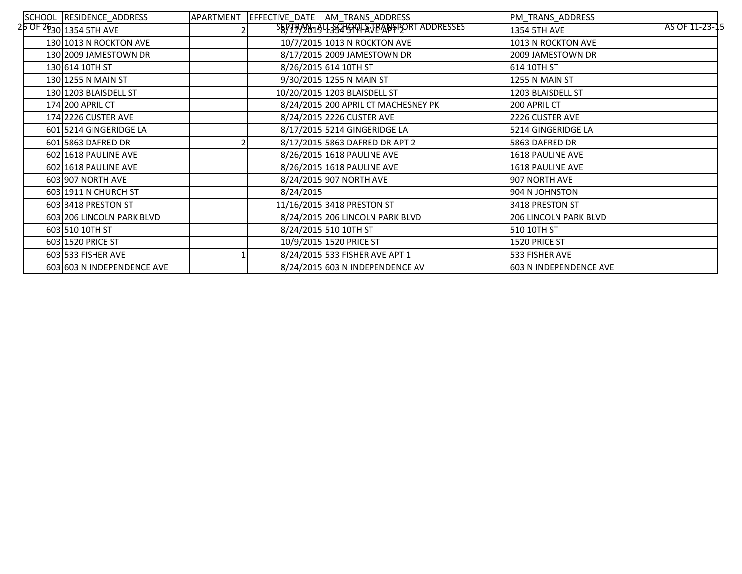| SCHOOL | RESIDENCE_ADDRESS | APARTMENT | EFFECTIVE_DATE | AM_TRANS_ADDRESS | PM_TRANS_ADDRESS |
|---|---|---|---|---|---|
| 130 | 1354 5TH AVE | 2 | 8/17/2015 | 1354 5TH AVE APT 2 | 1354 5TH AVE |
| 130 | 1013 N ROCKTON AVE | | 10/7/2015 | 1013 N ROCKTON AVE | 1013 N ROCKTON AVE |
| 130 | 2009 JAMESTOWN DR | | 8/17/2015 | 2009 JAMESTOWN DR | 2009 JAMESTOWN DR |
| 130 | 614 10TH ST | | 8/26/2015 | 614 10TH ST | 614 10TH ST |
| 130 | 1255 N MAIN ST | | 9/30/2015 | 1255 N MAIN ST | 1255 N MAIN ST |
| 130 | 1203 BLAISDELL ST | | 10/20/2015 | 1203 BLAISDELL ST | 1203 BLAISDELL ST |
| 174 | 200 APRIL CT | | 8/24/2015 | 200 APRIL CT MACHESNEY PK | 200 APRIL CT |
| 174 | 2226 CUSTER AVE | | 8/24/2015 | 2226 CUSTER AVE | 2226 CUSTER AVE |
| 601 | 5214 GINGERIDGE LA | | 8/17/2015 | 5214 GINGERIDGE LA | 5214 GINGERIDGE LA |
| 601 | 5863 DAFRED DR | 2 | 8/17/2015 | 5863 DAFRED DR APT 2 | 5863 DAFRED DR |
| 602 | 1618 PAULINE AVE | | 8/26/2015 | 1618 PAULINE AVE | 1618 PAULINE AVE |
| 602 | 1618 PAULINE AVE | | 8/26/2015 | 1618 PAULINE AVE | 1618 PAULINE AVE |
| 603 | 907 NORTH AVE | | 8/24/2015 | 907 NORTH AVE | 907 NORTH AVE |
| 603 | 1911 N CHURCH ST | | 8/24/2015 | | 904 N JOHNSTON |
| 603 | 3418 PRESTON ST | | 11/16/2015 | 3418 PRESTON ST | 3418 PRESTON ST |
| 603 | 206 LINCOLN PARK BLVD | | 8/24/2015 | 206 LINCOLN PARK BLVD | 206 LINCOLN PARK BLVD |
| 603 | 510 10TH ST | | 8/24/2015 | 510 10TH ST | 510 10TH ST |
| 603 | 1520 PRICE ST | | 10/9/2015 | 1520 PRICE ST | 1520 PRICE ST |
| 603 | 533 FISHER AVE | 1 | 8/24/2015 | 533 FISHER AVE APT 1 | 533 FISHER AVE |
| 603 | 603 N INDEPENDENCE AVE | | 8/24/2015 | 603 N INDEPENDENCE AV | 603 N INDEPENDENCE AVE |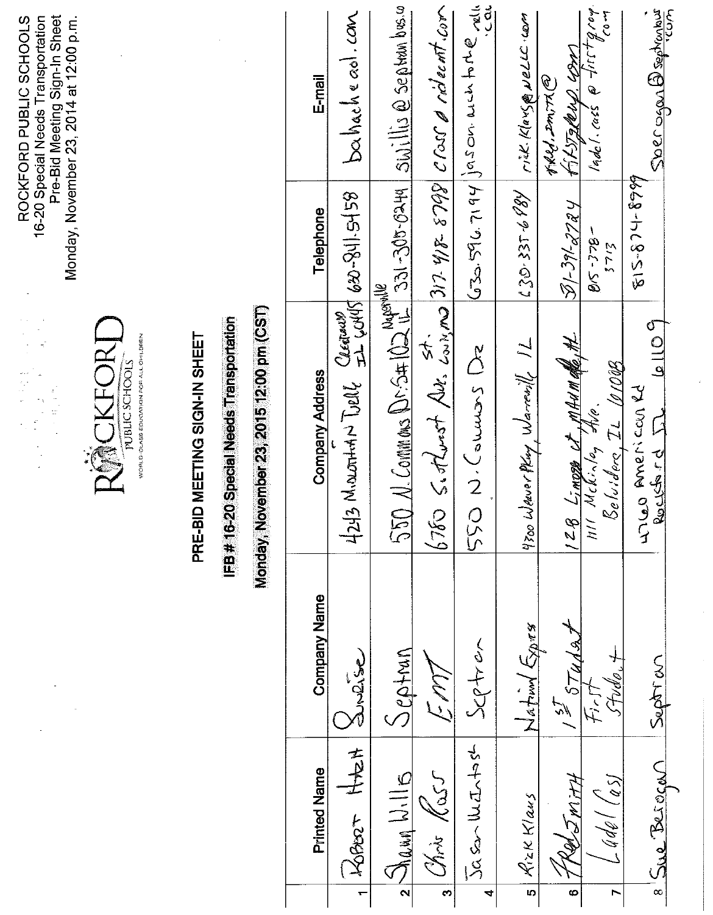ROCKFORD PUBLIC SCHOOLS
16-20 Special Needs Transportation
Pre-Bid Meeting Sign-In Sheet
Monday, November 23, 2014 at 12:00 p.m.

ROCKFORD PUBLIC SCHOOLS
WORLD-CLASS EDUCATION FOR ALL CHILDREN

# PRE-BID MEETING SIGN-IN SHEET

## IFB # 16-20 Special Needs Transportation

**Monday, November 23, 2015 12:00 pm (CST)**

| | Printed Name | Company Name | Company Address | Telephone | E-mail |
|---|---|---|---|---|---|
| 1 | Robert Hazlett | Sunrise | 4243 Midlothian Turnpike Crestwood IL 60445 | 630-841-5458 | bahache@aol.com |
| 2 | Shawn Willis | Septran | 550 N. Commons Dr. Ste #102 Naperville IL | 331-305-6249 | swillis@septranbus.co |
| 3 | Chris Ross | EMT | 6780 Southwest Ave. St. Louis, MO | 317-918-8798 | cross@ridecmt.com |
| 4 | Jason McIntosh | Septran | 550 N. Commons Dr | 630-596-7194 | jason.mcintosh@...com |
| 5 | Rick Klaus | National Express | 4300 Weaver Pkwy, Warrenville IL | 630-335-6984 | rick.klaus@nellc.com |
| 6 | Fred Smith | 1st Student | 128 Limousine Ct, Marmaduke, AR | 501-391-2724 | fred.smith@firstgroup.com |
| 7 | Ladel Cass | First Student | 1111 McKinley Ave. Belvidere, IL 61008 | 815-378-3713 | ladel.cass@firstgroup.com |
| 8 | Sue Berogan | Septran | 4760 American Rd Rockford IL 61109 | 815-874-8999 | sberogan@septranbus.com |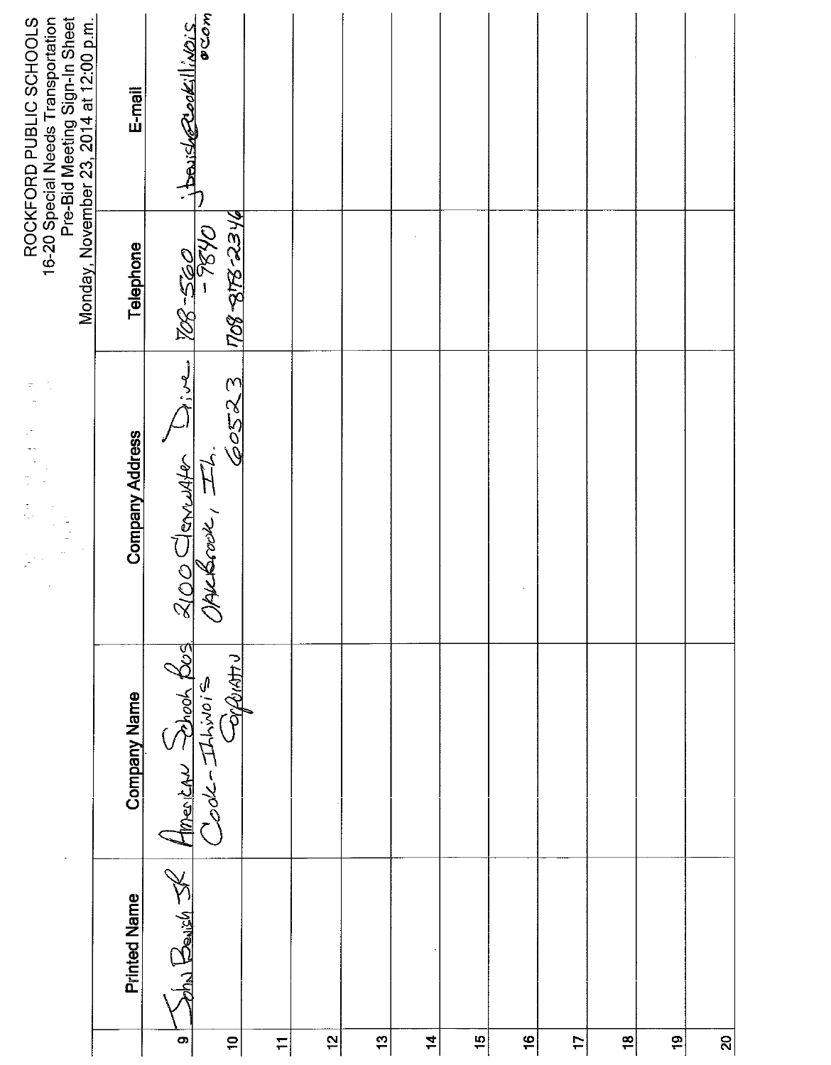# ROCKFORD PUBLIC SCHOOLS

16-20 Special Needs Transportation

Pre-Bid Meeting Sign-In Sheet

Monday, November 23, 2014 at 12:00 p.m.

| | Printed Name | Company Name | Company Address | Telephone | E-mail |
|---|---|---|---|---|---|
| 9 | John Benish Jr | American School Bus Cook-Illinois Corporation | 2100 Clearwater Drive Oak Brook, IL. 60523 | 708-560-9840 / 708-878-2346 | jbenish@cookillinois.com |
| 10 | | | | | |
| 11 | | | | | |
| 12 | | | | | |
| 13 | | | | | |
| 14 | | | | | |
| 15 | | | | | |
| 16 | | | | | |
| 17 | | | | | |
| 18 | | | | | |
| 19 | | | | | |
| 20 | | | | | |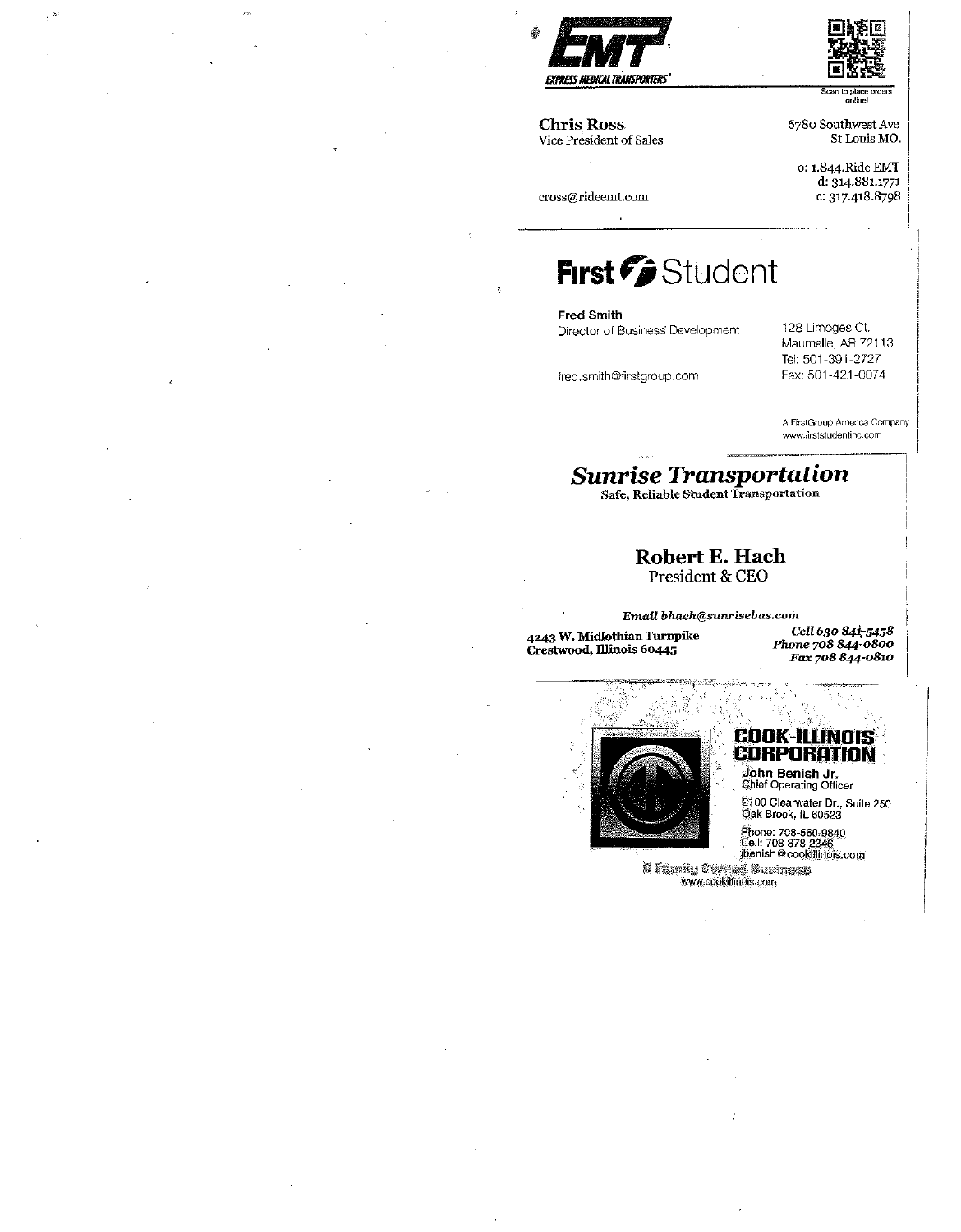**EMT**
EXPRESS MEDICAL TRANSPORTERS

Scan to place orders online!

**Chris Ross**
Vice President of Sales

6780 Southwest Ave
St Louis MO.

o: 1.844.Ride EMT
d: 314.881.1771
c: 317.418.8798

cross@rideemt.com

---

**First Student**

**Fred Smith**
Director of Business Development

128 Limoges Ct.
Maumelle, AR 72113
Tel: 501-391-2727
Fax: 501-421-0074

fred.smith@firstgroup.com

A FirstGroup America Company
www.firststudentinc.com

---

***Sunrise Transportation***
**Safe, Reliable Student Transportation**

**Robert E. Hach**
President & CEO

***Email bhach@sunrisebus.com***

**4243 W. Midlothian Turnpike**
**Crestwood, Illinois 60445**

***Cell 630 841-5458***
***Phone 708 844-0800***
***Fax 708 844-0810***

---

**COOK-ILLINOIS CORPORATION**

**John Benish Jr.**
Chief Operating Officer

2100 Clearwater Dr., Suite 250
Oak Brook, IL 60523

Phone: 708-560-9840
Cell: 708-878-2346
jbenish@cookillinois.com

A Family Owned Business
www.cookillinois.com